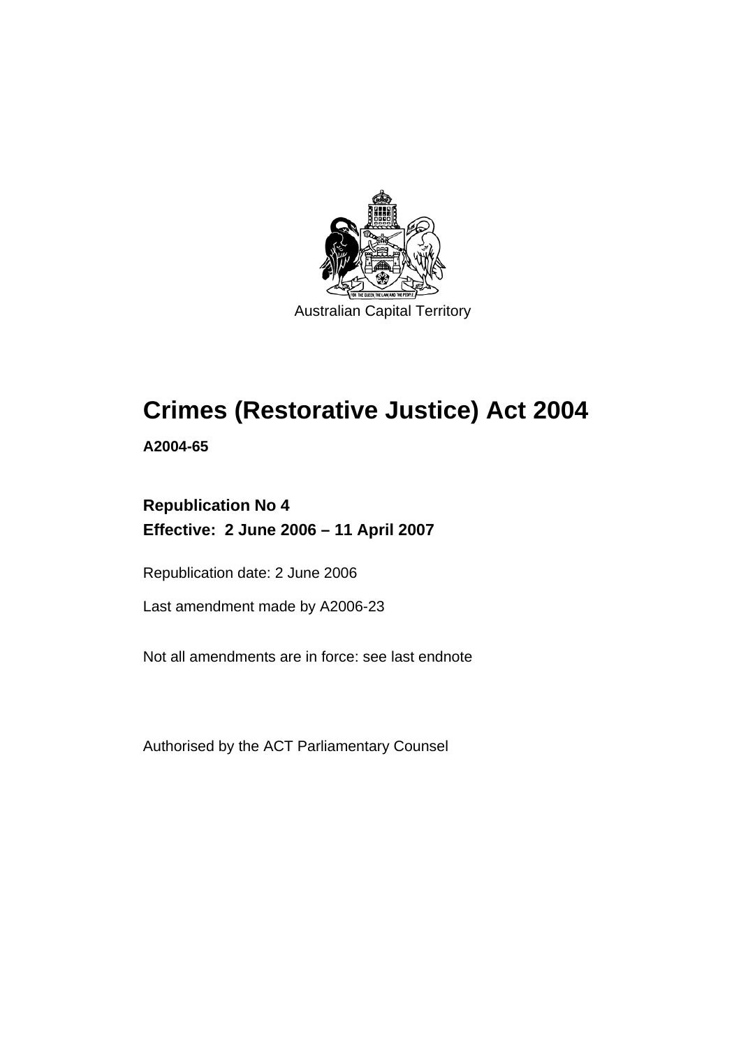Australian Capital Territory

# Crimes (Restorative Justice) Act 2004

**A2004-65**

**Republication No 4**
**Effective: 2 June 2006 – 11 April 2007**

Republication date: 2 June 2006

Last amendment made by A2006-23

Not all amendments are in force: see last endnote

Authorised by the ACT Parliamentary Counsel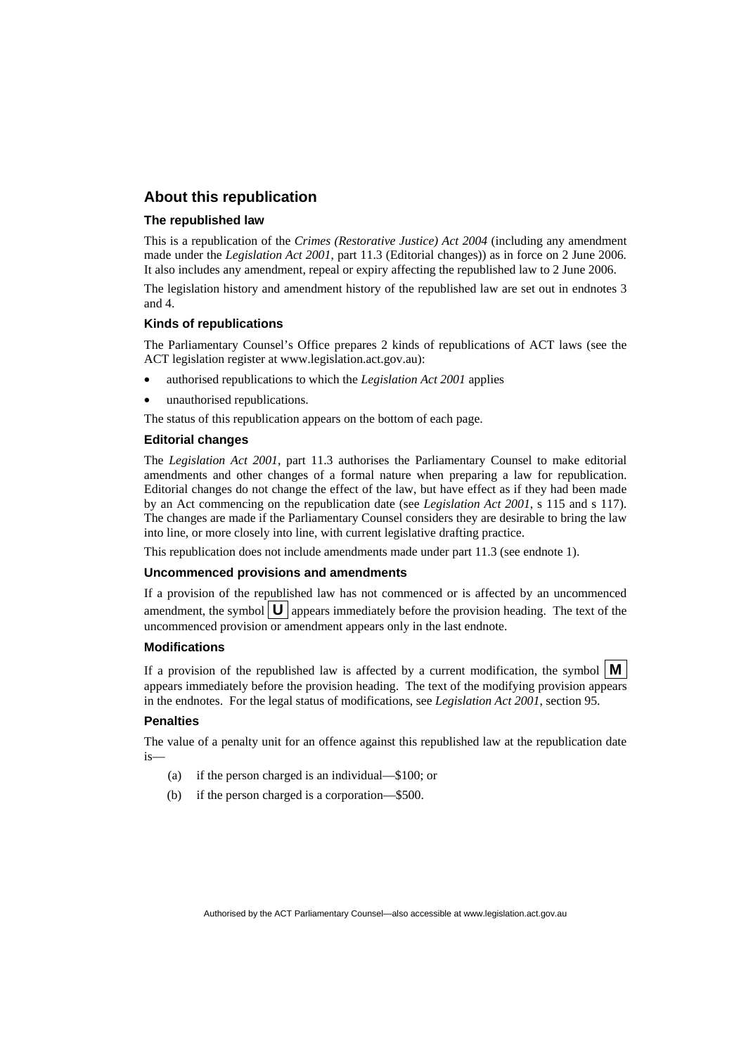## About this republication

### The republished law

This is a republication of the *Crimes (Restorative Justice) Act 2004* (including any amendment made under the *Legislation Act 2001*, part 11.3 (Editorial changes)) as in force on 2 June 2006*.* It also includes any amendment, repeal or expiry affecting the republished law to 2 June 2006.

The legislation history and amendment history of the republished law are set out in endnotes 3 and 4.

### Kinds of republications

The Parliamentary Counsel's Office prepares 2 kinds of republications of ACT laws (see the ACT legislation register at www.legislation.act.gov.au):

- authorised republications to which the *Legislation Act 2001* applies
- unauthorised republications.

The status of this republication appears on the bottom of each page.

### Editorial changes

The *Legislation Act 2001*, part 11.3 authorises the Parliamentary Counsel to make editorial amendments and other changes of a formal nature when preparing a law for republication. Editorial changes do not change the effect of the law, but have effect as if they had been made by an Act commencing on the republication date (see *Legislation Act 2001*, s 115 and s 117). The changes are made if the Parliamentary Counsel considers they are desirable to bring the law into line, or more closely into line, with current legislative drafting practice.

This republication does not include amendments made under part 11.3 (see endnote 1).

### Uncommenced provisions and amendments

If a provision of the republished law has not commenced or is affected by an uncommenced amendment, the symbol **U** appears immediately before the provision heading. The text of the uncommenced provision or amendment appears only in the last endnote.

### Modifications

If a provision of the republished law is affected by a current modification, the symbol **M** appears immediately before the provision heading. The text of the modifying provision appears in the endnotes. For the legal status of modifications, see *Legislation Act 2001*, section 95.

### Penalties

The value of a penalty unit for an offence against this republished law at the republication date is—

(a) if the person charged is an individual—$100; or

(b) if the person charged is a corporation—$500.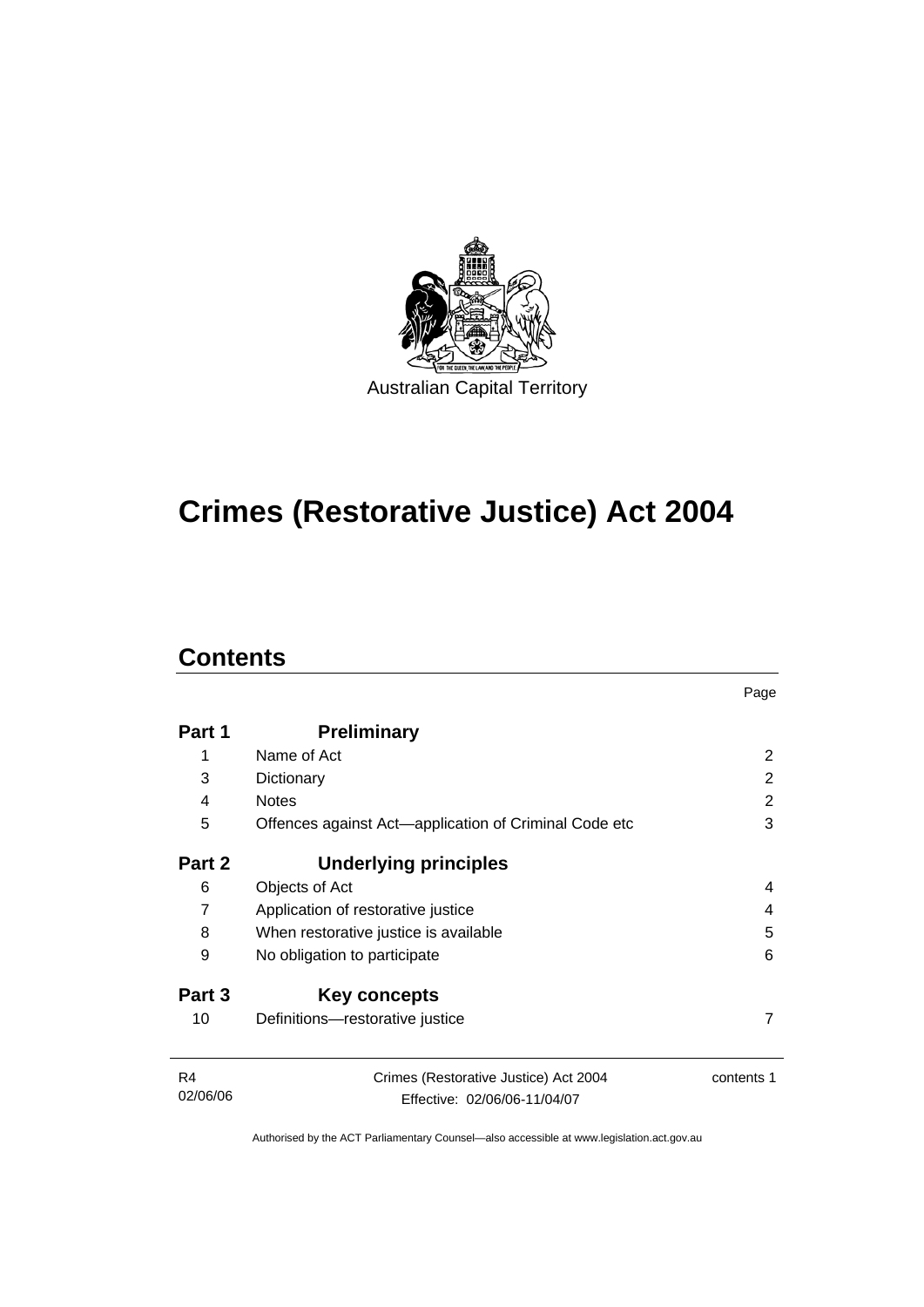Australian Capital Territory

# Crimes (Restorative Justice) Act 2004

## Contents

| | | Page |
|---|---|---|
| **Part 1** | **Preliminary** | |
| 1 | Name of Act | 2 |
| 3 | Dictionary | 2 |
| 4 | Notes | 2 |
| 5 | Offences against Act—application of Criminal Code etc | 3 |
| **Part 2** | **Underlying principles** | |
| 6 | Objects of Act | 4 |
| 7 | Application of restorative justice | 4 |
| 8 | When restorative justice is available | 5 |
| 9 | No obligation to participate | 6 |
| **Part 3** | **Key concepts** | |
| 10 | Definitions—restorative justice | 7 |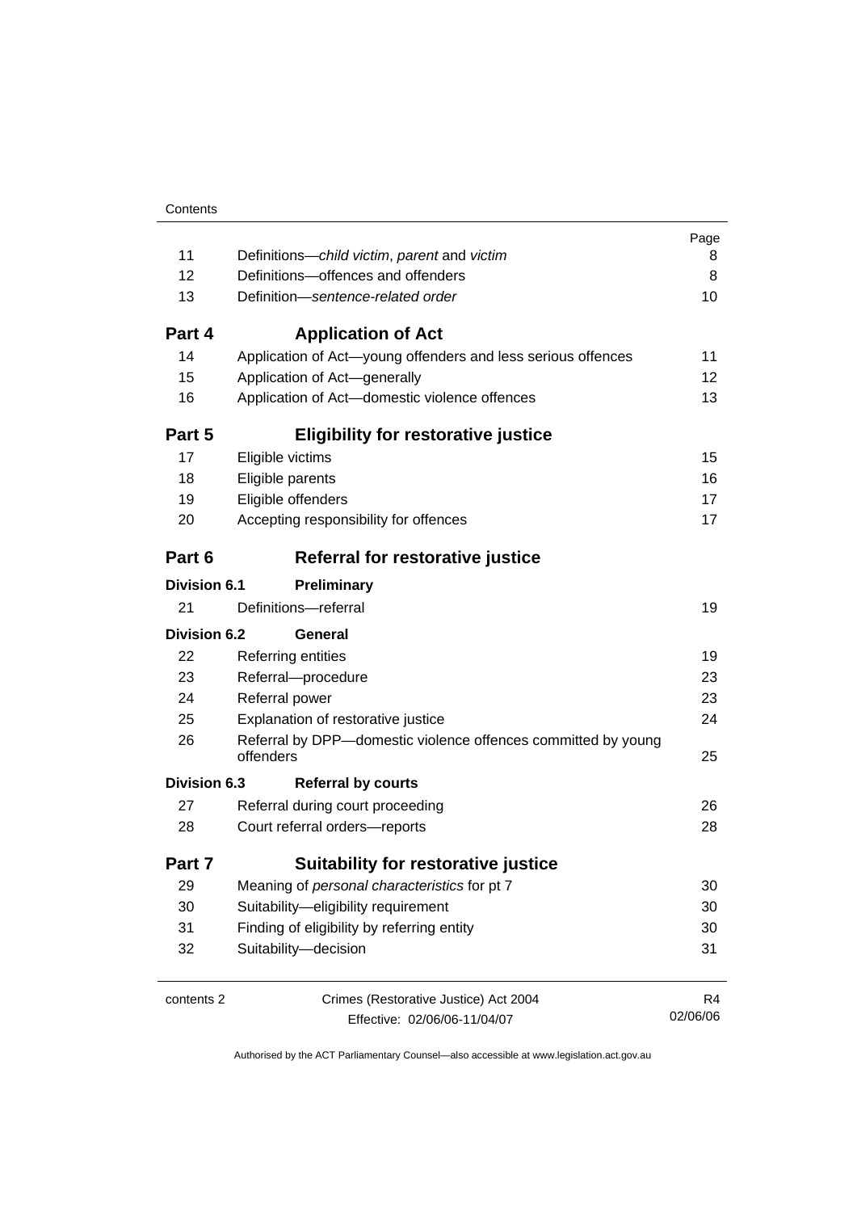| | | Page |
|---|---|---|
| 11 | Definitions—*child victim*, *parent* and *victim* | 8 |
| 12 | Definitions—offences and offenders | 8 |
| 13 | Definition—*sentence-related order* | 10 |
| **Part 4** | **Application of Act** | |
| 14 | Application of Act—young offenders and less serious offences | 11 |
| 15 | Application of Act—generally | 12 |
| 16 | Application of Act—domestic violence offences | 13 |
| **Part 5** | **Eligibility for restorative justice** | |
| 17 | Eligible victims | 15 |
| 18 | Eligible parents | 16 |
| 19 | Eligible offenders | 17 |
| 20 | Accepting responsibility for offences | 17 |
| **Part 6** | **Referral for restorative justice** | |
| **Division 6.1** | **Preliminary** | |
| 21 | Definitions—referral | 19 |
| **Division 6.2** | **General** | |
| 22 | Referring entities | 19 |
| 23 | Referral—procedure | 23 |
| 24 | Referral power | 23 |
| 25 | Explanation of restorative justice | 24 |
| 26 | Referral by DPP—domestic violence offences committed by young offenders | 25 |
| **Division 6.3** | **Referral by courts** | |
| 27 | Referral during court proceeding | 26 |
| 28 | Court referral orders—reports | 28 |
| **Part 7** | **Suitability for restorative justice** | |
| 29 | Meaning of *personal characteristics* for pt 7 | 30 |
| 30 | Suitability—eligibility requirement | 30 |
| 31 | Finding of eligibility by referring entity | 30 |
| 32 | Suitability—decision | 31 |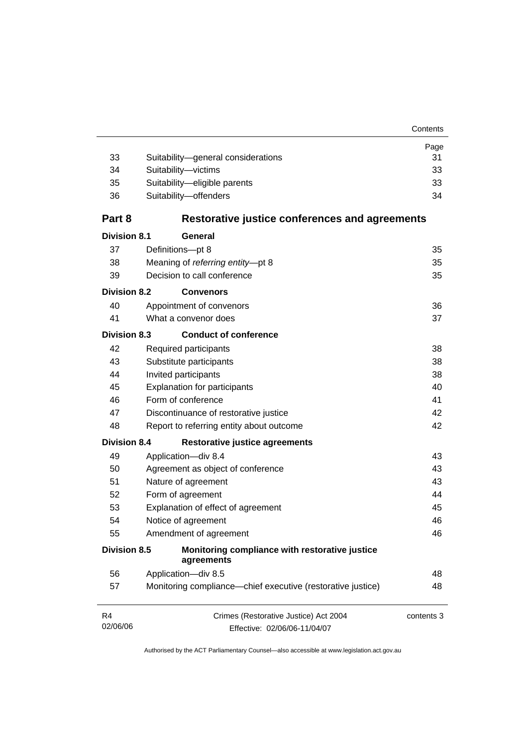| | | Page |
|---|---|---|
| 33 | Suitability—general considerations | 31 |
| 34 | Suitability—victims | 33 |
| 35 | Suitability—eligible parents | 33 |
| 36 | Suitability—offenders | 34 |
| **Part 8** | **Restorative justice conferences and agreements** | |
| **Division 8.1** | **General** | |
| 37 | Definitions—pt 8 | 35 |
| 38 | Meaning of *referring entity*—pt 8 | 35 |
| 39 | Decision to call conference | 35 |
| **Division 8.2** | **Convenors** | |
| 40 | Appointment of convenors | 36 |
| 41 | What a convenor does | 37 |
| **Division 8.3** | **Conduct of conference** | |
| 42 | Required participants | 38 |
| 43 | Substitute participants | 38 |
| 44 | Invited participants | 38 |
| 45 | Explanation for participants | 40 |
| 46 | Form of conference | 41 |
| 47 | Discontinuance of restorative justice | 42 |
| 48 | Report to referring entity about outcome | 42 |
| **Division 8.4** | **Restorative justice agreements** | |
| 49 | Application—div 8.4 | 43 |
| 50 | Agreement as object of conference | 43 |
| 51 | Nature of agreement | 43 |
| 52 | Form of agreement | 44 |
| 53 | Explanation of effect of agreement | 45 |
| 54 | Notice of agreement | 46 |
| 55 | Amendment of agreement | 46 |
| **Division 8.5** | **Monitoring compliance with restorative justice agreements** | |
| 56 | Application—div 8.5 | 48 |
| 57 | Monitoring compliance—chief executive (restorative justice) | 48 |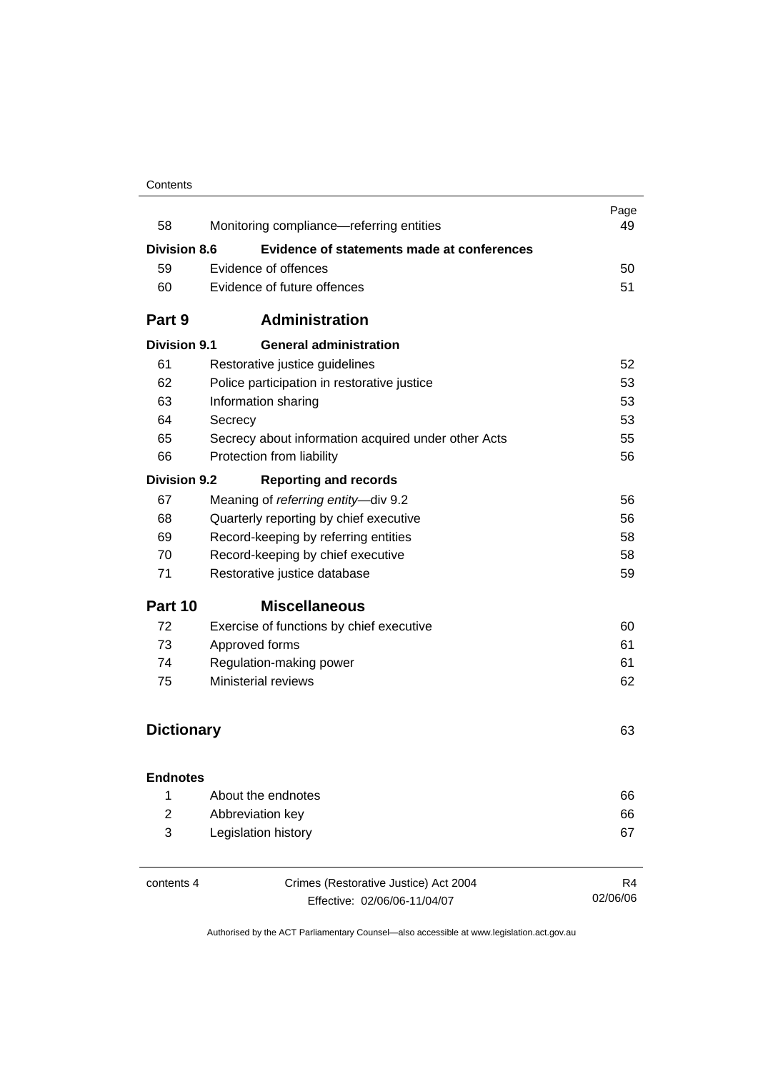| | | Page |
|---|---|---|
| 58 | Monitoring compliance—referring entities | 49 |
| **Division 8.6** | **Evidence of statements made at conferences** | |
| 59 | Evidence of offences | 50 |
| 60 | Evidence of future offences | 51 |
| **Part 9** | **Administration** | |
| **Division 9.1** | **General administration** | |
| 61 | Restorative justice guidelines | 52 |
| 62 | Police participation in restorative justice | 53 |
| 63 | Information sharing | 53 |
| 64 | Secrecy | 53 |
| 65 | Secrecy about information acquired under other Acts | 55 |
| 66 | Protection from liability | 56 |
| **Division 9.2** | **Reporting and records** | |
| 67 | Meaning of *referring entity*—div 9.2 | 56 |
| 68 | Quarterly reporting by chief executive | 56 |
| 69 | Record-keeping by referring entities | 58 |
| 70 | Record-keeping by chief executive | 58 |
| 71 | Restorative justice database | 59 |
| **Part 10** | **Miscellaneous** | |
| 72 | Exercise of functions by chief executive | 60 |
| 73 | Approved forms | 61 |
| 74 | Regulation-making power | 61 |
| 75 | Ministerial reviews | 62 |
| **Dictionary** | | 63 |
| **Endnotes** | | |
| 1 | About the endnotes | 66 |
| 2 | Abbreviation key | 66 |
| 3 | Legislation history | 67 |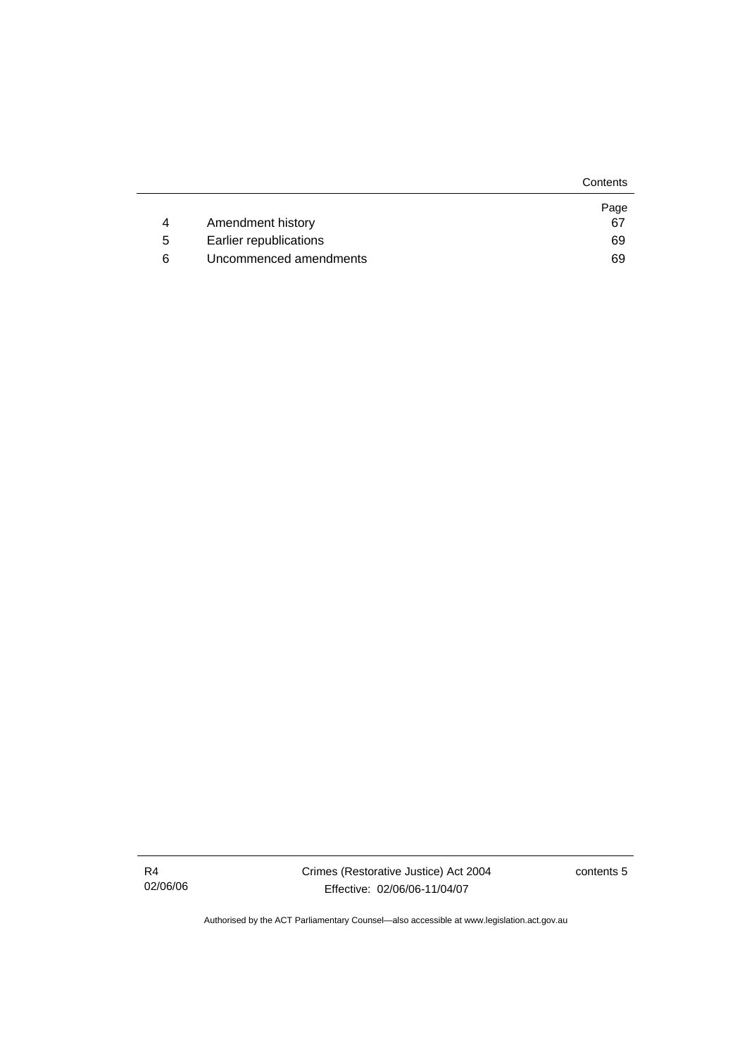| | | Page |
|---|---|---|
| 4 | Amendment history | 67 |
| 5 | Earlier republications | 69 |
| 6 | Uncommenced amendments | 69 |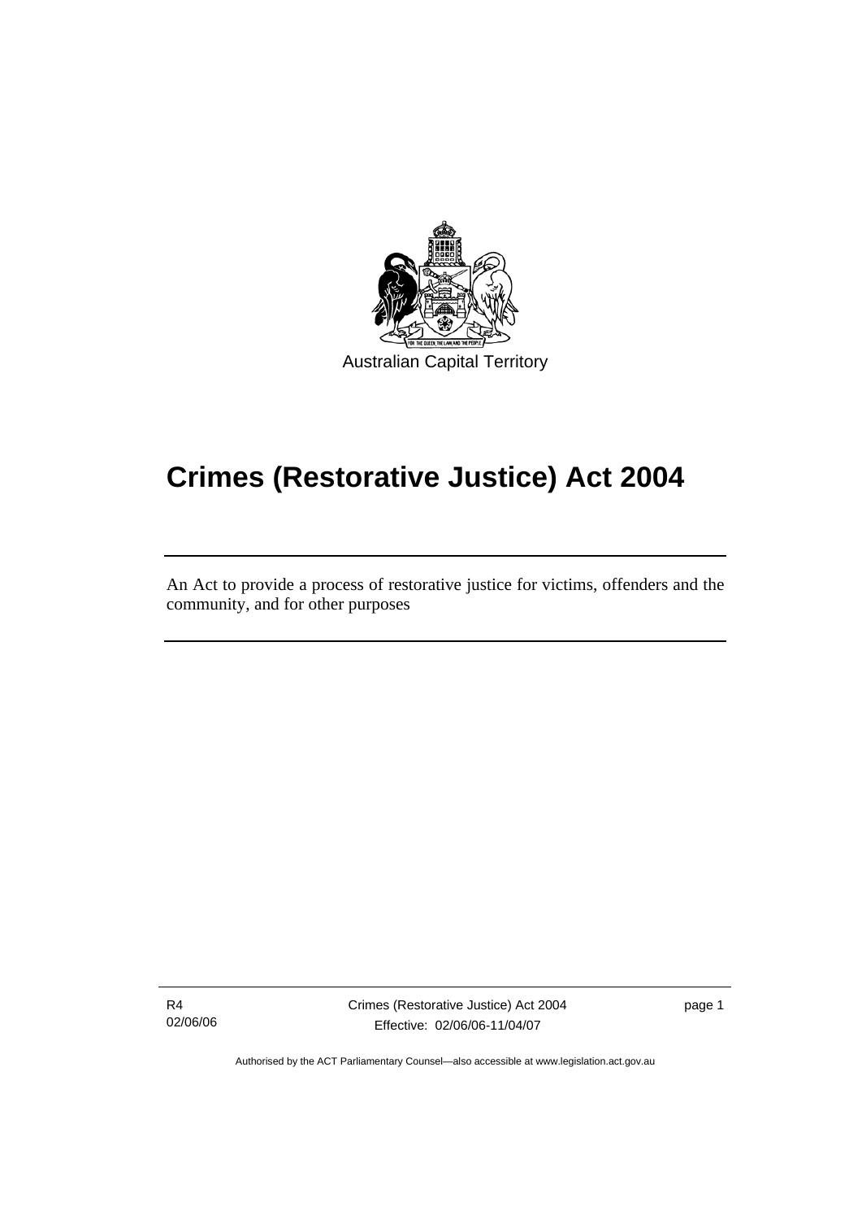Australian Capital Territory

# Crimes (Restorative Justice) Act 2004

An Act to provide a process of restorative justice for victims, offenders and the community, and for other purposes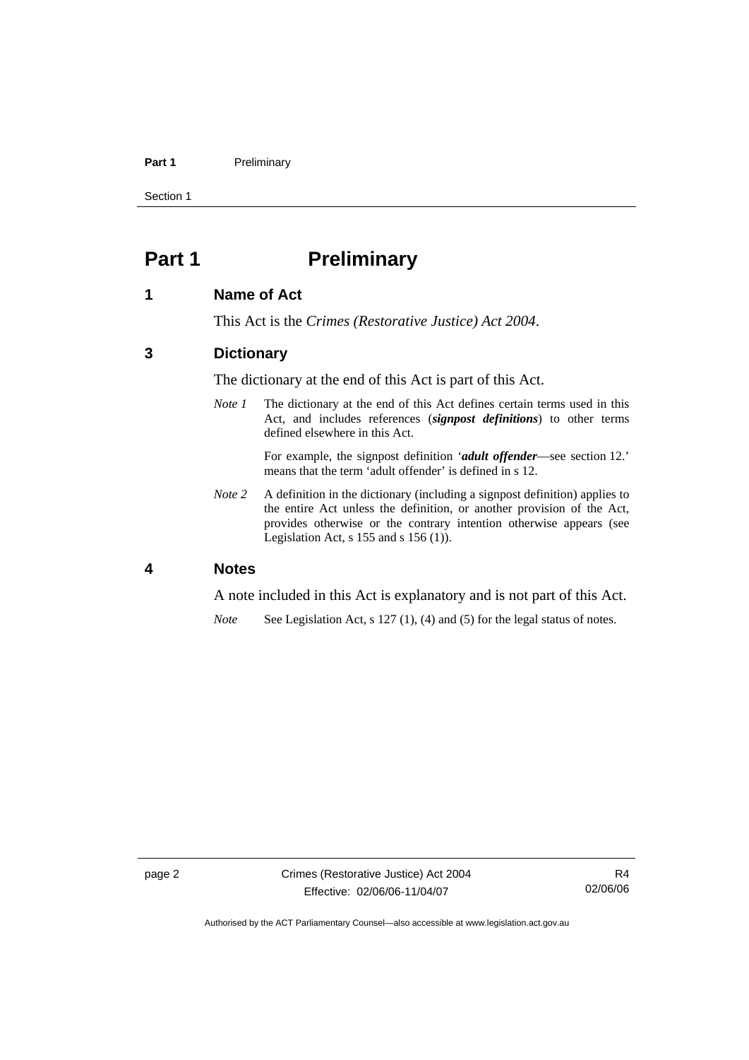# Part 1 Preliminary

## 1 Name of Act

This Act is the *Crimes (Restorative Justice) Act 2004*.

## 3 Dictionary

The dictionary at the end of this Act is part of this Act.

*Note 1* The dictionary at the end of this Act defines certain terms used in this Act, and includes references (***signpost definitions***) to other terms defined elsewhere in this Act.

For example, the signpost definition '***adult offender***—see section 12.' means that the term 'adult offender' is defined in s 12.

*Note 2* A definition in the dictionary (including a signpost definition) applies to the entire Act unless the definition, or another provision of the Act, provides otherwise or the contrary intention otherwise appears (see Legislation Act, s 155 and s 156 (1)).

## 4 Notes

A note included in this Act is explanatory and is not part of this Act.

*Note* See Legislation Act, s 127 (1), (4) and (5) for the legal status of notes.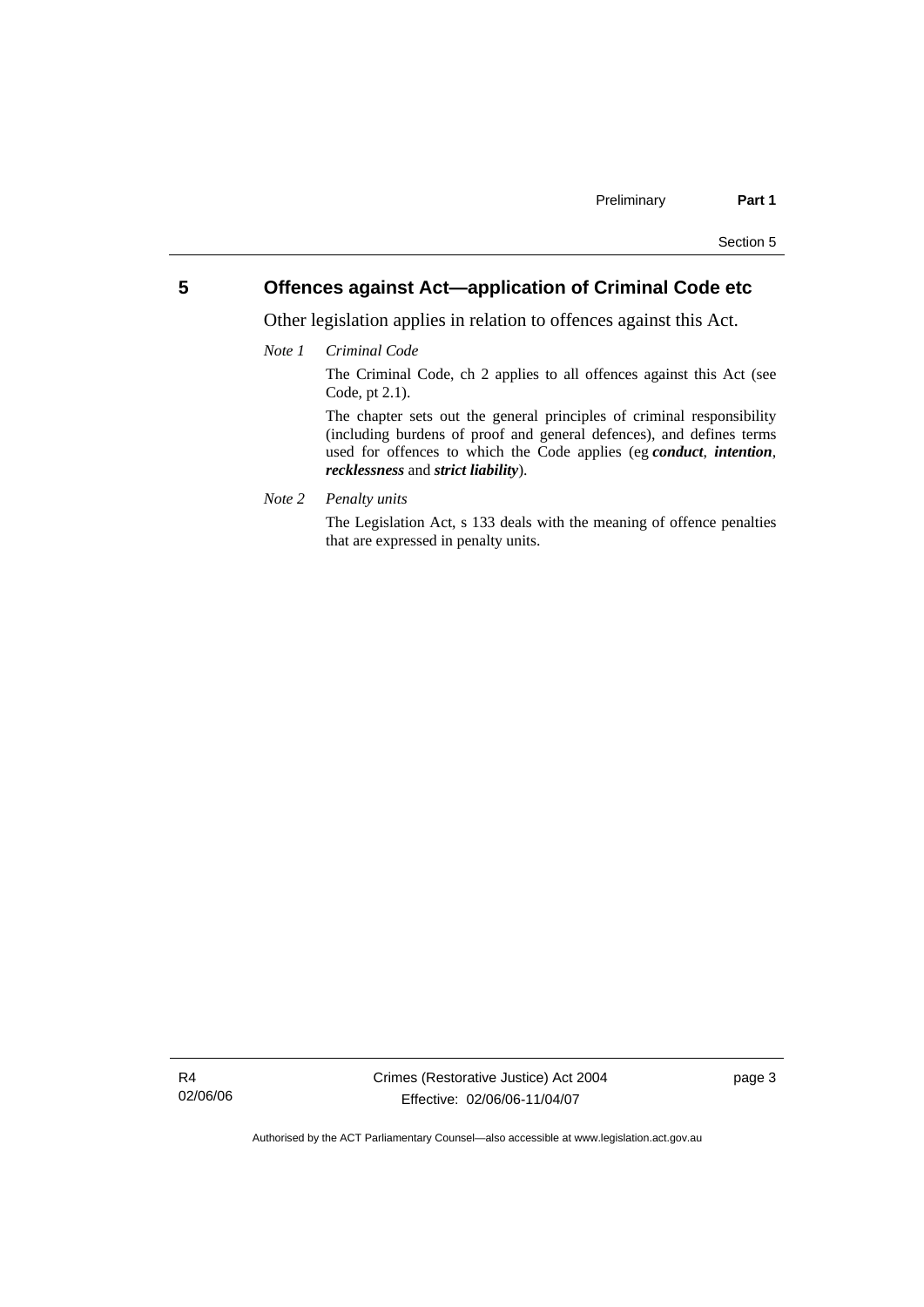## 5 Offences against Act—application of Criminal Code etc

Other legislation applies in relation to offences against this Act.

*Note 1* *Criminal Code*

The Criminal Code, ch 2 applies to all offences against this Act (see Code, pt 2.1).

The chapter sets out the general principles of criminal responsibility (including burdens of proof and general defences), and defines terms used for offences to which the Code applies (eg ***conduct***, ***intention***, ***recklessness*** and ***strict liability***).

*Note 2* *Penalty units*

The Legislation Act, s 133 deals with the meaning of offence penalties that are expressed in penalty units.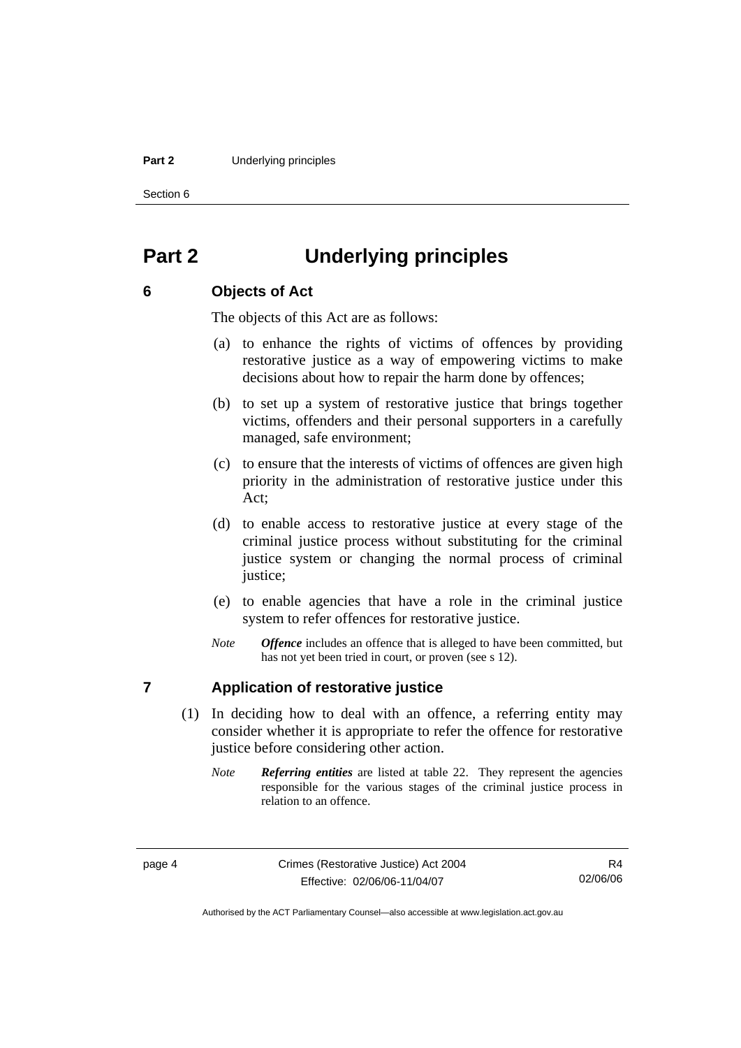# Part 2 Underlying principles

## 6 Objects of Act

The objects of this Act are as follows:

(a) to enhance the rights of victims of offences by providing restorative justice as a way of empowering victims to make decisions about how to repair the harm done by offences;

(b) to set up a system of restorative justice that brings together victims, offenders and their personal supporters in a carefully managed, safe environment;

(c) to ensure that the interests of victims of offences are given high priority in the administration of restorative justice under this Act;

(d) to enable access to restorative justice at every stage of the criminal justice process without substituting for the criminal justice system or changing the normal process of criminal justice;

(e) to enable agencies that have a role in the criminal justice system to refer offences for restorative justice.

*Note* ***Offence*** includes an offence that is alleged to have been committed, but has not yet been tried in court, or proven (see s 12).

## 7 Application of restorative justice

(1) In deciding how to deal with an offence, a referring entity may consider whether it is appropriate to refer the offence for restorative justice before considering other action.

*Note* ***Referring entities*** are listed at table 22. They represent the agencies responsible for the various stages of the criminal justice process in relation to an offence.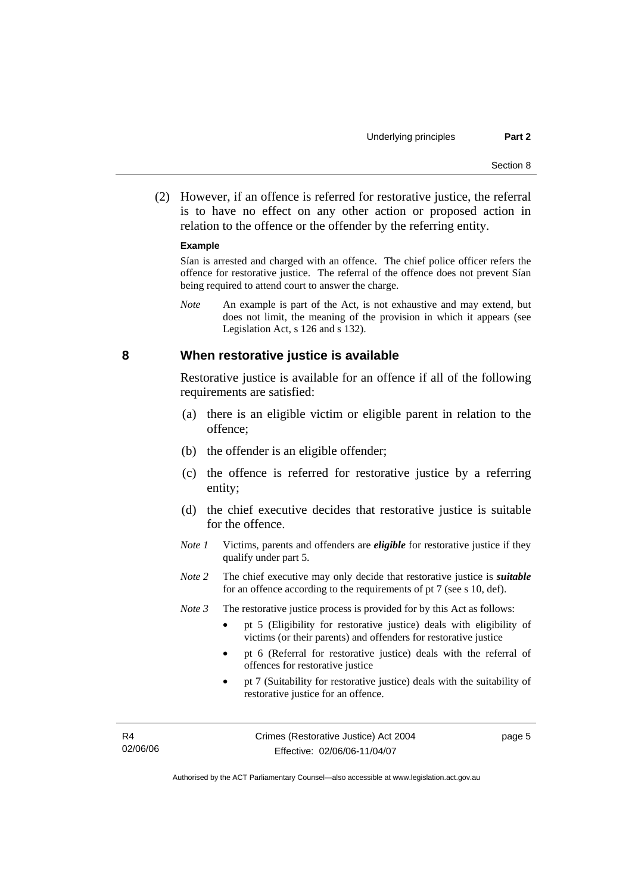(2) However, if an offence is referred for restorative justice, the referral is to have no effect on any other action or proposed action in relation to the offence or the offender by the referring entity.

**Example**

Sían is arrested and charged with an offence. The chief police officer refers the offence for restorative justice. The referral of the offence does not prevent Sían being required to attend court to answer the charge.

*Note* An example is part of the Act, is not exhaustive and may extend, but does not limit, the meaning of the provision in which it appears (see Legislation Act, s 126 and s 132).

## 8 When restorative justice is available

Restorative justice is available for an offence if all of the following requirements are satisfied:

(a) there is an eligible victim or eligible parent in relation to the offence;

(b) the offender is an eligible offender;

(c) the offence is referred for restorative justice by a referring entity;

(d) the chief executive decides that restorative justice is suitable for the offence.

*Note 1* Victims, parents and offenders are ***eligible*** for restorative justice if they qualify under part 5.

*Note 2* The chief executive may only decide that restorative justice is ***suitable*** for an offence according to the requirements of pt 7 (see s 10, def).

*Note 3* The restorative justice process is provided for by this Act as follows:

- pt 5 (Eligibility for restorative justice) deals with eligibility of victims (or their parents) and offenders for restorative justice
- pt 6 (Referral for restorative justice) deals with the referral of offences for restorative justice
- pt 7 (Suitability for restorative justice) deals with the suitability of restorative justice for an offence.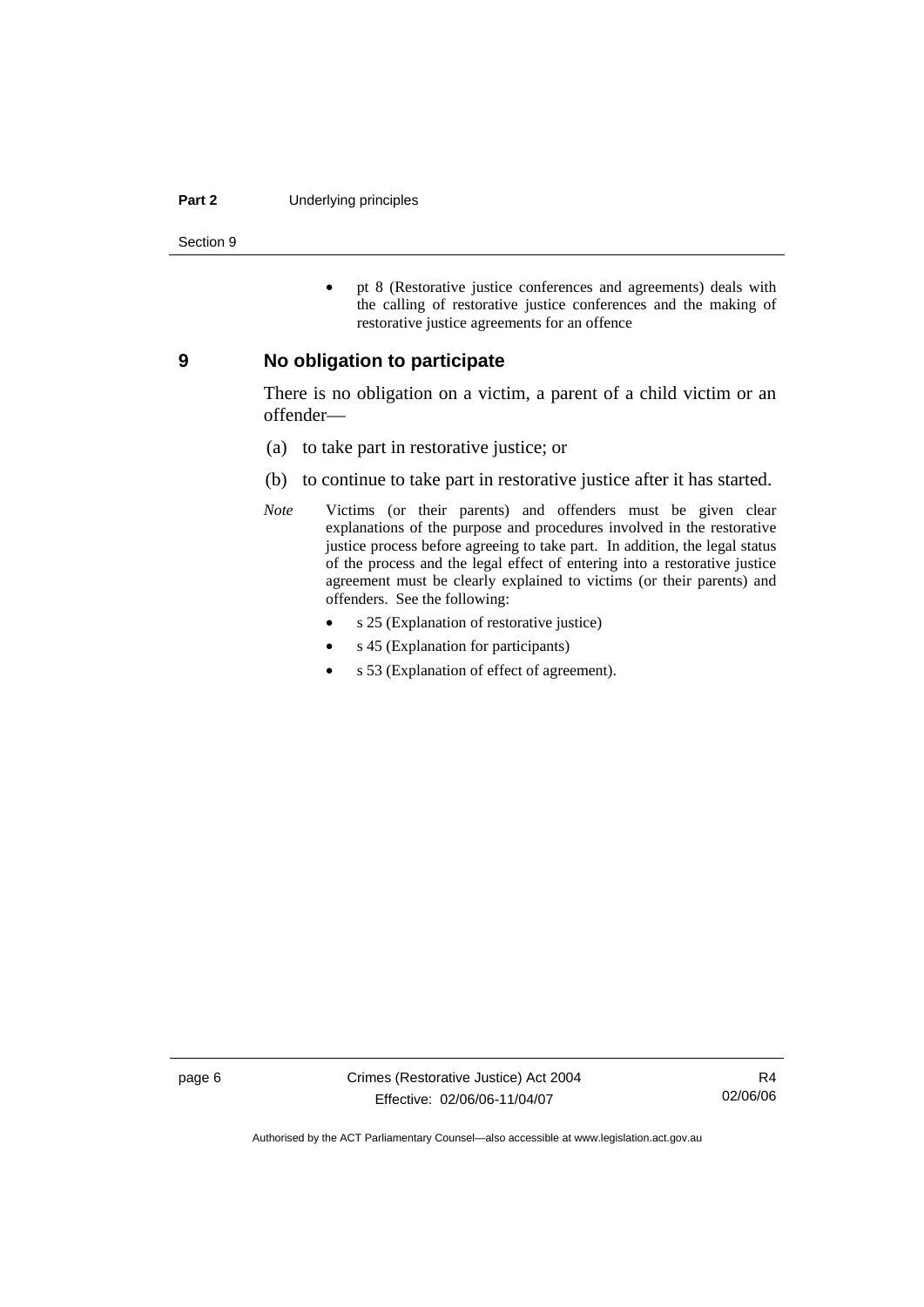- pt 8 (Restorative justice conferences and agreements) deals with the calling of restorative justice conferences and the making of restorative justice agreements for an offence

## 9 No obligation to participate

There is no obligation on a victim, a parent of a child victim or an offender—

(a) to take part in restorative justice; or

(b) to continue to take part in restorative justice after it has started.

*Note* Victims (or their parents) and offenders must be given clear explanations of the purpose and procedures involved in the restorative justice process before agreeing to take part. In addition, the legal status of the process and the legal effect of entering into a restorative justice agreement must be clearly explained to victims (or their parents) and offenders. See the following:

- s 25 (Explanation of restorative justice)
- s 45 (Explanation for participants)
- s 53 (Explanation of effect of agreement).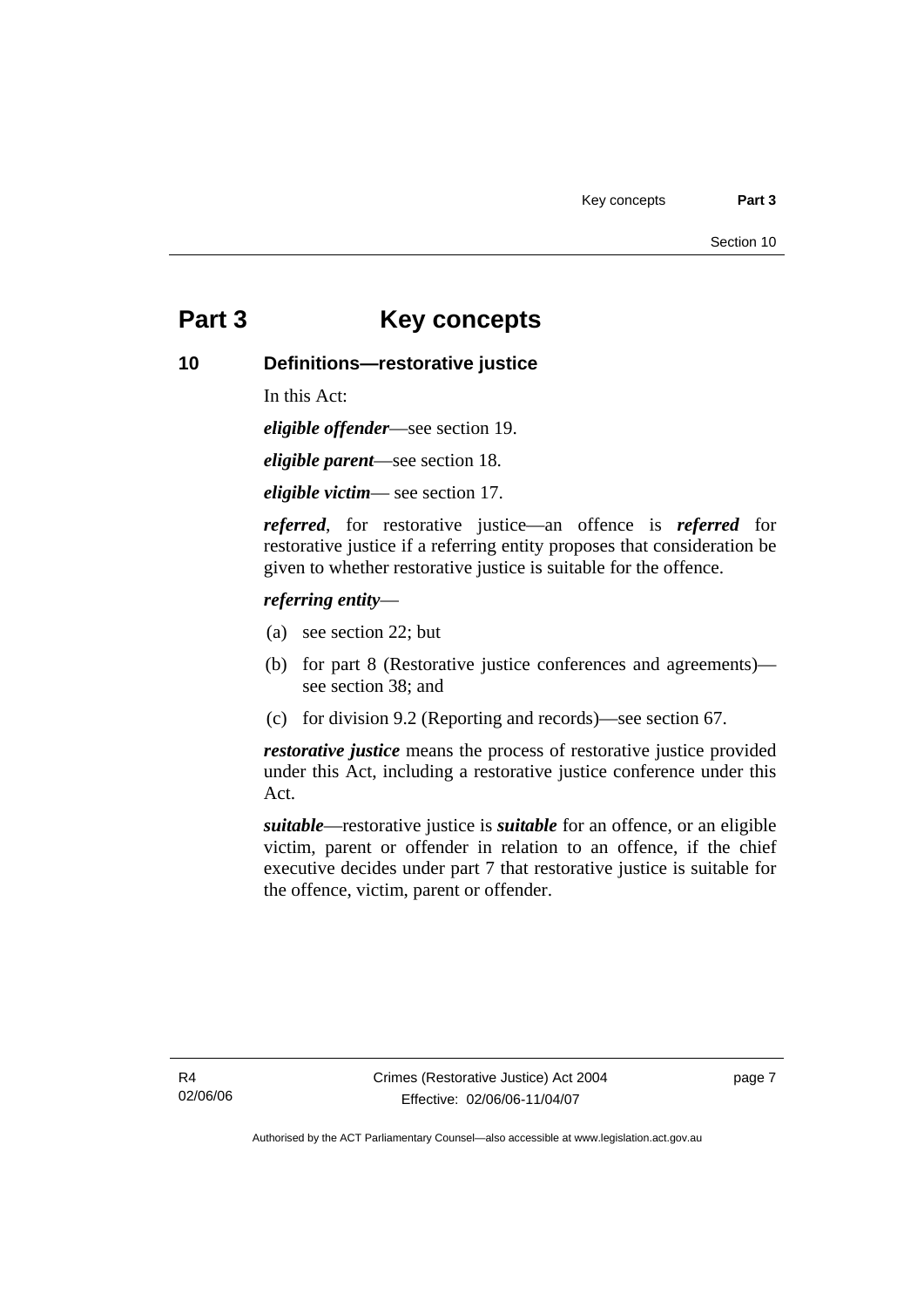# Part 3 Key concepts

## 10 Definitions—restorative justice

In this Act:

***eligible offender***—see section 19.

***eligible parent***—see section 18.

***eligible victim***— see section 17.

***referred***, for restorative justice—an offence is ***referred*** for restorative justice if a referring entity proposes that consideration be given to whether restorative justice is suitable for the offence.

***referring entity***—

(a) see section 22; but

(b) for part 8 (Restorative justice conferences and agreements)—see section 38; and

(c) for division 9.2 (Reporting and records)—see section 67.

***restorative justice*** means the process of restorative justice provided under this Act, including a restorative justice conference under this Act.

***suitable***—restorative justice is ***suitable*** for an offence, or an eligible victim, parent or offender in relation to an offence, if the chief executive decides under part 7 that restorative justice is suitable for the offence, victim, parent or offender.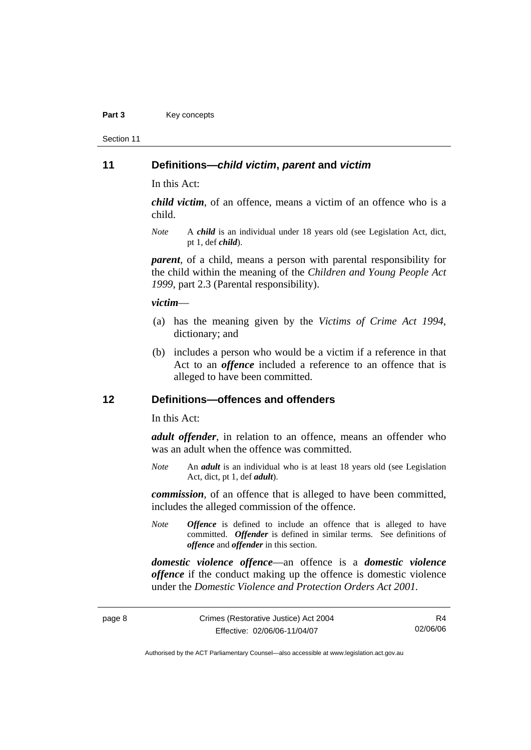## 11 Definitions—*child victim*, *parent* and *victim*

In this Act:

***child victim***, of an offence, means a victim of an offence who is a child.

*Note* A ***child*** is an individual under 18 years old (see Legislation Act, dict, pt 1, def ***child***).

***parent***, of a child, means a person with parental responsibility for the child within the meaning of the *Children and Young People Act 1999*, part 2.3 (Parental responsibility).

***victim***—

(a) has the meaning given by the *Victims of Crime Act 1994*, dictionary; and

(b) includes a person who would be a victim if a reference in that Act to an ***offence*** included a reference to an offence that is alleged to have been committed.

## 12 Definitions—offences and offenders

In this Act:

***adult offender***, in relation to an offence, means an offender who was an adult when the offence was committed.

*Note* An ***adult*** is an individual who is at least 18 years old (see Legislation Act, dict, pt 1, def ***adult***).

***commission***, of an offence that is alleged to have been committed, includes the alleged commission of the offence.

*Note* ***Offence*** is defined to include an offence that is alleged to have committed. ***Offender*** is defined in similar terms. See definitions of ***offence*** and ***offender*** in this section.

***domestic violence offence***—an offence is a ***domestic violence offence*** if the conduct making up the offence is domestic violence under the *Domestic Violence and Protection Orders Act 2001*.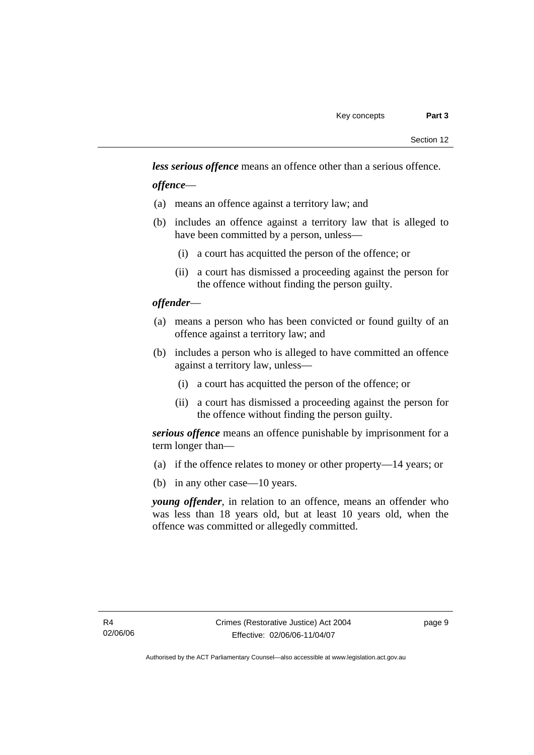***less serious offence*** means an offence other than a serious offence.

***offence***—

(a) means an offence against a territory law; and

(b) includes an offence against a territory law that is alleged to have been committed by a person, unless—

  (i) a court has acquitted the person of the offence; or

  (ii) a court has dismissed a proceeding against the person for the offence without finding the person guilty.

***offender***—

(a) means a person who has been convicted or found guilty of an offence against a territory law; and

(b) includes a person who is alleged to have committed an offence against a territory law, unless—

  (i) a court has acquitted the person of the offence; or

  (ii) a court has dismissed a proceeding against the person for the offence without finding the person guilty.

***serious offence*** means an offence punishable by imprisonment for a term longer than—

(a) if the offence relates to money or other property—14 years; or

(b) in any other case—10 years.

***young offender***, in relation to an offence, means an offender who was less than 18 years old, but at least 10 years old, when the offence was committed or allegedly committed.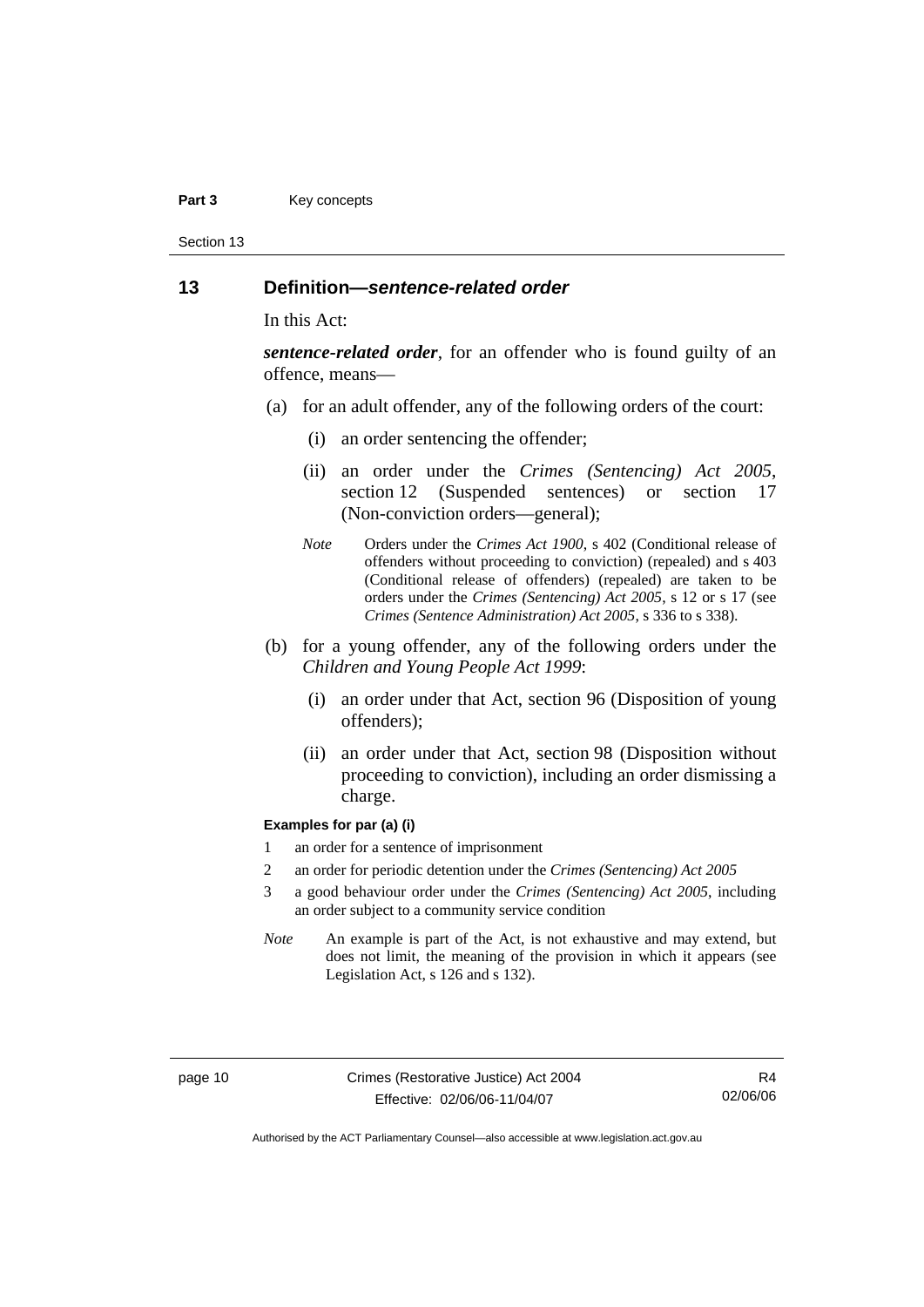## 13 Definition—*sentence-related order*

In this Act:

***sentence-related order***, for an offender who is found guilty of an offence, means—

(a) for an adult offender, any of the following orders of the court:

   (i) an order sentencing the offender;

   (ii) an order under the *Crimes (Sentencing) Act 2005*, section 12 (Suspended sentences) or section 17 (Non-conviction orders—general);

   *Note* Orders under the *Crimes Act 1900*, s 402 (Conditional release of offenders without proceeding to conviction) (repealed) and s 403 (Conditional release of offenders) (repealed) are taken to be orders under the *Crimes (Sentencing) Act 2005*, s 12 or s 17 (see *Crimes (Sentence Administration) Act 2005*, s 336 to s 338).

(b) for a young offender, any of the following orders under the *Children and Young People Act 1999*:

   (i) an order under that Act, section 96 (Disposition of young offenders);

   (ii) an order under that Act, section 98 (Disposition without proceeding to conviction), including an order dismissing a charge.

**Examples for par (a) (i)**

1 an order for a sentence of imprisonment

2 an order for periodic detention under the *Crimes (Sentencing) Act 2005*

3 a good behaviour order under the *Crimes (Sentencing) Act 2005*, including an order subject to a community service condition

*Note* An example is part of the Act, is not exhaustive and may extend, but does not limit, the meaning of the provision in which it appears (see Legislation Act, s 126 and s 132).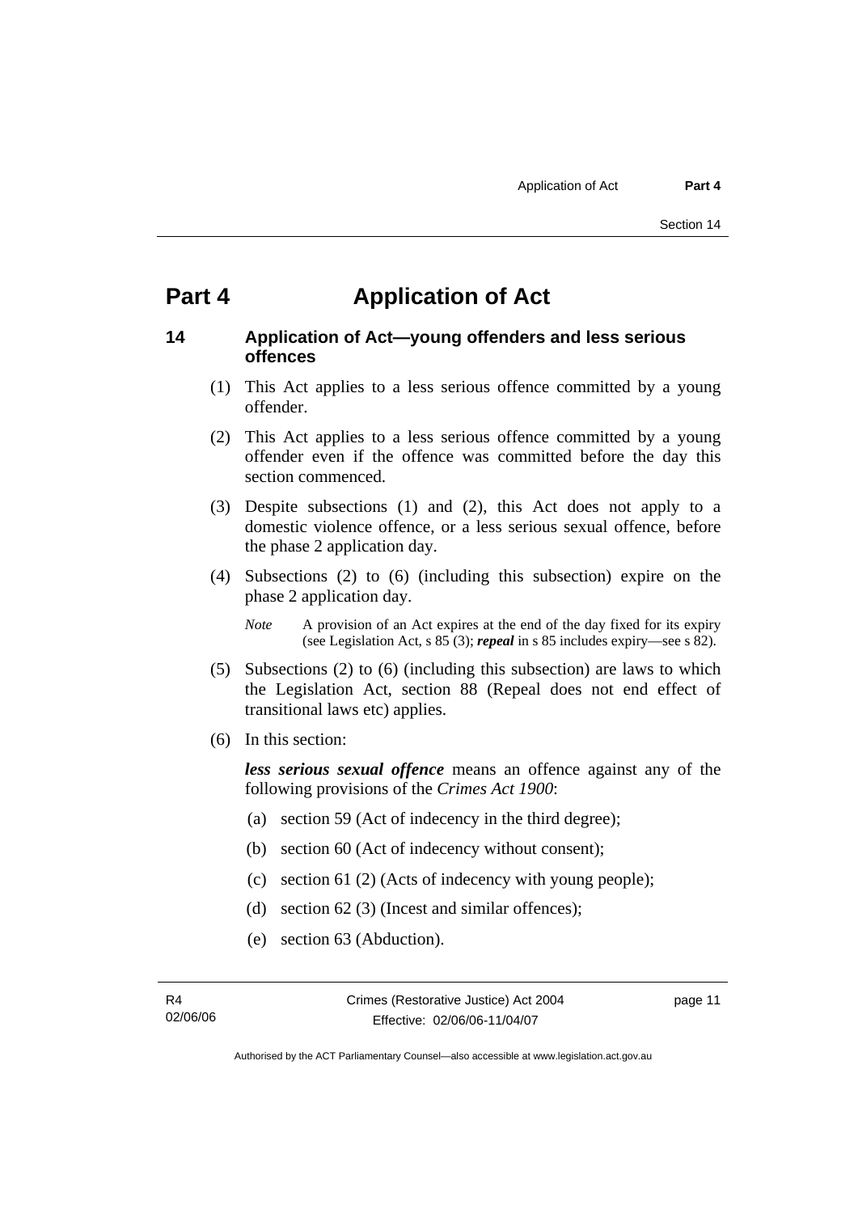# Part 4 Application of Act

## 14 Application of Act—young offenders and less serious offences

(1) This Act applies to a less serious offence committed by a young offender.

(2) This Act applies to a less serious offence committed by a young offender even if the offence was committed before the day this section commenced.

(3) Despite subsections (1) and (2), this Act does not apply to a domestic violence offence, or a less serious sexual offence, before the phase 2 application day.

(4) Subsections (2) to (6) (including this subsection) expire on the phase 2 application day.

*Note* A provision of an Act expires at the end of the day fixed for its expiry (see Legislation Act, s 85 (3); ***repeal*** in s 85 includes expiry—see s 82).

(5) Subsections (2) to (6) (including this subsection) are laws to which the Legislation Act, section 88 (Repeal does not end effect of transitional laws etc) applies.

(6) In this section:

***less serious sexual offence*** means an offence against any of the following provisions of the *Crimes Act 1900*:

(a) section 59 (Act of indecency in the third degree);

(b) section 60 (Act of indecency without consent);

(c) section 61 (2) (Acts of indecency with young people);

(d) section 62 (3) (Incest and similar offences);

(e) section 63 (Abduction).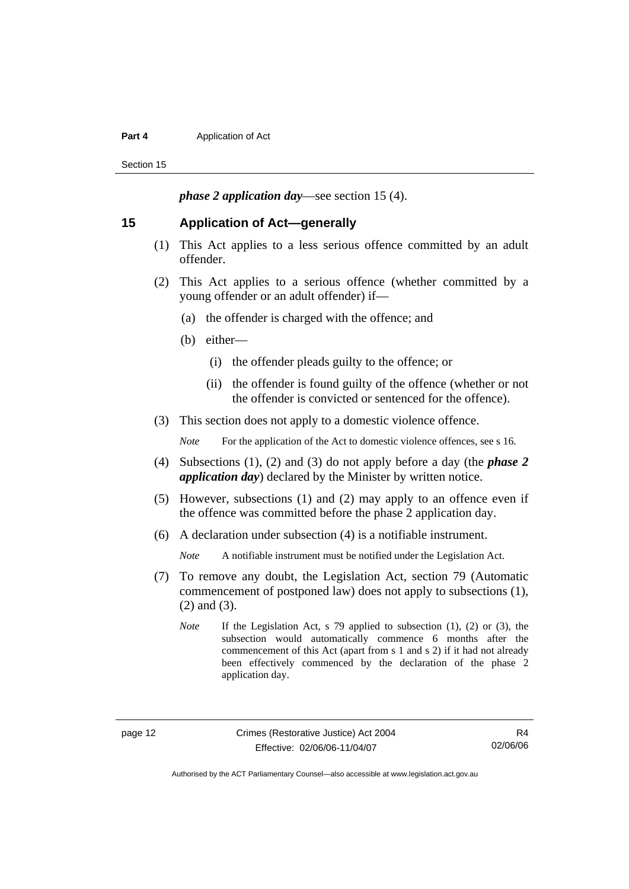***phase 2 application day***—see section 15 (4).

## 15 Application of Act—generally

(1) This Act applies to a less serious offence committed by an adult offender.

(2) This Act applies to a serious offence (whether committed by a young offender or an adult offender) if—

(a) the offender is charged with the offence; and

(b) either—

(i) the offender pleads guilty to the offence; or

(ii) the offender is found guilty of the offence (whether or not the offender is convicted or sentenced for the offence).

(3) This section does not apply to a domestic violence offence.

*Note* For the application of the Act to domestic violence offences, see s 16.

(4) Subsections (1), (2) and (3) do not apply before a day (the ***phase 2 application day***) declared by the Minister by written notice.

(5) However, subsections (1) and (2) may apply to an offence even if the offence was committed before the phase 2 application day.

(6) A declaration under subsection (4) is a notifiable instrument.

*Note* A notifiable instrument must be notified under the Legislation Act.

(7) To remove any doubt, the Legislation Act, section 79 (Automatic commencement of postponed law) does not apply to subsections (1), (2) and (3).

*Note* If the Legislation Act, s 79 applied to subsection (1), (2) or (3), the subsection would automatically commence 6 months after the commencement of this Act (apart from s 1 and s 2) if it had not already been effectively commenced by the declaration of the phase 2 application day.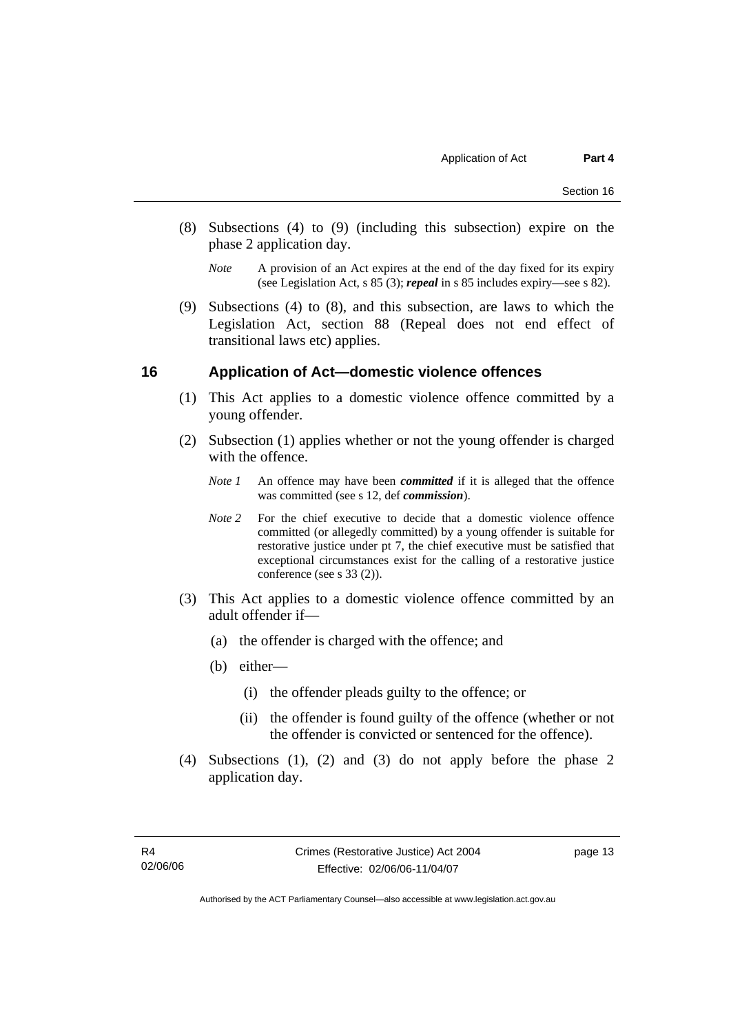(8) Subsections (4) to (9) (including this subsection) expire on the phase 2 application day.

*Note* A provision of an Act expires at the end of the day fixed for its expiry (see Legislation Act, s 85 (3); ***repeal*** in s 85 includes expiry—see s 82).

(9) Subsections (4) to (8), and this subsection, are laws to which the Legislation Act, section 88 (Repeal does not end effect of transitional laws etc) applies.

## 16 Application of Act—domestic violence offences

(1) This Act applies to a domestic violence offence committed by a young offender.

(2) Subsection (1) applies whether or not the young offender is charged with the offence.

*Note 1* An offence may have been ***committed*** if it is alleged that the offence was committed (see s 12, def ***commission***).

*Note 2* For the chief executive to decide that a domestic violence offence committed (or allegedly committed) by a young offender is suitable for restorative justice under pt 7, the chief executive must be satisfied that exceptional circumstances exist for the calling of a restorative justice conference (see s 33 (2)).

(3) This Act applies to a domestic violence offence committed by an adult offender if—

(a) the offender is charged with the offence; and

(b) either—

(i) the offender pleads guilty to the offence; or

(ii) the offender is found guilty of the offence (whether or not the offender is convicted or sentenced for the offence).

(4) Subsections (1), (2) and (3) do not apply before the phase 2 application day.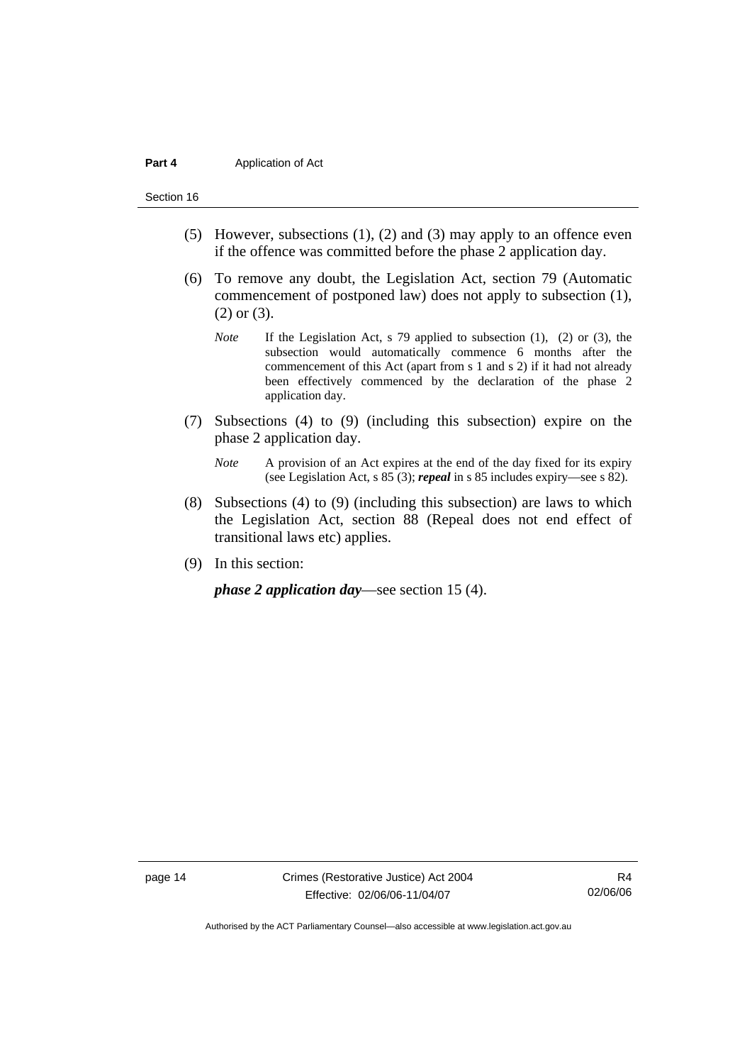(5) However, subsections (1), (2) and (3) may apply to an offence even if the offence was committed before the phase 2 application day.

(6) To remove any doubt, the Legislation Act, section 79 (Automatic commencement of postponed law) does not apply to subsection (1), (2) or (3).

*Note* If the Legislation Act, s 79 applied to subsection (1), (2) or (3), the subsection would automatically commence 6 months after the commencement of this Act (apart from s 1 and s 2) if it had not already been effectively commenced by the declaration of the phase 2 application day.

(7) Subsections (4) to (9) (including this subsection) expire on the phase 2 application day.

*Note* A provision of an Act expires at the end of the day fixed for its expiry (see Legislation Act, s 85 (3); ***repeal*** in s 85 includes expiry—see s 82).

(8) Subsections (4) to (9) (including this subsection) are laws to which the Legislation Act, section 88 (Repeal does not end effect of transitional laws etc) applies.

(9) In this section:

***phase 2 application day***—see section 15 (4).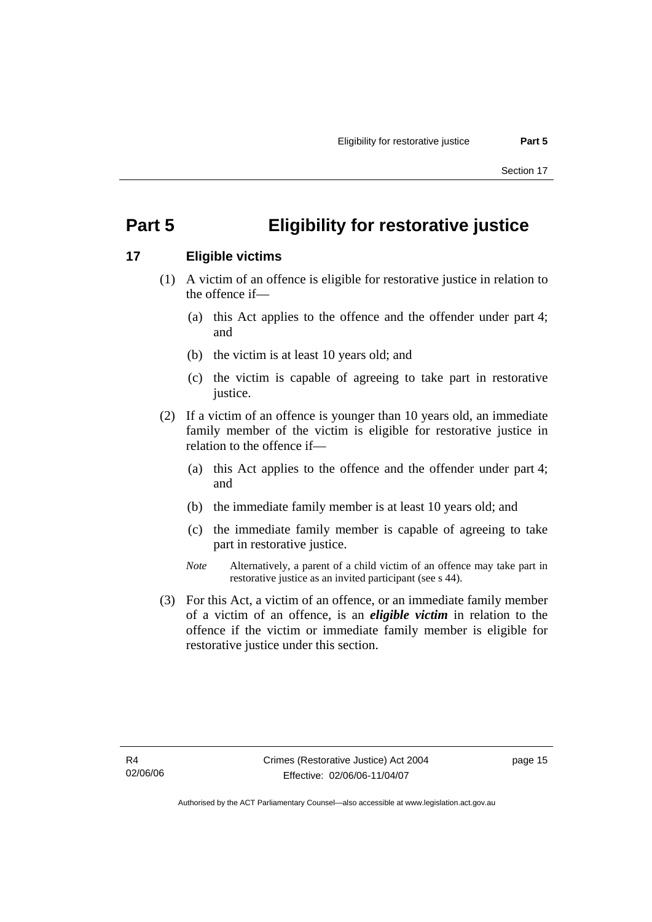# Part 5 Eligibility for restorative justice

## 17 Eligible victims

(1) A victim of an offence is eligible for restorative justice in relation to the offence if—

(a) this Act applies to the offence and the offender under part 4; and

(b) the victim is at least 10 years old; and

(c) the victim is capable of agreeing to take part in restorative justice.

(2) If a victim of an offence is younger than 10 years old, an immediate family member of the victim is eligible for restorative justice in relation to the offence if—

(a) this Act applies to the offence and the offender under part 4; and

(b) the immediate family member is at least 10 years old; and

(c) the immediate family member is capable of agreeing to take part in restorative justice.

*Note* Alternatively, a parent of a child victim of an offence may take part in restorative justice as an invited participant (see s 44).

(3) For this Act, a victim of an offence, or an immediate family member of a victim of an offence, is an ***eligible victim*** in relation to the offence if the victim or immediate family member is eligible for restorative justice under this section.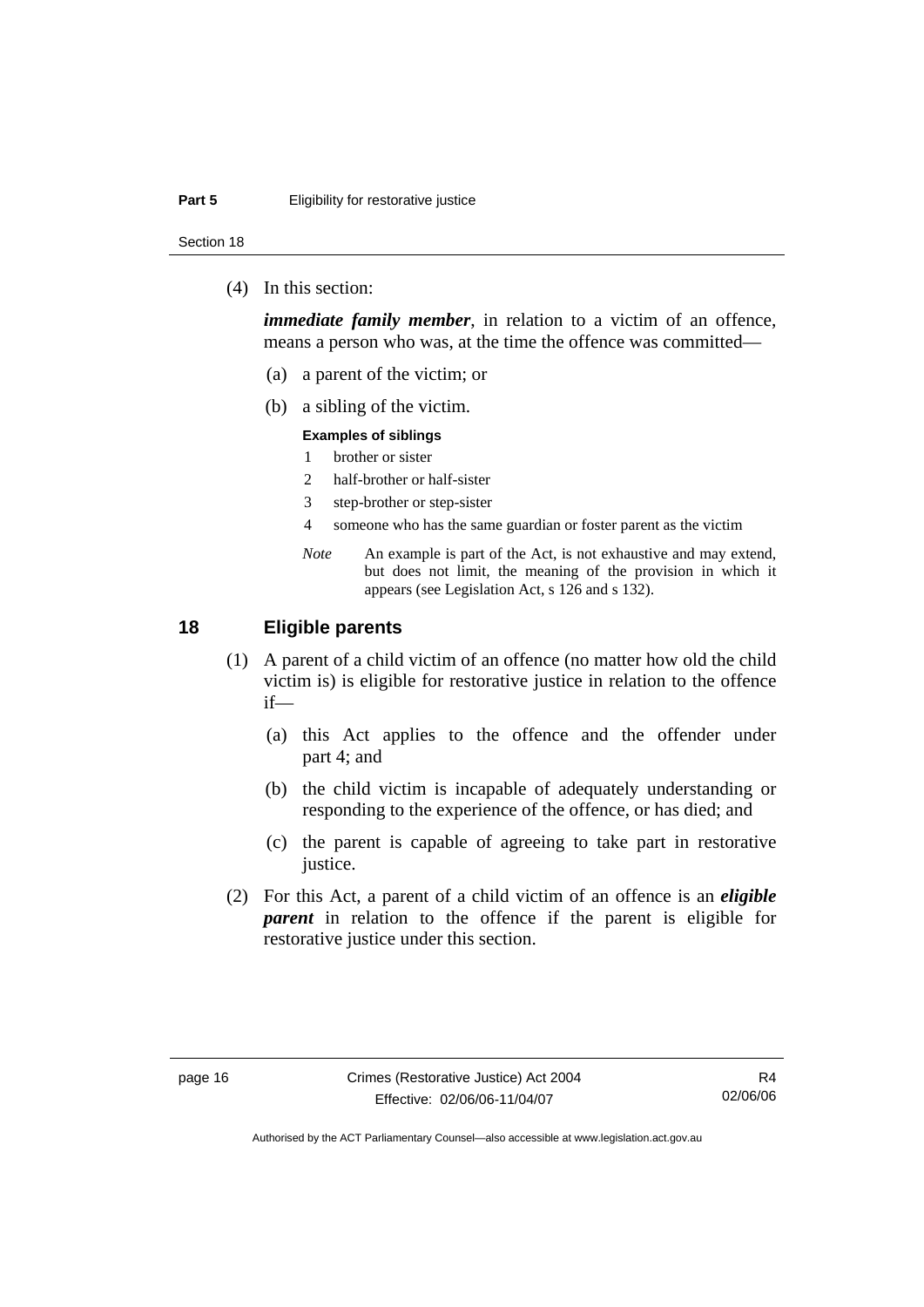(4) In this section:

***immediate family member***, in relation to a victim of an offence, means a person who was, at the time the offence was committed—

(a) a parent of the victim; or

(b) a sibling of the victim.

**Examples of siblings**

1 brother or sister

2 half-brother or half-sister

3 step-brother or step-sister

4 someone who has the same guardian or foster parent as the victim

*Note* An example is part of the Act, is not exhaustive and may extend, but does not limit, the meaning of the provision in which it appears (see Legislation Act, s 126 and s 132).

## 18 Eligible parents

(1) A parent of a child victim of an offence (no matter how old the child victim is) is eligible for restorative justice in relation to the offence if—

(a) this Act applies to the offence and the offender under part 4; and

(b) the child victim is incapable of adequately understanding or responding to the experience of the offence, or has died; and

(c) the parent is capable of agreeing to take part in restorative justice.

(2) For this Act, a parent of a child victim of an offence is an ***eligible parent*** in relation to the offence if the parent is eligible for restorative justice under this section.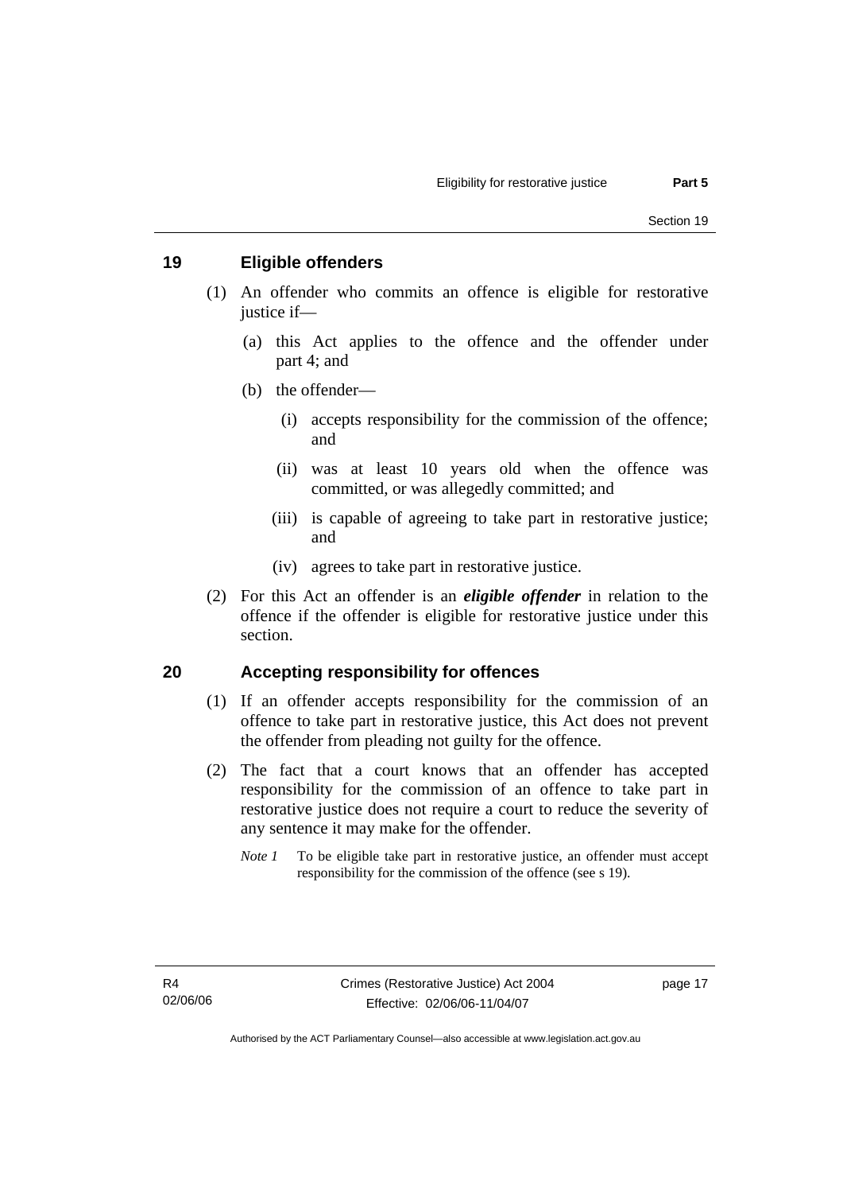## 19 Eligible offenders

(1) An offender who commits an offence is eligible for restorative justice if—

(a) this Act applies to the offence and the offender under part 4; and

(b) the offender—

(i) accepts responsibility for the commission of the offence; and

(ii) was at least 10 years old when the offence was committed, or was allegedly committed; and

(iii) is capable of agreeing to take part in restorative justice; and

(iv) agrees to take part in restorative justice.

(2) For this Act an offender is an ***eligible offender*** in relation to the offence if the offender is eligible for restorative justice under this section.

## 20 Accepting responsibility for offences

(1) If an offender accepts responsibility for the commission of an offence to take part in restorative justice, this Act does not prevent the offender from pleading not guilty for the offence.

(2) The fact that a court knows that an offender has accepted responsibility for the commission of an offence to take part in restorative justice does not require a court to reduce the severity of any sentence it may make for the offender.

*Note 1* To be eligible take part in restorative justice, an offender must accept responsibility for the commission of the offence (see s 19).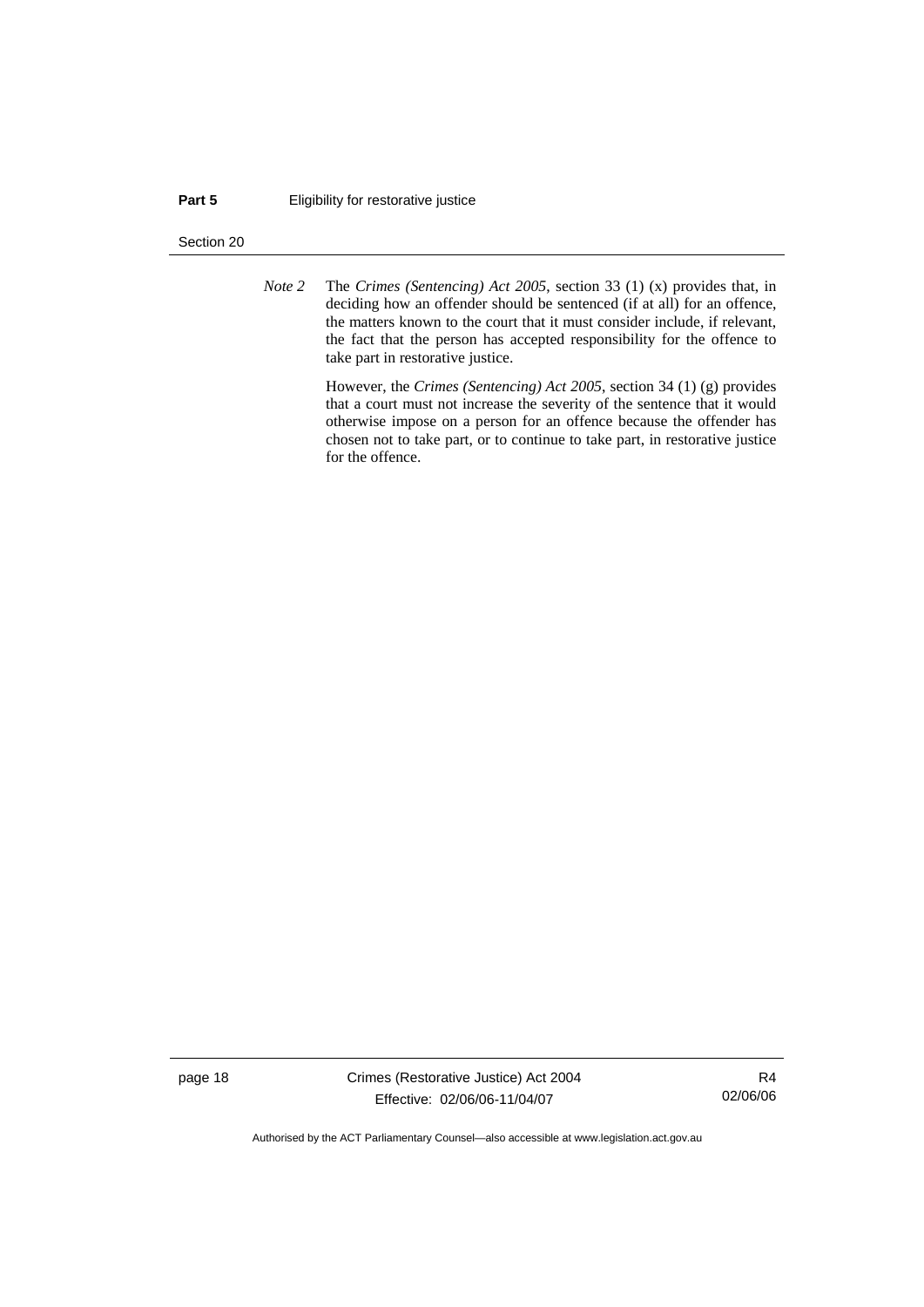*Note 2* The *Crimes (Sentencing) Act 2005*, section 33 (1) (x) provides that, in deciding how an offender should be sentenced (if at all) for an offence, the matters known to the court that it must consider include, if relevant, the fact that the person has accepted responsibility for the offence to take part in restorative justice.

However, the *Crimes (Sentencing) Act 2005*, section 34 (1) (g) provides that a court must not increase the severity of the sentence that it would otherwise impose on a person for an offence because the offender has chosen not to take part, or to continue to take part, in restorative justice for the offence.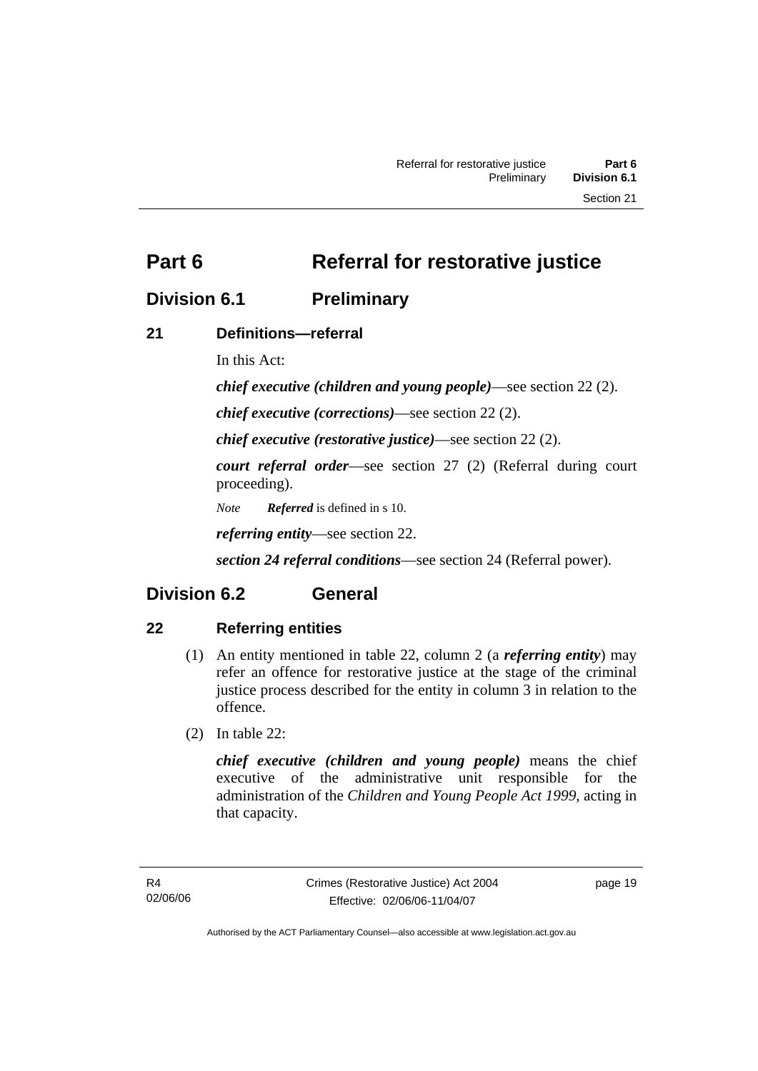# Part 6 Referral for restorative justice

## Division 6.1 Preliminary

### 21 Definitions—referral

In this Act:

***chief executive (children and young people)***—see section 22 (2).

***chief executive (corrections)***—see section 22 (2).

***chief executive (restorative justice)***—see section 22 (2).

***court referral order***—see section 27 (2) (Referral during court proceeding).

*Note* ***Referred*** is defined in s 10.

***referring entity***—see section 22.

***section 24 referral conditions***—see section 24 (Referral power).

## Division 6.2 General

### 22 Referring entities

(1) An entity mentioned in table 22, column 2 (a ***referring entity***) may refer an offence for restorative justice at the stage of the criminal justice process described for the entity in column 3 in relation to the offence.

(2) In table 22:

***chief executive (children and young people)*** means the chief executive of the administrative unit responsible for the administration of the *Children and Young People Act 1999*, acting in that capacity.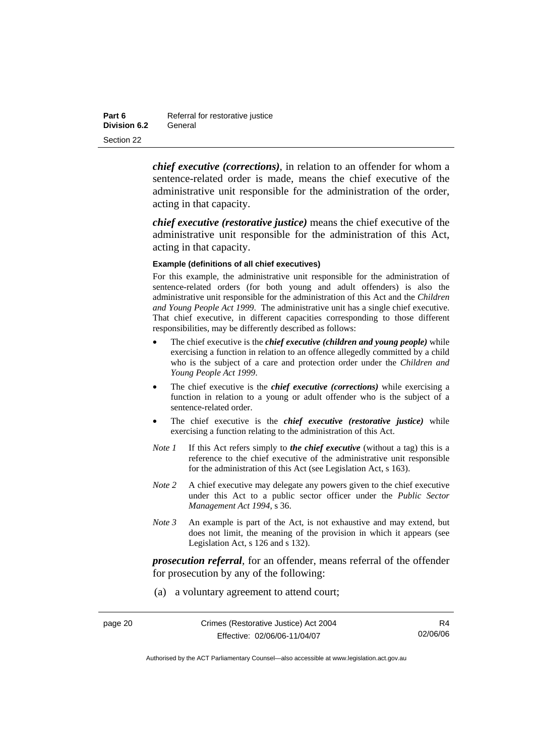***chief executive (corrections)***, in relation to an offender for whom a sentence-related order is made, means the chief executive of the administrative unit responsible for the administration of the order, acting in that capacity.

***chief executive (restorative justice)*** means the chief executive of the administrative unit responsible for the administration of this Act, acting in that capacity.

**Example (definitions of all chief executives)**

For this example, the administrative unit responsible for the administration of sentence-related orders (for both young and adult offenders) is also the administrative unit responsible for the administration of this Act and the *Children and Young People Act 1999*. The administrative unit has a single chief executive. That chief executive, in different capacities corresponding to those different responsibilities, may be differently described as follows:

- The chief executive is the ***chief executive (children and young people)*** while exercising a function in relation to an offence allegedly committed by a child who is the subject of a care and protection order under the *Children and Young People Act 1999*.
- The chief executive is the ***chief executive (corrections)*** while exercising a function in relation to a young or adult offender who is the subject of a sentence-related order.
- The chief executive is the ***chief executive (restorative justice)*** while exercising a function relating to the administration of this Act.

*Note 1* If this Act refers simply to ***the chief executive*** (without a tag) this is a reference to the chief executive of the administrative unit responsible for the administration of this Act (see Legislation Act, s 163).

*Note 2* A chief executive may delegate any powers given to the chief executive under this Act to a public sector officer under the *Public Sector Management Act 1994*, s 36.

*Note 3* An example is part of the Act, is not exhaustive and may extend, but does not limit, the meaning of the provision in which it appears (see Legislation Act, s 126 and s 132).

***prosecution referral***, for an offender, means referral of the offender for prosecution by any of the following:

(a) a voluntary agreement to attend court;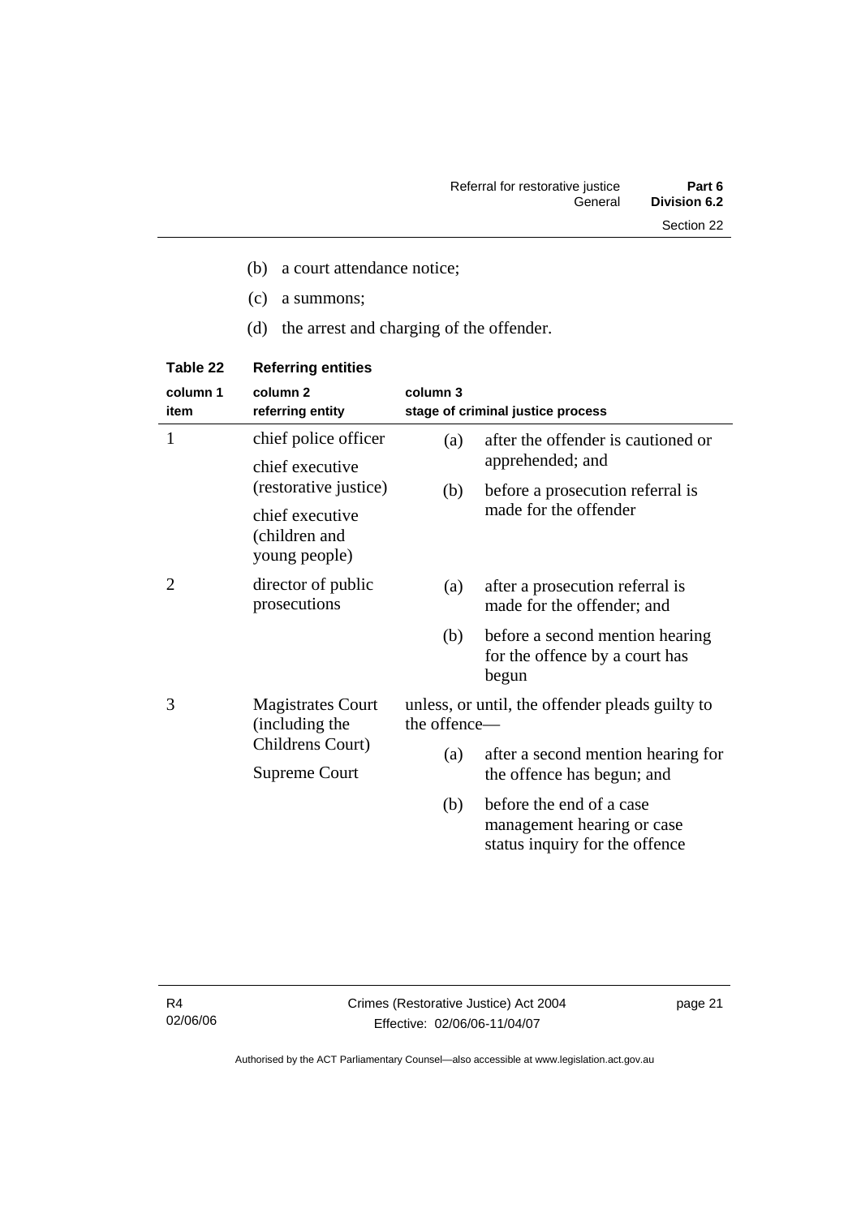(b) a court attendance notice;

(c) a summons;

(d) the arrest and charging of the offender.

**Table 22 Referring entities**

| column 1 item | column 2 referring entity | column 3 stage of criminal justice process |
|---|---|---|
| 1 | chief police officer<br>chief executive (restorative justice)<br>chief executive (children and young people) | (a) after the offender is cautioned or apprehended; and<br>(b) before a prosecution referral is made for the offender |
| 2 | director of public prosecutions | (a) after a prosecution referral is made for the offender; and<br>(b) before a second mention hearing for the offence by a court has begun |
| 3 | Magistrates Court (including the Childrens Court)<br>Supreme Court | unless, or until, the offender pleads guilty to the offence—<br>(a) after a second mention hearing for the offence has begun; and<br>(b) before the end of a case management hearing or case status inquiry for the offence |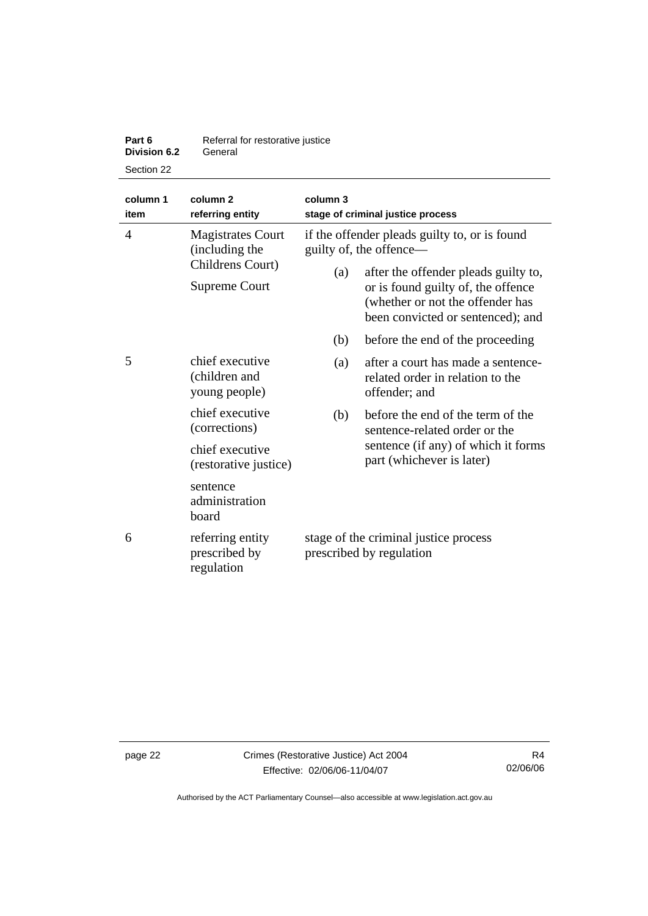| column 1 item | column 2 referring entity | column 3 stage of criminal justice process |
|---|---|---|
| 4 | Magistrates Court (including the Childrens Court)<br><br>Supreme Court | if the offender pleads guilty to, or is found guilty of, the offence—<br><br>(a) after the offender pleads guilty to, or is found guilty of, the offence (whether or not the offender has been convicted or sentenced); and<br><br>(b) before the end of the proceeding |
| 5 | chief executive (children and young people)<br><br>chief executive (corrections)<br><br>chief executive (restorative justice)<br><br>sentence administration board | (a) after a court has made a sentence-related order in relation to the offender; and<br><br>(b) before the end of the term of the sentence-related order or the sentence (if any) of which it forms part (whichever is later) |
| 6 | referring entity prescribed by regulation | stage of the criminal justice process prescribed by regulation |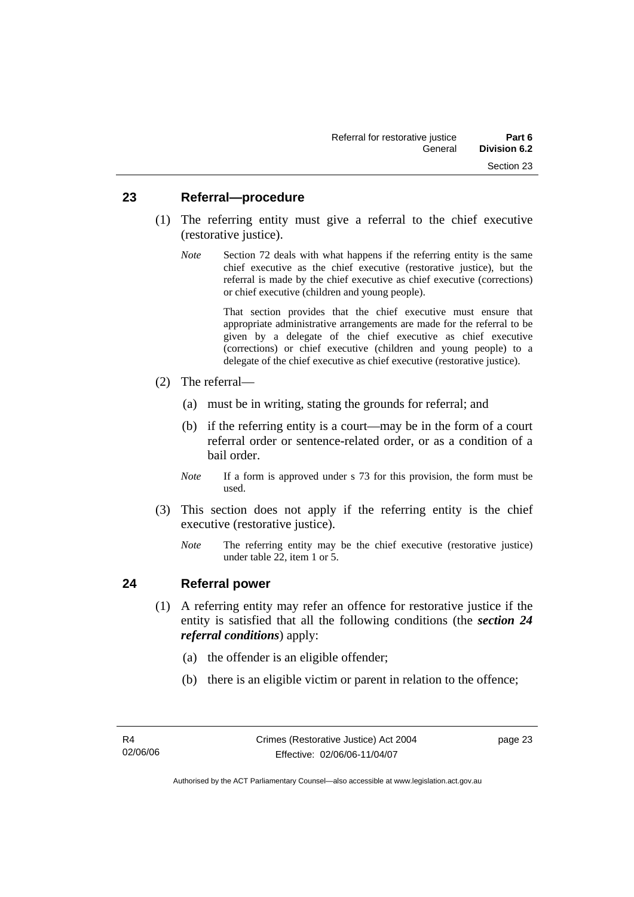## 23 Referral—procedure

(1) The referring entity must give a referral to the chief executive (restorative justice).

*Note* Section 72 deals with what happens if the referring entity is the same chief executive as the chief executive (restorative justice), but the referral is made by the chief executive as chief executive (corrections) or chief executive (children and young people).

That section provides that the chief executive must ensure that appropriate administrative arrangements are made for the referral to be given by a delegate of the chief executive as chief executive (corrections) or chief executive (children and young people) to a delegate of the chief executive as chief executive (restorative justice).

(2) The referral—

(a) must be in writing, stating the grounds for referral; and

(b) if the referring entity is a court—may be in the form of a court referral order or sentence-related order, or as a condition of a bail order.

*Note* If a form is approved under s 73 for this provision, the form must be used.

(3) This section does not apply if the referring entity is the chief executive (restorative justice).

*Note* The referring entity may be the chief executive (restorative justice) under table 22, item 1 or 5.

## 24 Referral power

(1) A referring entity may refer an offence for restorative justice if the entity is satisfied that all the following conditions (the ***section 24 referral conditions***) apply:

(a) the offender is an eligible offender;

(b) there is an eligible victim or parent in relation to the offence;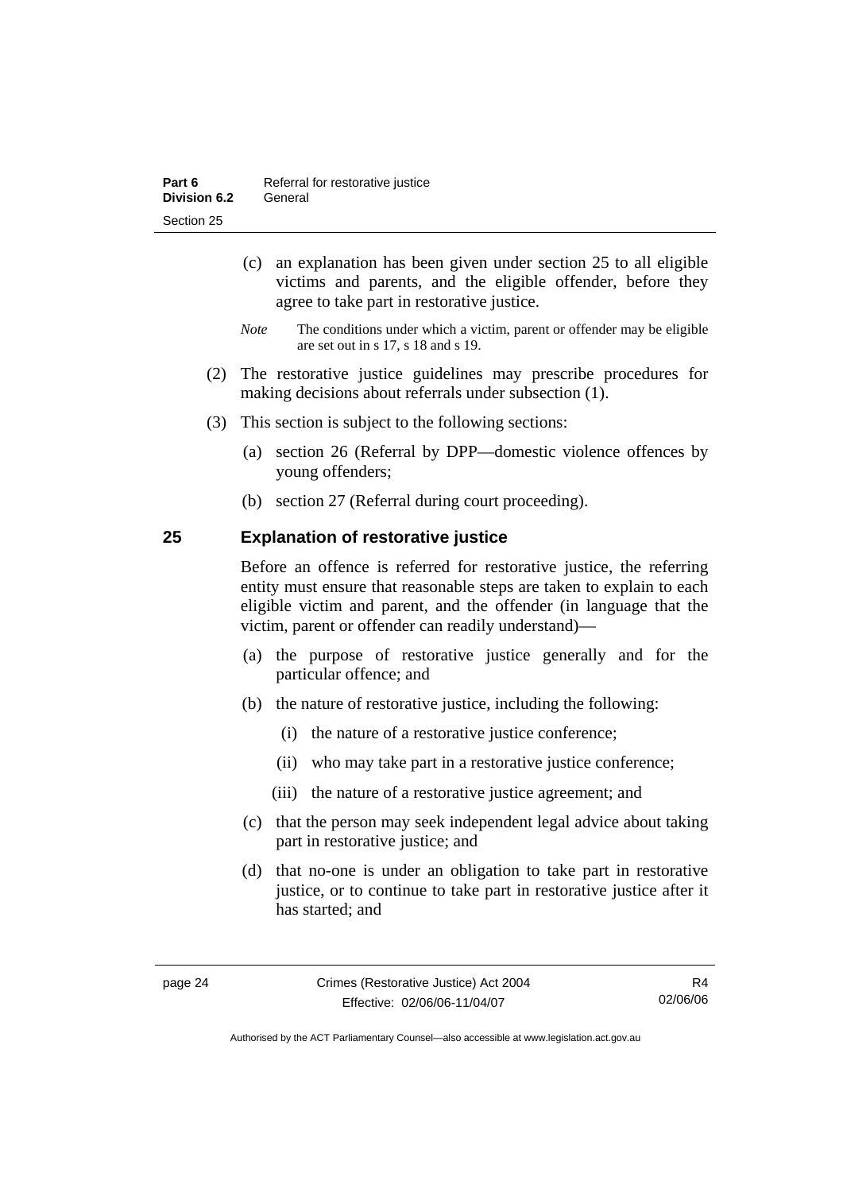(c) an explanation has been given under section 25 to all eligible victims and parents, and the eligible offender, before they agree to take part in restorative justice.

*Note* The conditions under which a victim, parent or offender may be eligible are set out in s 17, s 18 and s 19.

(2) The restorative justice guidelines may prescribe procedures for making decisions about referrals under subsection (1).

(3) This section is subject to the following sections:

(a) section 26 (Referral by DPP—domestic violence offences by young offenders;

(b) section 27 (Referral during court proceeding).

## 25 Explanation of restorative justice

Before an offence is referred for restorative justice, the referring entity must ensure that reasonable steps are taken to explain to each eligible victim and parent, and the offender (in language that the victim, parent or offender can readily understand)—

(a) the purpose of restorative justice generally and for the particular offence; and

(b) the nature of restorative justice, including the following:

(i) the nature of a restorative justice conference;

(ii) who may take part in a restorative justice conference;

(iii) the nature of a restorative justice agreement; and

(c) that the person may seek independent legal advice about taking part in restorative justice; and

(d) that no-one is under an obligation to take part in restorative justice, or to continue to take part in restorative justice after it has started; and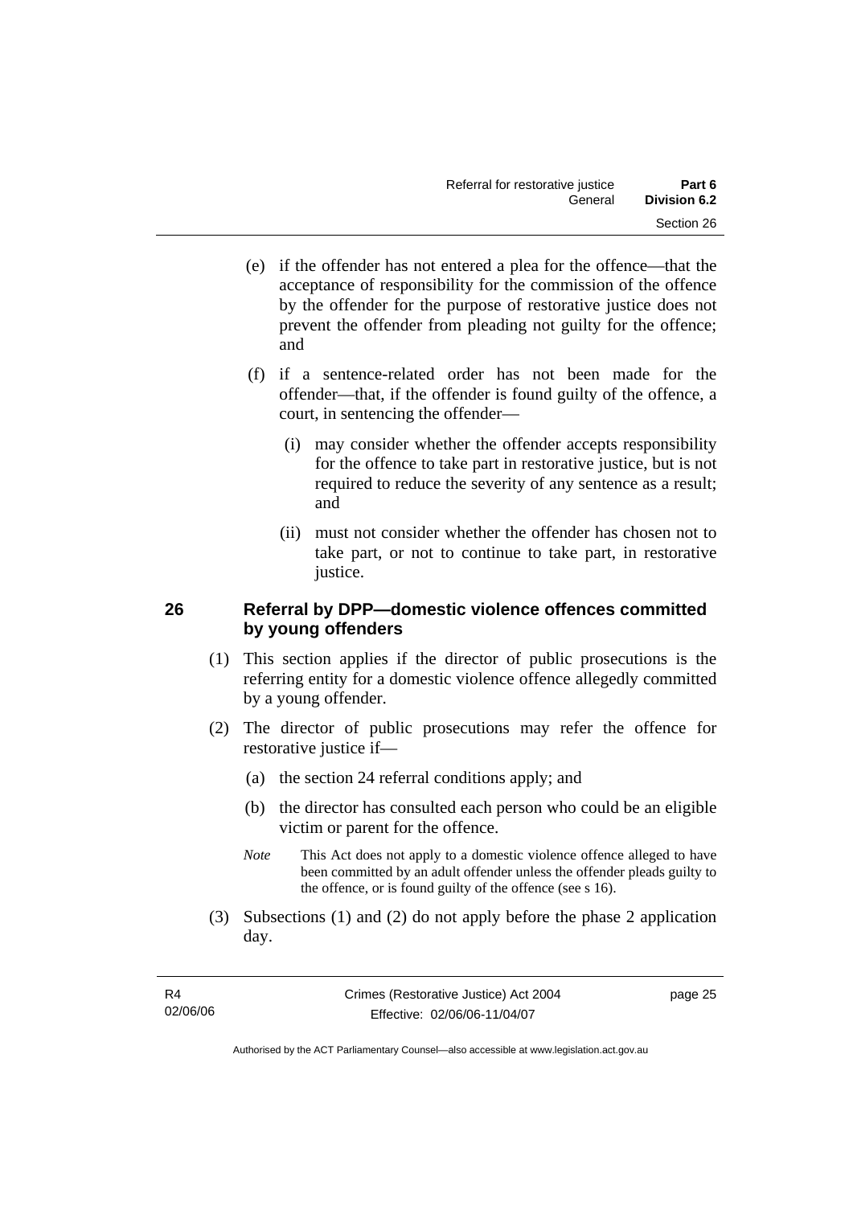(e) if the offender has not entered a plea for the offence—that the acceptance of responsibility for the commission of the offence by the offender for the purpose of restorative justice does not prevent the offender from pleading not guilty for the offence; and

(f) if a sentence-related order has not been made for the offender—that, if the offender is found guilty of the offence, a court, in sentencing the offender—

(i) may consider whether the offender accepts responsibility for the offence to take part in restorative justice, but is not required to reduce the severity of any sentence as a result; and

(ii) must not consider whether the offender has chosen not to take part, or not to continue to take part, in restorative justice.

## 26 Referral by DPP—domestic violence offences committed by young offenders

(1) This section applies if the director of public prosecutions is the referring entity for a domestic violence offence allegedly committed by a young offender.

(2) The director of public prosecutions may refer the offence for restorative justice if—

(a) the section 24 referral conditions apply; and

(b) the director has consulted each person who could be an eligible victim or parent for the offence.

*Note* This Act does not apply to a domestic violence offence alleged to have been committed by an adult offender unless the offender pleads guilty to the offence, or is found guilty of the offence (see s 16).

(3) Subsections (1) and (2) do not apply before the phase 2 application day.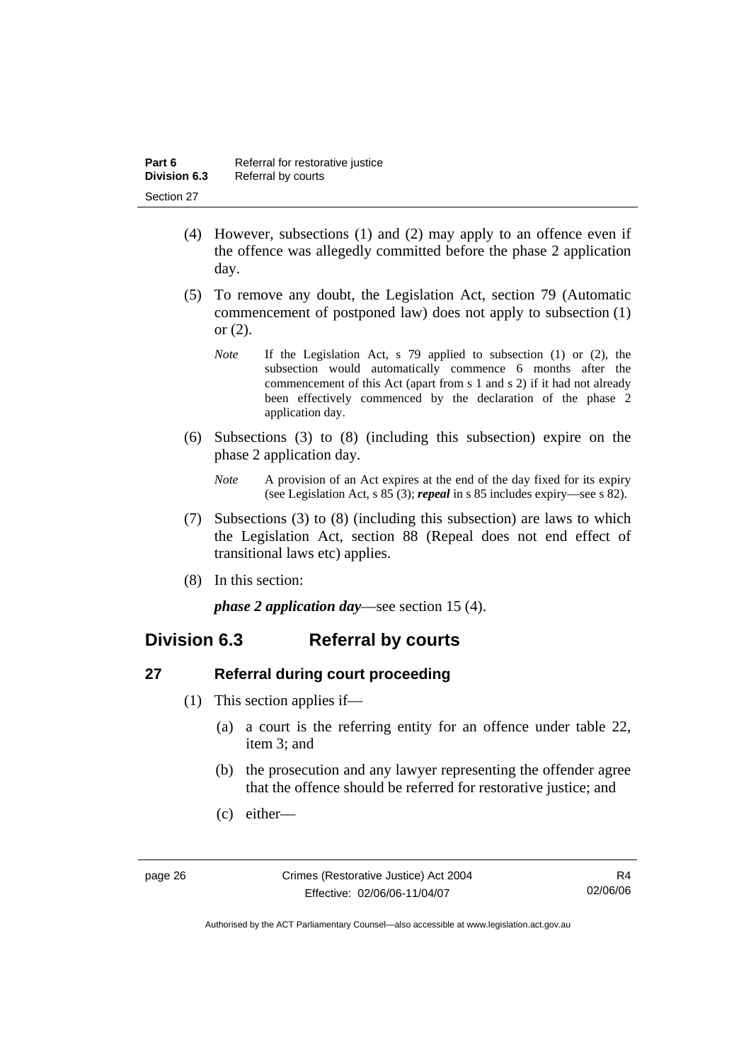(4) However, subsections (1) and (2) may apply to an offence even if the offence was allegedly committed before the phase 2 application day.

(5) To remove any doubt, the Legislation Act, section 79 (Automatic commencement of postponed law) does not apply to subsection (1) or (2).

*Note* If the Legislation Act, s 79 applied to subsection (1) or (2), the subsection would automatically commence 6 months after the commencement of this Act (apart from s 1 and s 2) if it had not already been effectively commenced by the declaration of the phase 2 application day.

(6) Subsections (3) to (8) (including this subsection) expire on the phase 2 application day.

*Note* A provision of an Act expires at the end of the day fixed for its expiry (see Legislation Act, s 85 (3); ***repeal*** in s 85 includes expiry—see s 82).

(7) Subsections (3) to (8) (including this subsection) are laws to which the Legislation Act, section 88 (Repeal does not end effect of transitional laws etc) applies.

(8) In this section:

***phase 2 application day***—see section 15 (4).

## Division 6.3 Referral by courts

### 27 Referral during court proceeding

(1) This section applies if—

(a) a court is the referring entity for an offence under table 22, item 3; and

(b) the prosecution and any lawyer representing the offender agree that the offence should be referred for restorative justice; and

(c) either—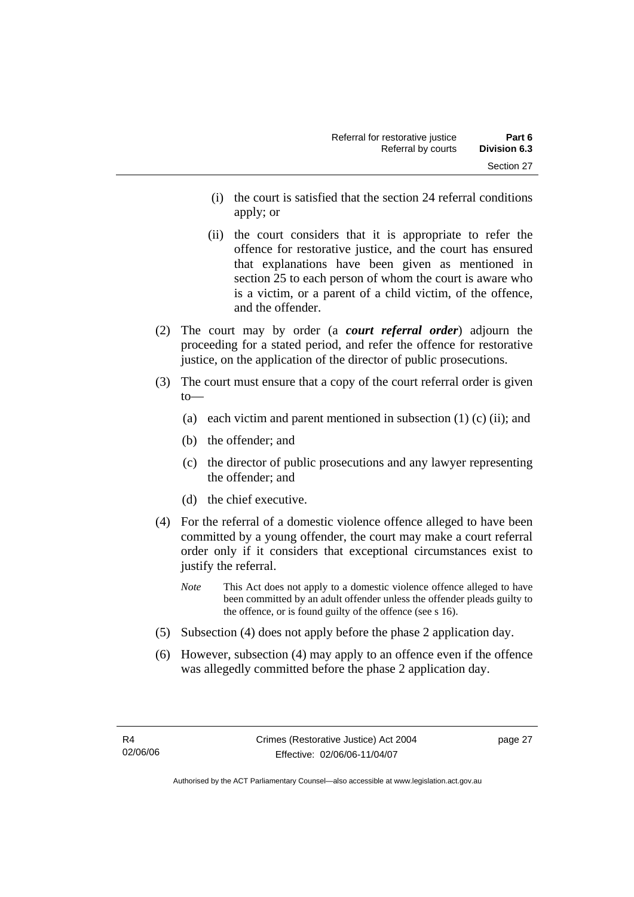(i) the court is satisfied that the section 24 referral conditions apply; or

(ii) the court considers that it is appropriate to refer the offence for restorative justice, and the court has ensured that explanations have been given as mentioned in section 25 to each person of whom the court is aware who is a victim, or a parent of a child victim, of the offence, and the offender.

(2) The court may by order (a ***court referral order***) adjourn the proceeding for a stated period, and refer the offence for restorative justice, on the application of the director of public prosecutions.

(3) The court must ensure that a copy of the court referral order is given to—

(a) each victim and parent mentioned in subsection (1) (c) (ii); and

(b) the offender; and

(c) the director of public prosecutions and any lawyer representing the offender; and

(d) the chief executive.

(4) For the referral of a domestic violence offence alleged to have been committed by a young offender, the court may make a court referral order only if it considers that exceptional circumstances exist to justify the referral.

*Note* This Act does not apply to a domestic violence offence alleged to have been committed by an adult offender unless the offender pleads guilty to the offence, or is found guilty of the offence (see s 16).

(5) Subsection (4) does not apply before the phase 2 application day.

(6) However, subsection (4) may apply to an offence even if the offence was allegedly committed before the phase 2 application day.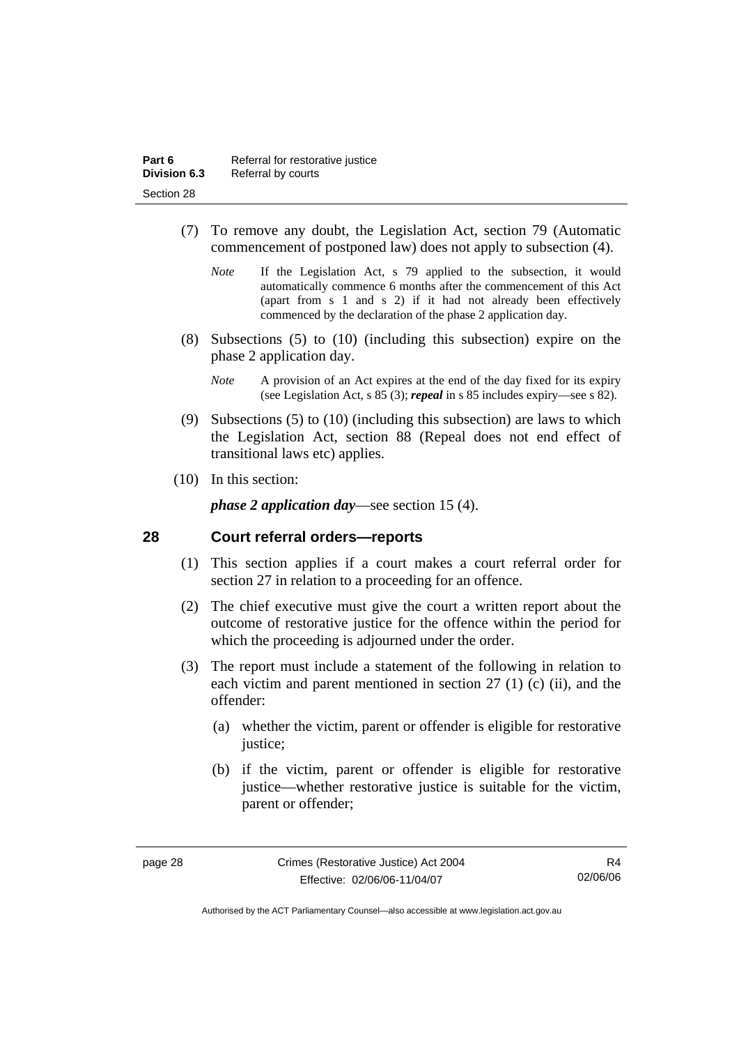(7) To remove any doubt, the Legislation Act, section 79 (Automatic commencement of postponed law) does not apply to subsection (4).

*Note* If the Legislation Act, s 79 applied to the subsection, it would automatically commence 6 months after the commencement of this Act (apart from s 1 and s 2) if it had not already been effectively commenced by the declaration of the phase 2 application day.

(8) Subsections (5) to (10) (including this subsection) expire on the phase 2 application day.

*Note* A provision of an Act expires at the end of the day fixed for its expiry (see Legislation Act, s 85 (3); ***repeal*** in s 85 includes expiry—see s 82).

(9) Subsections (5) to (10) (including this subsection) are laws to which the Legislation Act, section 88 (Repeal does not end effect of transitional laws etc) applies.

(10) In this section:

***phase 2 application day***—see section 15 (4).

## 28 Court referral orders—reports

(1) This section applies if a court makes a court referral order for section 27 in relation to a proceeding for an offence.

(2) The chief executive must give the court a written report about the outcome of restorative justice for the offence within the period for which the proceeding is adjourned under the order.

(3) The report must include a statement of the following in relation to each victim and parent mentioned in section 27 (1) (c) (ii), and the offender:

(a) whether the victim, parent or offender is eligible for restorative justice;

(b) if the victim, parent or offender is eligible for restorative justice—whether restorative justice is suitable for the victim, parent or offender;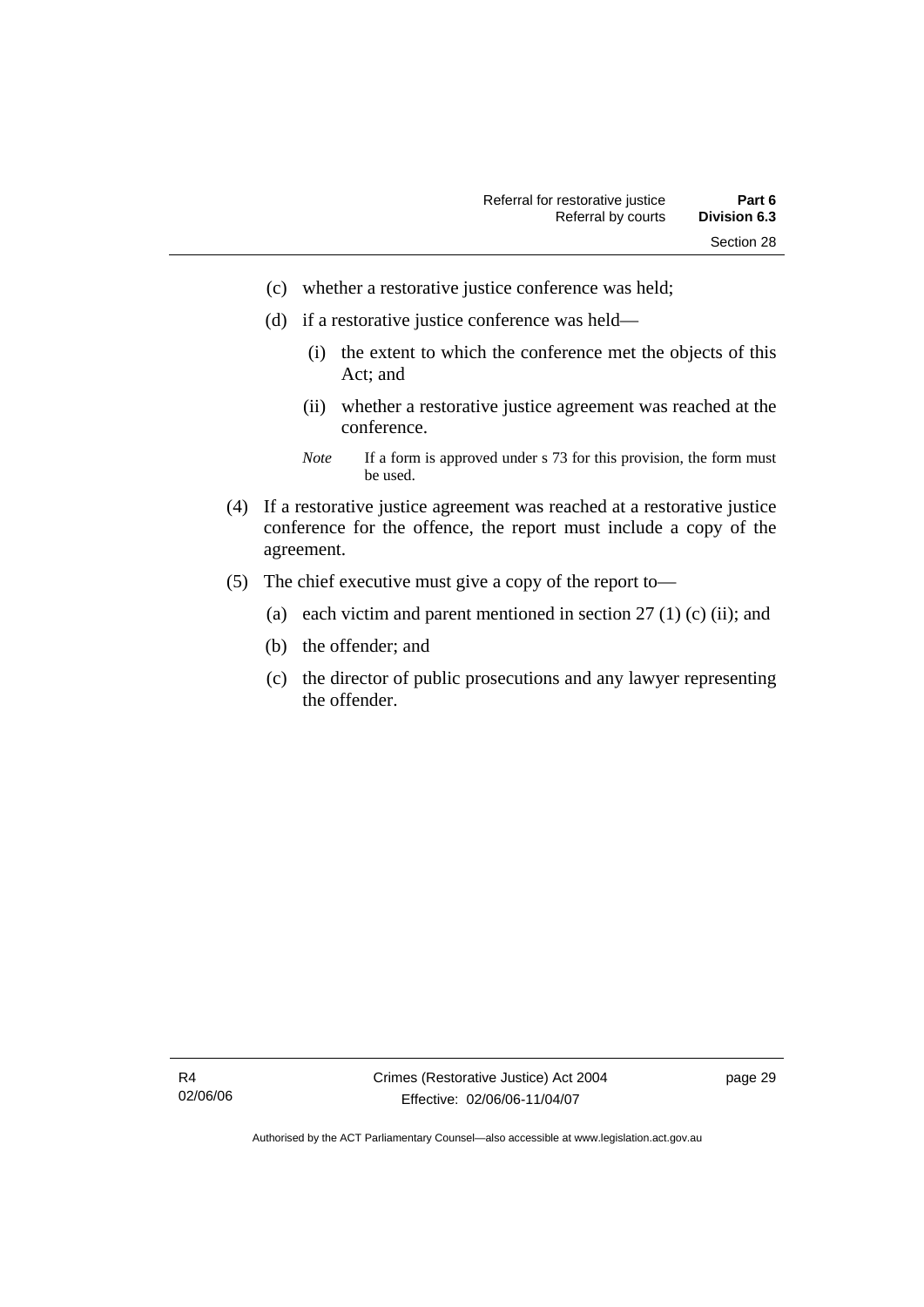(c) whether a restorative justice conference was held;

(d) if a restorative justice conference was held—

(i) the extent to which the conference met the objects of this Act; and

(ii) whether a restorative justice agreement was reached at the conference.

*Note* If a form is approved under s 73 for this provision, the form must be used.

(4) If a restorative justice agreement was reached at a restorative justice conference for the offence, the report must include a copy of the agreement.

(5) The chief executive must give a copy of the report to—

(a) each victim and parent mentioned in section 27 (1) (c) (ii); and

(b) the offender; and

(c) the director of public prosecutions and any lawyer representing the offender.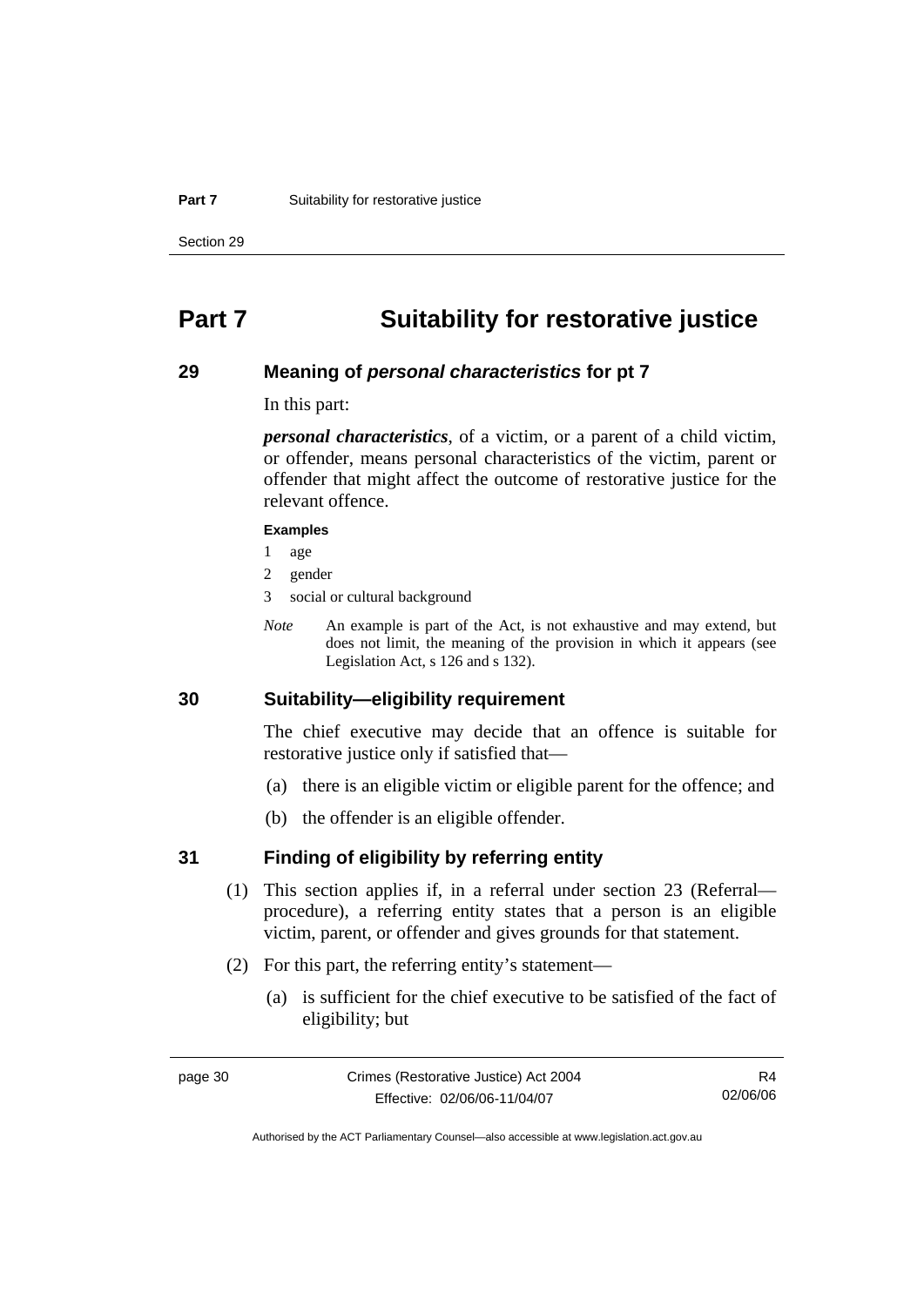# Part 7 Suitability for restorative justice

## 29 Meaning of *personal characteristics* for pt 7

In this part:

***personal characteristics***, of a victim, or a parent of a child victim, or offender, means personal characteristics of the victim, parent or offender that might affect the outcome of restorative justice for the relevant offence.

**Examples**

1 age

2 gender

3 social or cultural background

*Note* An example is part of the Act, is not exhaustive and may extend, but does not limit, the meaning of the provision in which it appears (see Legislation Act, s 126 and s 132).

## 30 Suitability—eligibility requirement

The chief executive may decide that an offence is suitable for restorative justice only if satisfied that—

(a) there is an eligible victim or eligible parent for the offence; and

(b) the offender is an eligible offender.

## 31 Finding of eligibility by referring entity

(1) This section applies if, in a referral under section 23 (Referral—procedure), a referring entity states that a person is an eligible victim, parent, or offender and gives grounds for that statement.

(2) For this part, the referring entity's statement—

(a) is sufficient for the chief executive to be satisfied of the fact of eligibility; but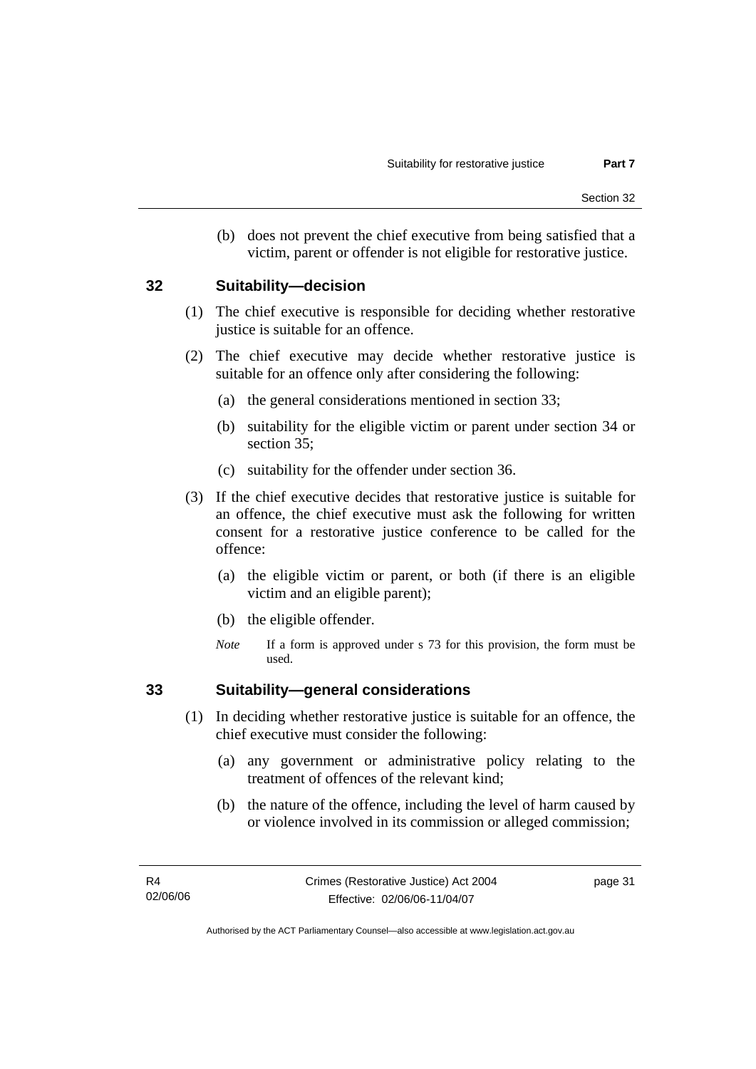(b) does not prevent the chief executive from being satisfied that a victim, parent or offender is not eligible for restorative justice.

## 32 Suitability—decision

(1) The chief executive is responsible for deciding whether restorative justice is suitable for an offence.

(2) The chief executive may decide whether restorative justice is suitable for an offence only after considering the following:

(a) the general considerations mentioned in section 33;

(b) suitability for the eligible victim or parent under section 34 or section 35;

(c) suitability for the offender under section 36.

(3) If the chief executive decides that restorative justice is suitable for an offence, the chief executive must ask the following for written consent for a restorative justice conference to be called for the offence:

(a) the eligible victim or parent, or both (if there is an eligible victim and an eligible parent);

(b) the eligible offender.

*Note* If a form is approved under s 73 for this provision, the form must be used.

## 33 Suitability—general considerations

(1) In deciding whether restorative justice is suitable for an offence, the chief executive must consider the following:

(a) any government or administrative policy relating to the treatment of offences of the relevant kind;

(b) the nature of the offence, including the level of harm caused by or violence involved in its commission or alleged commission;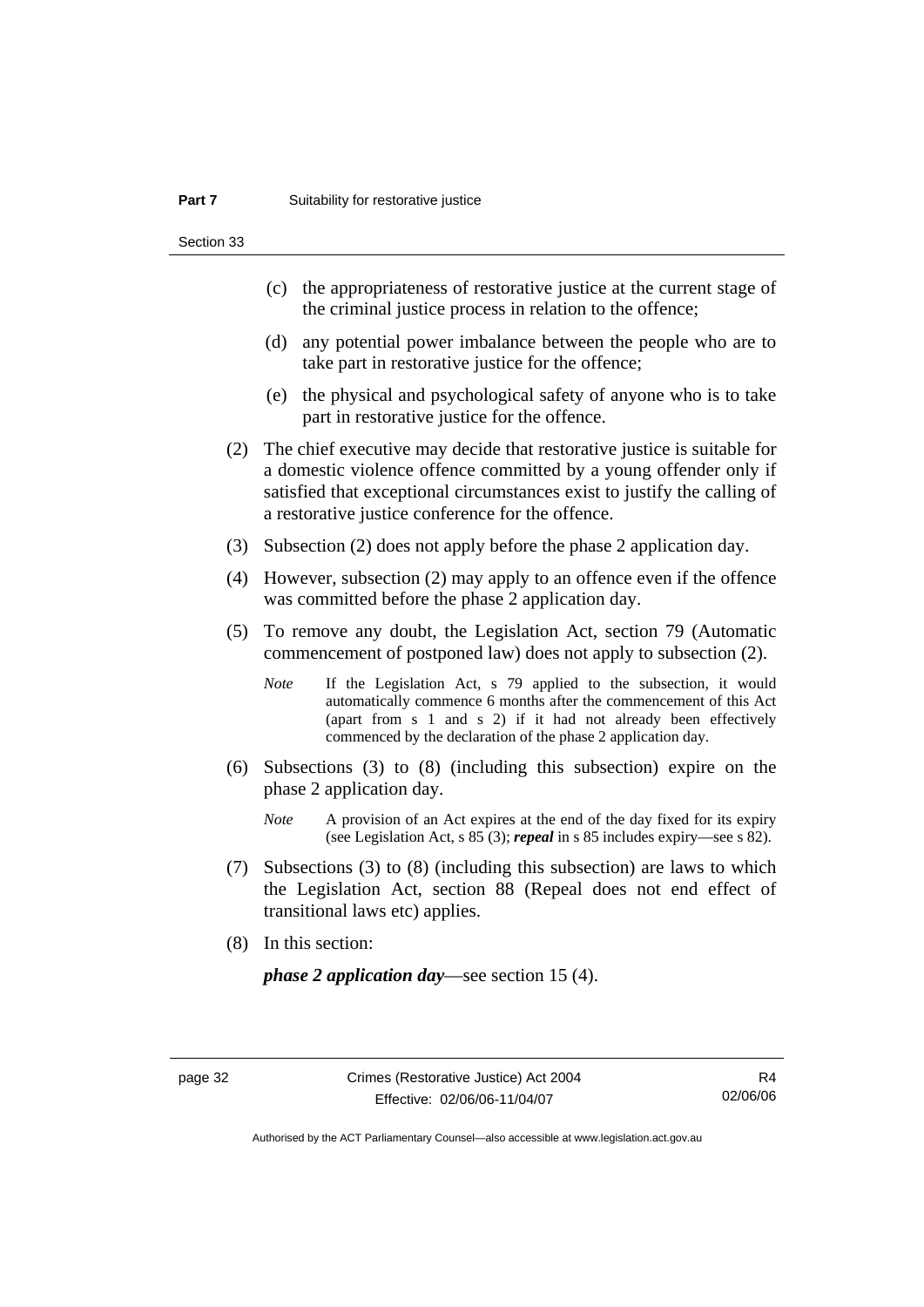(c) the appropriateness of restorative justice at the current stage of the criminal justice process in relation to the offence;

(d) any potential power imbalance between the people who are to take part in restorative justice for the offence;

(e) the physical and psychological safety of anyone who is to take part in restorative justice for the offence.

(2) The chief executive may decide that restorative justice is suitable for a domestic violence offence committed by a young offender only if satisfied that exceptional circumstances exist to justify the calling of a restorative justice conference for the offence.

(3) Subsection (2) does not apply before the phase 2 application day.

(4) However, subsection (2) may apply to an offence even if the offence was committed before the phase 2 application day.

(5) To remove any doubt, the Legislation Act, section 79 (Automatic commencement of postponed law) does not apply to subsection (2).

*Note* If the Legislation Act, s 79 applied to the subsection, it would automatically commence 6 months after the commencement of this Act (apart from s 1 and s 2) if it had not already been effectively commenced by the declaration of the phase 2 application day.

(6) Subsections (3) to (8) (including this subsection) expire on the phase 2 application day.

*Note* A provision of an Act expires at the end of the day fixed for its expiry (see Legislation Act, s 85 (3); ***repeal*** in s 85 includes expiry—see s 82).

(7) Subsections (3) to (8) (including this subsection) are laws to which the Legislation Act, section 88 (Repeal does not end effect of transitional laws etc) applies.

(8) In this section:

***phase 2 application day***—see section 15 (4).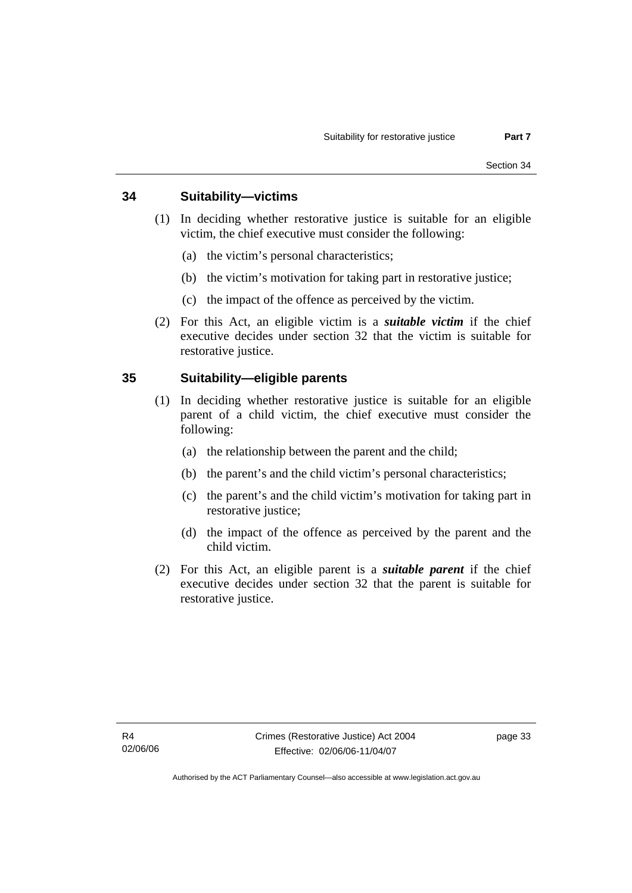## 34 Suitability—victims

(1) In deciding whether restorative justice is suitable for an eligible victim, the chief executive must consider the following:

(a) the victim's personal characteristics;

(b) the victim's motivation for taking part in restorative justice;

(c) the impact of the offence as perceived by the victim.

(2) For this Act, an eligible victim is a ***suitable victim*** if the chief executive decides under section 32 that the victim is suitable for restorative justice.

## 35 Suitability—eligible parents

(1) In deciding whether restorative justice is suitable for an eligible parent of a child victim, the chief executive must consider the following:

(a) the relationship between the parent and the child;

(b) the parent's and the child victim's personal characteristics;

(c) the parent's and the child victim's motivation for taking part in restorative justice;

(d) the impact of the offence as perceived by the parent and the child victim.

(2) For this Act, an eligible parent is a ***suitable parent*** if the chief executive decides under section 32 that the parent is suitable for restorative justice.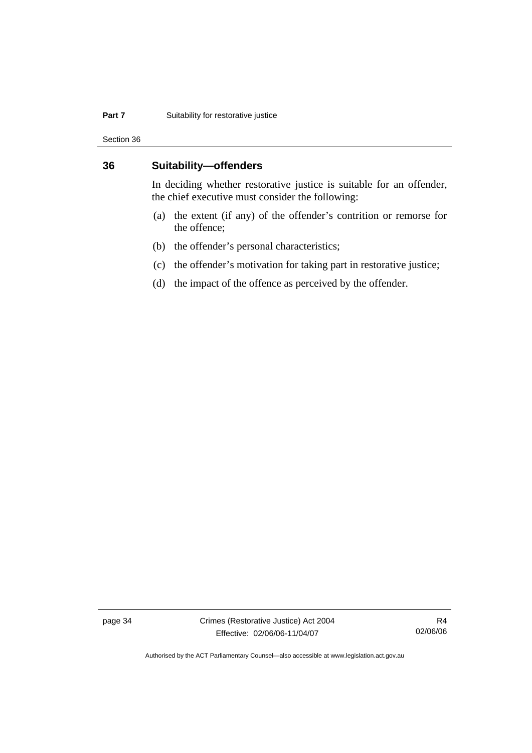## 36 Suitability—offenders

In deciding whether restorative justice is suitable for an offender, the chief executive must consider the following:

(a) the extent (if any) of the offender's contrition or remorse for the offence;

(b) the offender's personal characteristics;

(c) the offender's motivation for taking part in restorative justice;

(d) the impact of the offence as perceived by the offender.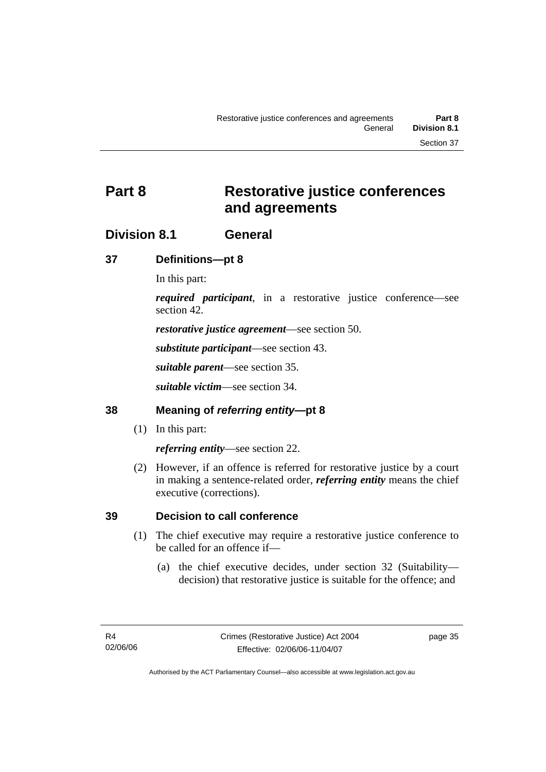# Part 8 Restorative justice conferences and agreements

## Division 8.1 General

### 37 Definitions—pt 8

In this part:

***required participant***, in a restorative justice conference—see section 42.

***restorative justice agreement***—see section 50.

***substitute participant***—see section 43.

***suitable parent***—see section 35.

***suitable victim***—see section 34.

### 38 Meaning of *referring entity*—pt 8

(1) In this part:

***referring entity***—see section 22.

(2) However, if an offence is referred for restorative justice by a court in making a sentence-related order, ***referring entity*** means the chief executive (corrections).

### 39 Decision to call conference

(1) The chief executive may require a restorative justice conference to be called for an offence if—

(a) the chief executive decides, under section 32 (Suitability—decision) that restorative justice is suitable for the offence; and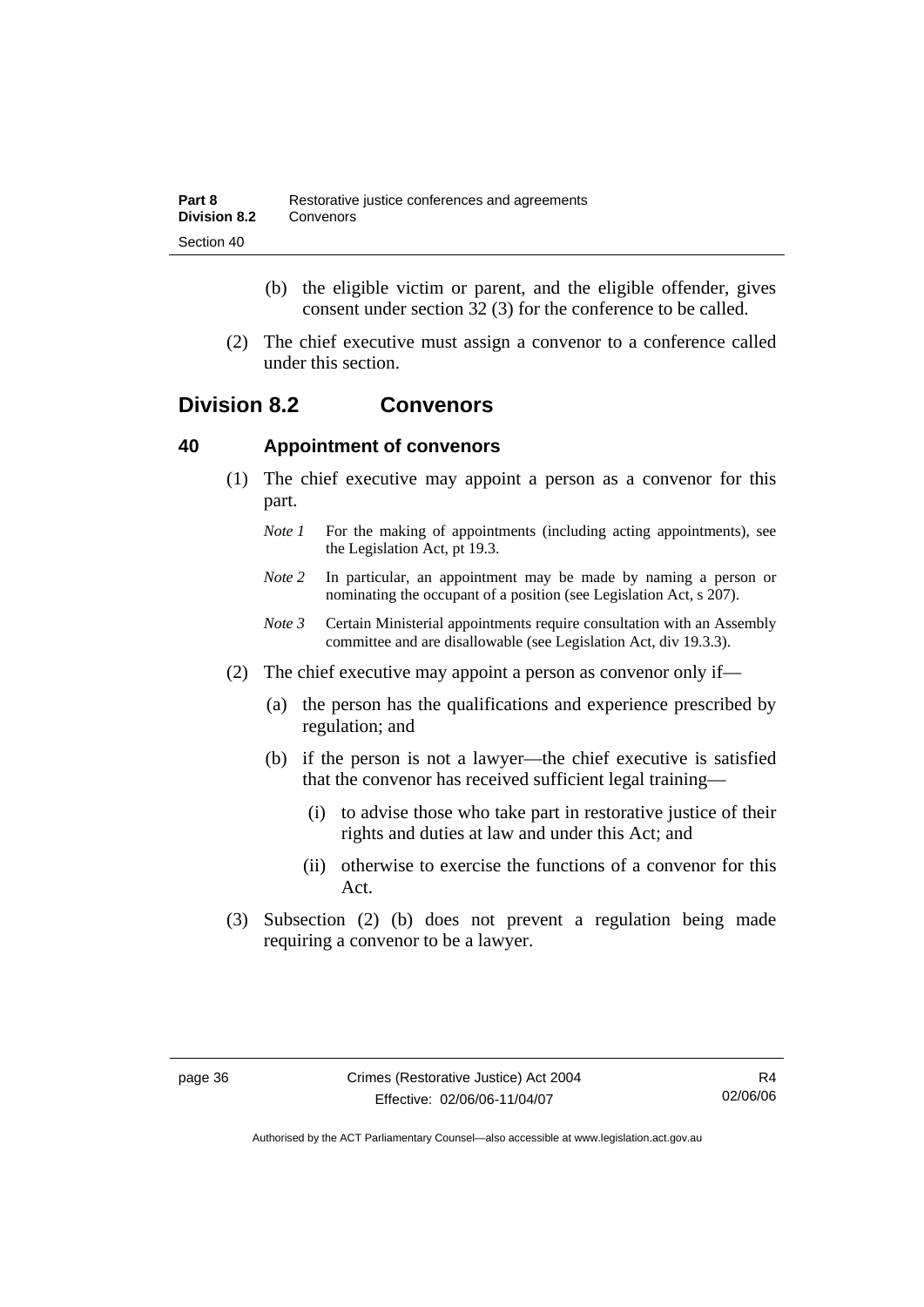(b) the eligible victim or parent, and the eligible offender, gives consent under section 32 (3) for the conference to be called.

(2) The chief executive must assign a convenor to a conference called under this section.

## Division 8.2 Convenors

### 40 Appointment of convenors

(1) The chief executive may appoint a person as a convenor for this part.

*Note 1* For the making of appointments (including acting appointments), see the Legislation Act, pt 19.3.

*Note 2* In particular, an appointment may be made by naming a person or nominating the occupant of a position (see Legislation Act, s 207).

*Note 3* Certain Ministerial appointments require consultation with an Assembly committee and are disallowable (see Legislation Act, div 19.3.3).

(2) The chief executive may appoint a person as convenor only if—

(a) the person has the qualifications and experience prescribed by regulation; and

(b) if the person is not a lawyer—the chief executive is satisfied that the convenor has received sufficient legal training—

(i) to advise those who take part in restorative justice of their rights and duties at law and under this Act; and

(ii) otherwise to exercise the functions of a convenor for this Act.

(3) Subsection (2) (b) does not prevent a regulation being made requiring a convenor to be a lawyer.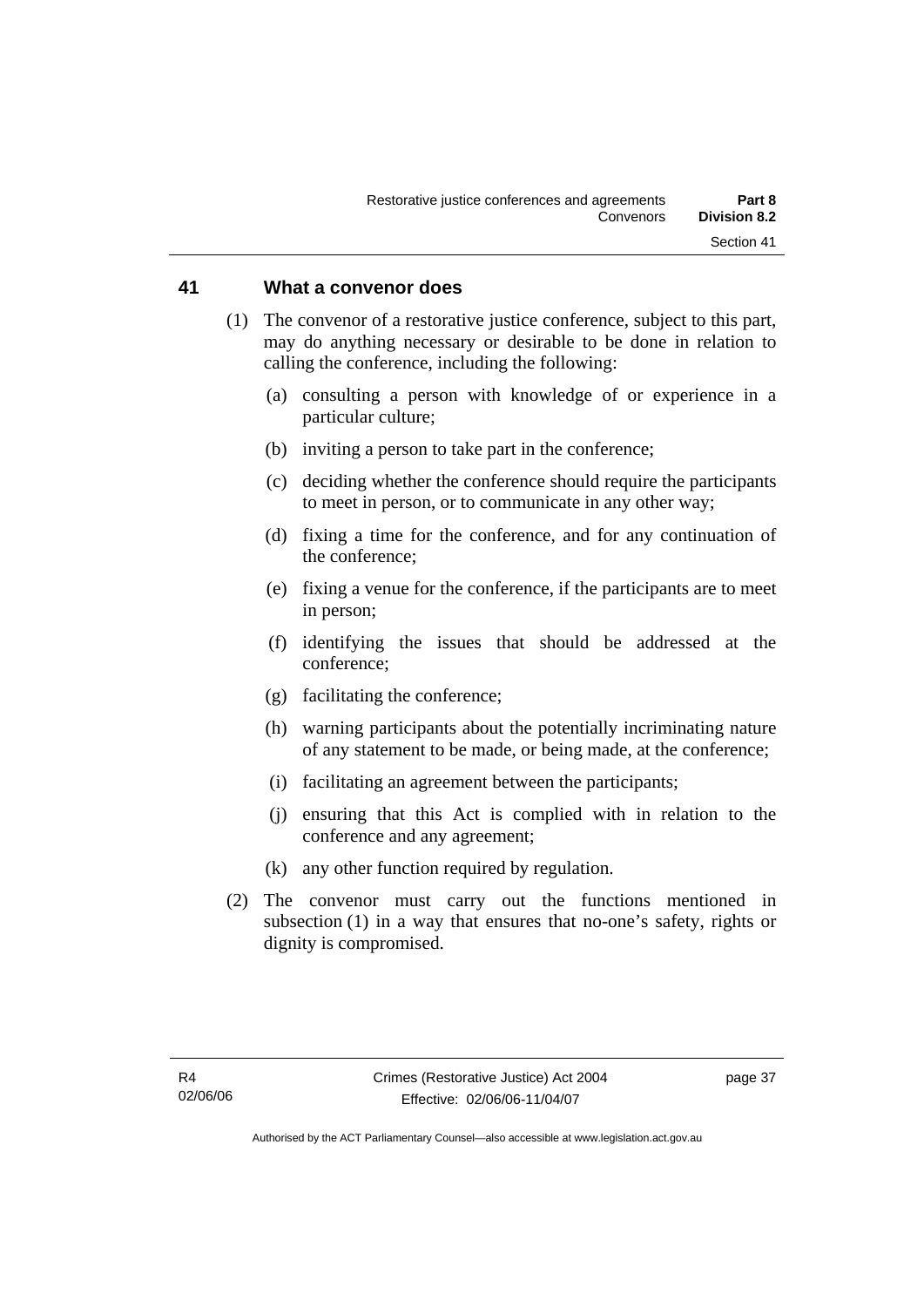## 41 What a convenor does

(1) The convenor of a restorative justice conference, subject to this part, may do anything necessary or desirable to be done in relation to calling the conference, including the following:

(a) consulting a person with knowledge of or experience in a particular culture;

(b) inviting a person to take part in the conference;

(c) deciding whether the conference should require the participants to meet in person, or to communicate in any other way;

(d) fixing a time for the conference, and for any continuation of the conference;

(e) fixing a venue for the conference, if the participants are to meet in person;

(f) identifying the issues that should be addressed at the conference;

(g) facilitating the conference;

(h) warning participants about the potentially incriminating nature of any statement to be made, or being made, at the conference;

(i) facilitating an agreement between the participants;

(j) ensuring that this Act is complied with in relation to the conference and any agreement;

(k) any other function required by regulation.

(2) The convenor must carry out the functions mentioned in subsection (1) in a way that ensures that no-one's safety, rights or dignity is compromised.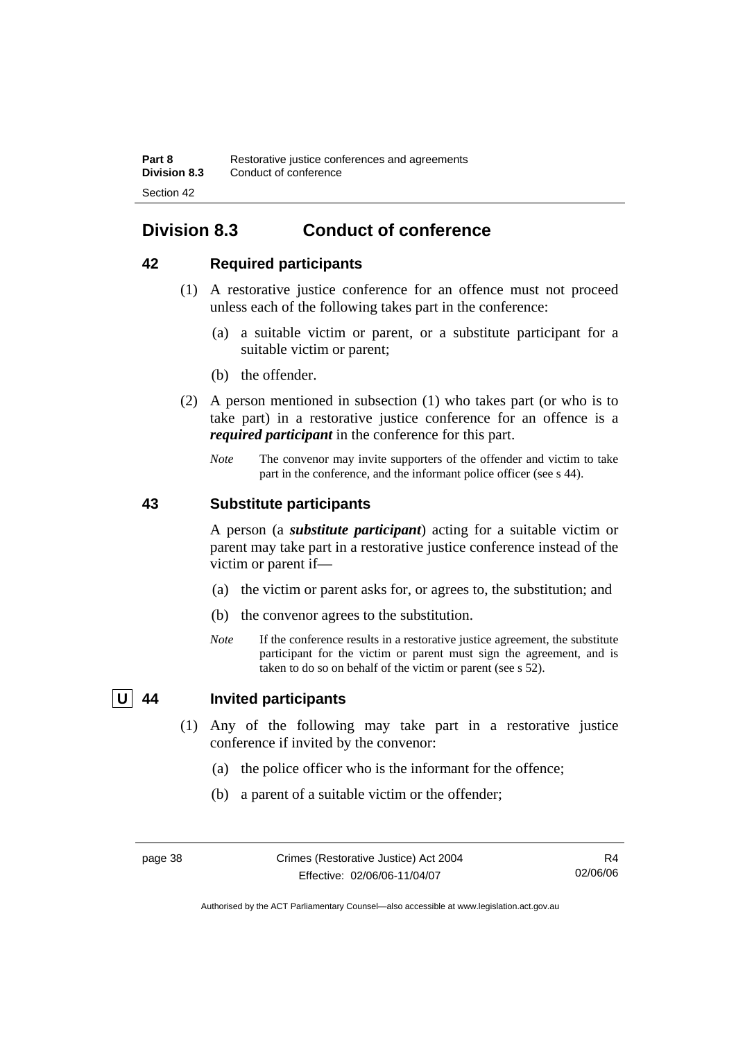## Division 8.3 Conduct of conference

### 42 Required participants

(1) A restorative justice conference for an offence must not proceed unless each of the following takes part in the conference:

(a) a suitable victim or parent, or a substitute participant for a suitable victim or parent;

(b) the offender.

(2) A person mentioned in subsection (1) who takes part (or who is to take part) in a restorative justice conference for an offence is a ***required participant*** in the conference for this part.

*Note* The convenor may invite supporters of the offender and victim to take part in the conference, and the informant police officer (see s 44).

### 43 Substitute participants

A person (a ***substitute participant***) acting for a suitable victim or parent may take part in a restorative justice conference instead of the victim or parent if—

(a) the victim or parent asks for, or agrees to, the substitution; and

(b) the convenor agrees to the substitution.

*Note* If the conference results in a restorative justice agreement, the substitute participant for the victim or parent must sign the agreement, and is taken to do so on behalf of the victim or parent (see s 52).

### U 44 Invited participants

(1) Any of the following may take part in a restorative justice conference if invited by the convenor:

(a) the police officer who is the informant for the offence;

(b) a parent of a suitable victim or the offender;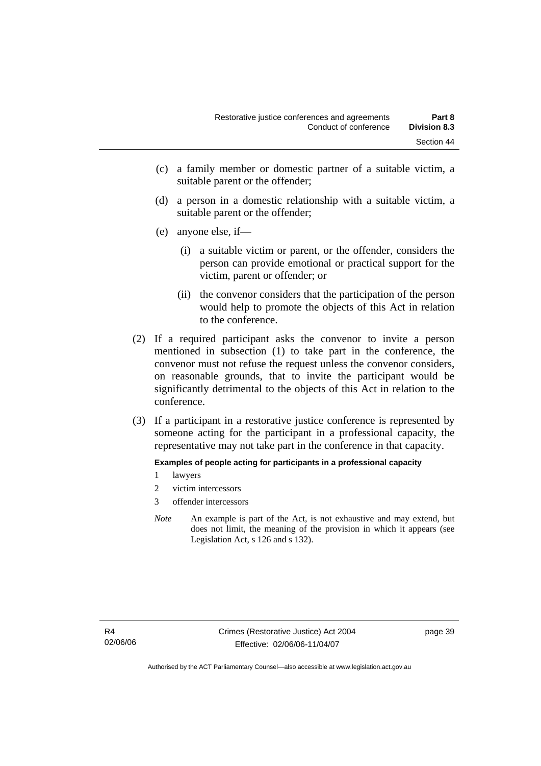(c) a family member or domestic partner of a suitable victim, a suitable parent or the offender;

(d) a person in a domestic relationship with a suitable victim, a suitable parent or the offender;

(e) anyone else, if—

(i) a suitable victim or parent, or the offender, considers the person can provide emotional or practical support for the victim, parent or offender; or

(ii) the convenor considers that the participation of the person would help to promote the objects of this Act in relation to the conference.

(2) If a required participant asks the convenor to invite a person mentioned in subsection (1) to take part in the conference, the convenor must not refuse the request unless the convenor considers, on reasonable grounds, that to invite the participant would be significantly detrimental to the objects of this Act in relation to the conference.

(3) If a participant in a restorative justice conference is represented by someone acting for the participant in a professional capacity, the representative may not take part in the conference in that capacity.

**Examples of people acting for participants in a professional capacity**

1 lawyers

2 victim intercessors

3 offender intercessors

*Note* An example is part of the Act, is not exhaustive and may extend, but does not limit, the meaning of the provision in which it appears (see Legislation Act, s 126 and s 132).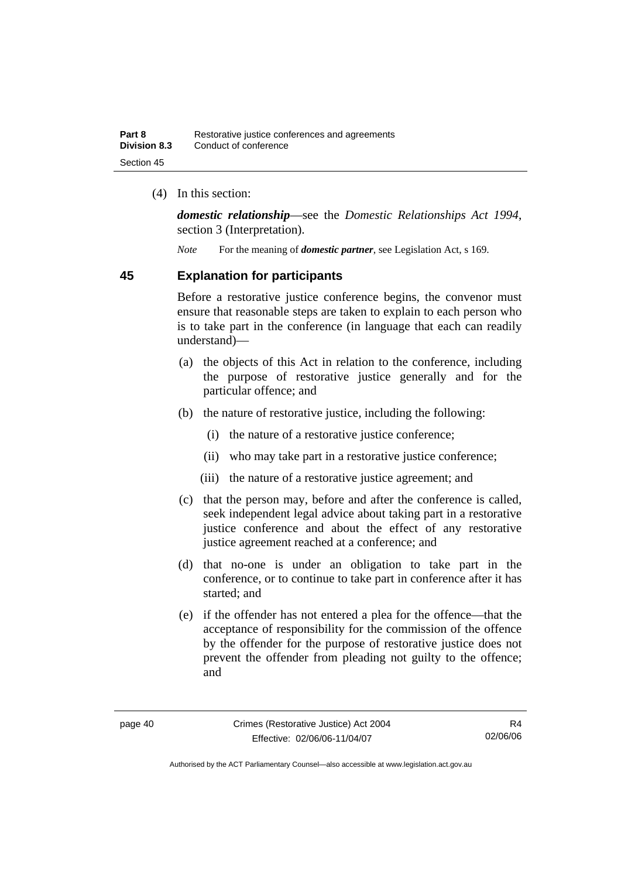(4) In this section:

***domestic relationship***—see the *Domestic Relationships Act 1994*, section 3 (Interpretation).

*Note* For the meaning of ***domestic partner***, see Legislation Act, s 169.

## 45 Explanation for participants

Before a restorative justice conference begins, the convenor must ensure that reasonable steps are taken to explain to each person who is to take part in the conference (in language that each can readily understand)—

(a) the objects of this Act in relation to the conference, including the purpose of restorative justice generally and for the particular offence; and

(b) the nature of restorative justice, including the following:

(i) the nature of a restorative justice conference;

(ii) who may take part in a restorative justice conference;

(iii) the nature of a restorative justice agreement; and

(c) that the person may, before and after the conference is called, seek independent legal advice about taking part in a restorative justice conference and about the effect of any restorative justice agreement reached at a conference; and

(d) that no-one is under an obligation to take part in the conference, or to continue to take part in conference after it has started; and

(e) if the offender has not entered a plea for the offence—that the acceptance of responsibility for the commission of the offence by the offender for the purpose of restorative justice does not prevent the offender from pleading not guilty to the offence; and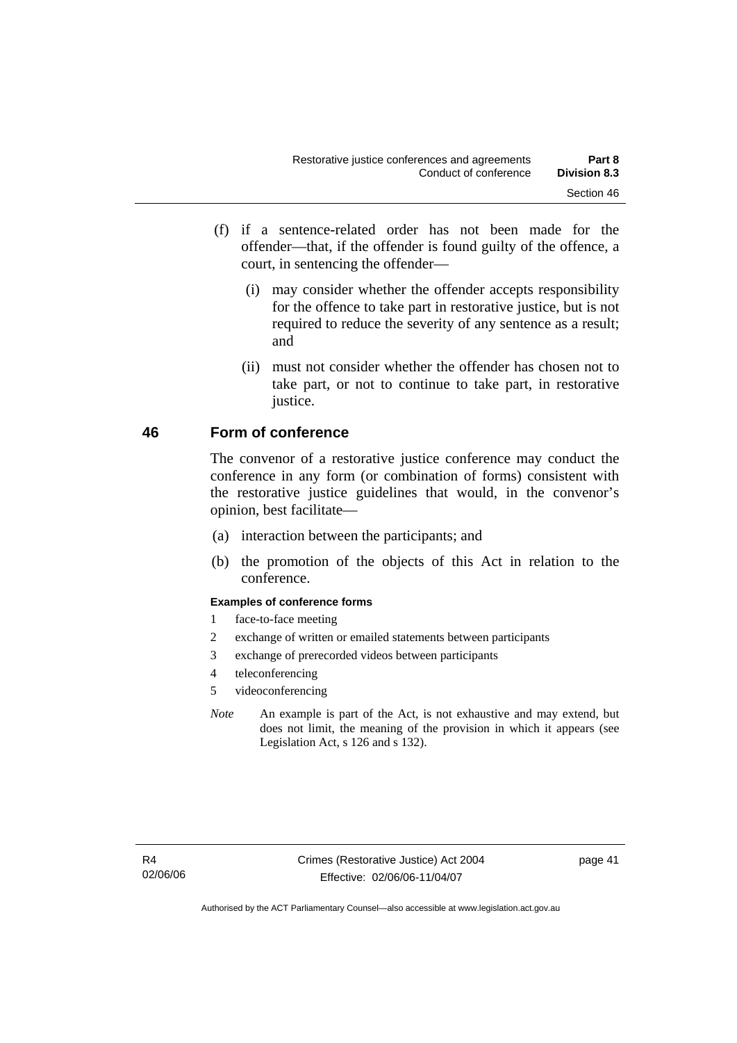(f) if a sentence-related order has not been made for the offender—that, if the offender is found guilty of the offence, a court, in sentencing the offender—

(i) may consider whether the offender accepts responsibility for the offence to take part in restorative justice, but is not required to reduce the severity of any sentence as a result; and

(ii) must not consider whether the offender has chosen not to take part, or not to continue to take part, in restorative justice.

## 46 Form of conference

The convenor of a restorative justice conference may conduct the conference in any form (or combination of forms) consistent with the restorative justice guidelines that would, in the convenor's opinion, best facilitate—

(a) interaction between the participants; and

(b) the promotion of the objects of this Act in relation to the conference.

**Examples of conference forms**

1 face-to-face meeting

2 exchange of written or emailed statements between participants

3 exchange of prerecorded videos between participants

4 teleconferencing

5 videoconferencing

*Note* An example is part of the Act, is not exhaustive and may extend, but does not limit, the meaning of the provision in which it appears (see Legislation Act, s 126 and s 132).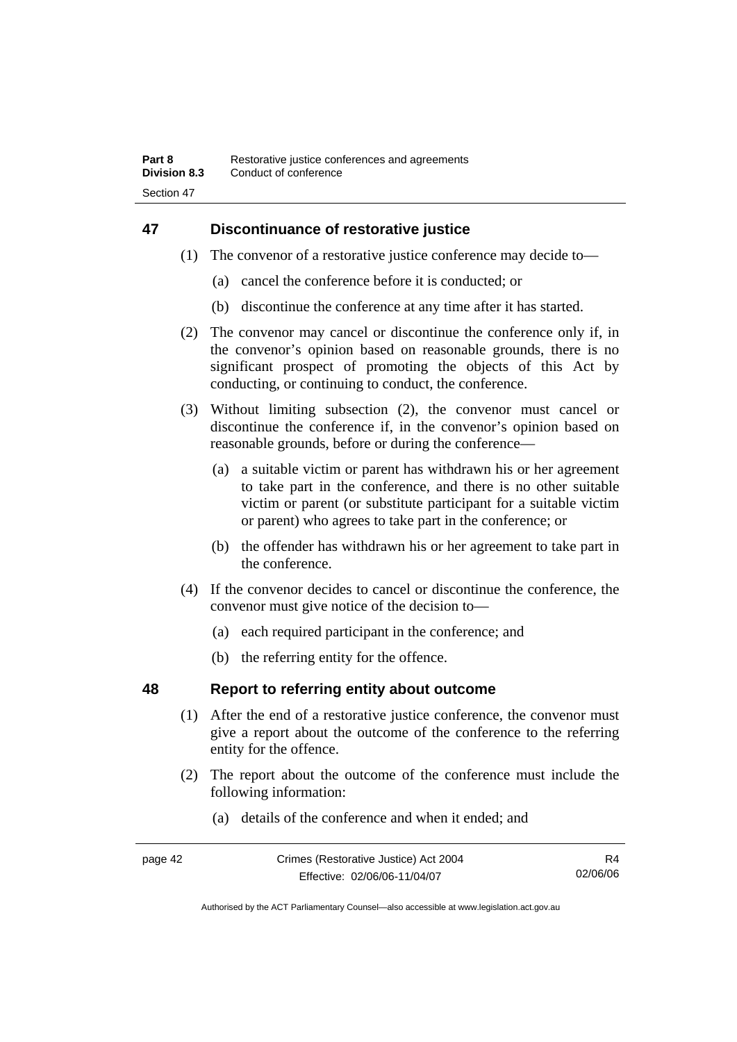## 47 Discontinuance of restorative justice

(1) The convenor of a restorative justice conference may decide to—

(a) cancel the conference before it is conducted; or

(b) discontinue the conference at any time after it has started.

(2) The convenor may cancel or discontinue the conference only if, in the convenor's opinion based on reasonable grounds, there is no significant prospect of promoting the objects of this Act by conducting, or continuing to conduct, the conference.

(3) Without limiting subsection (2), the convenor must cancel or discontinue the conference if, in the convenor's opinion based on reasonable grounds, before or during the conference—

(a) a suitable victim or parent has withdrawn his or her agreement to take part in the conference, and there is no other suitable victim or parent (or substitute participant for a suitable victim or parent) who agrees to take part in the conference; or

(b) the offender has withdrawn his or her agreement to take part in the conference.

(4) If the convenor decides to cancel or discontinue the conference, the convenor must give notice of the decision to—

(a) each required participant in the conference; and

(b) the referring entity for the offence.

## 48 Report to referring entity about outcome

(1) After the end of a restorative justice conference, the convenor must give a report about the outcome of the conference to the referring entity for the offence.

(2) The report about the outcome of the conference must include the following information:

(a) details of the conference and when it ended; and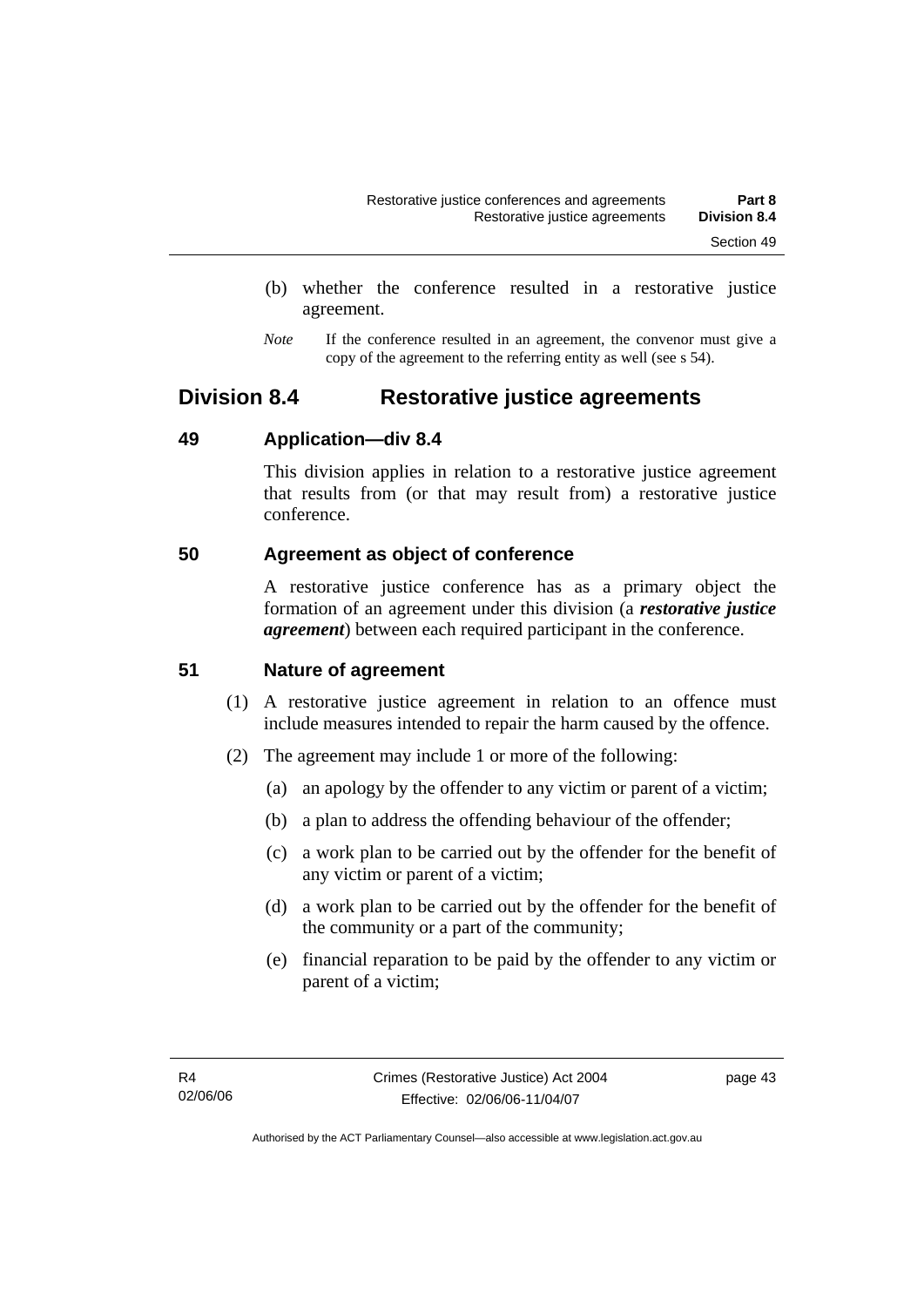(b) whether the conference resulted in a restorative justice agreement.

*Note* If the conference resulted in an agreement, the convenor must give a copy of the agreement to the referring entity as well (see s 54).

## Division 8.4 Restorative justice agreements

### 49 Application—div 8.4

This division applies in relation to a restorative justice agreement that results from (or that may result from) a restorative justice conference.

### 50 Agreement as object of conference

A restorative justice conference has as a primary object the formation of an agreement under this division (a ***restorative justice agreement***) between each required participant in the conference.

### 51 Nature of agreement

(1) A restorative justice agreement in relation to an offence must include measures intended to repair the harm caused by the offence.

(2) The agreement may include 1 or more of the following:

(a) an apology by the offender to any victim or parent of a victim;

(b) a plan to address the offending behaviour of the offender;

(c) a work plan to be carried out by the offender for the benefit of any victim or parent of a victim;

(d) a work plan to be carried out by the offender for the benefit of the community or a part of the community;

(e) financial reparation to be paid by the offender to any victim or parent of a victim;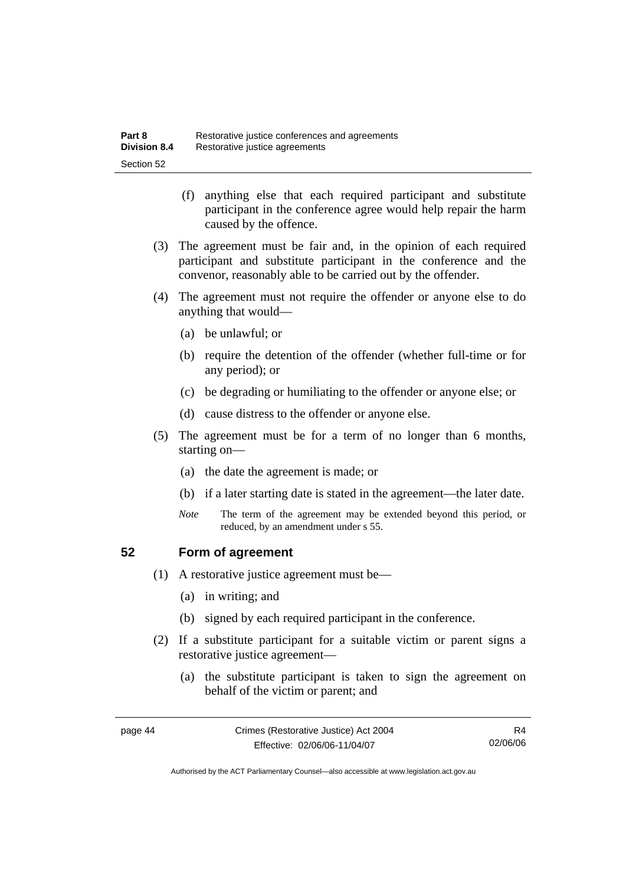(f) anything else that each required participant and substitute participant in the conference agree would help repair the harm caused by the offence.

(3) The agreement must be fair and, in the opinion of each required participant and substitute participant in the conference and the convenor, reasonably able to be carried out by the offender.

(4) The agreement must not require the offender or anyone else to do anything that would—

(a) be unlawful; or

(b) require the detention of the offender (whether full-time or for any period); or

(c) be degrading or humiliating to the offender or anyone else; or

(d) cause distress to the offender or anyone else.

(5) The agreement must be for a term of no longer than 6 months, starting on—

(a) the date the agreement is made; or

(b) if a later starting date is stated in the agreement—the later date.

*Note* The term of the agreement may be extended beyond this period, or reduced, by an amendment under s 55.

## 52 Form of agreement

(1) A restorative justice agreement must be—

(a) in writing; and

(b) signed by each required participant in the conference.

(2) If a substitute participant for a suitable victim or parent signs a restorative justice agreement—

(a) the substitute participant is taken to sign the agreement on behalf of the victim or parent; and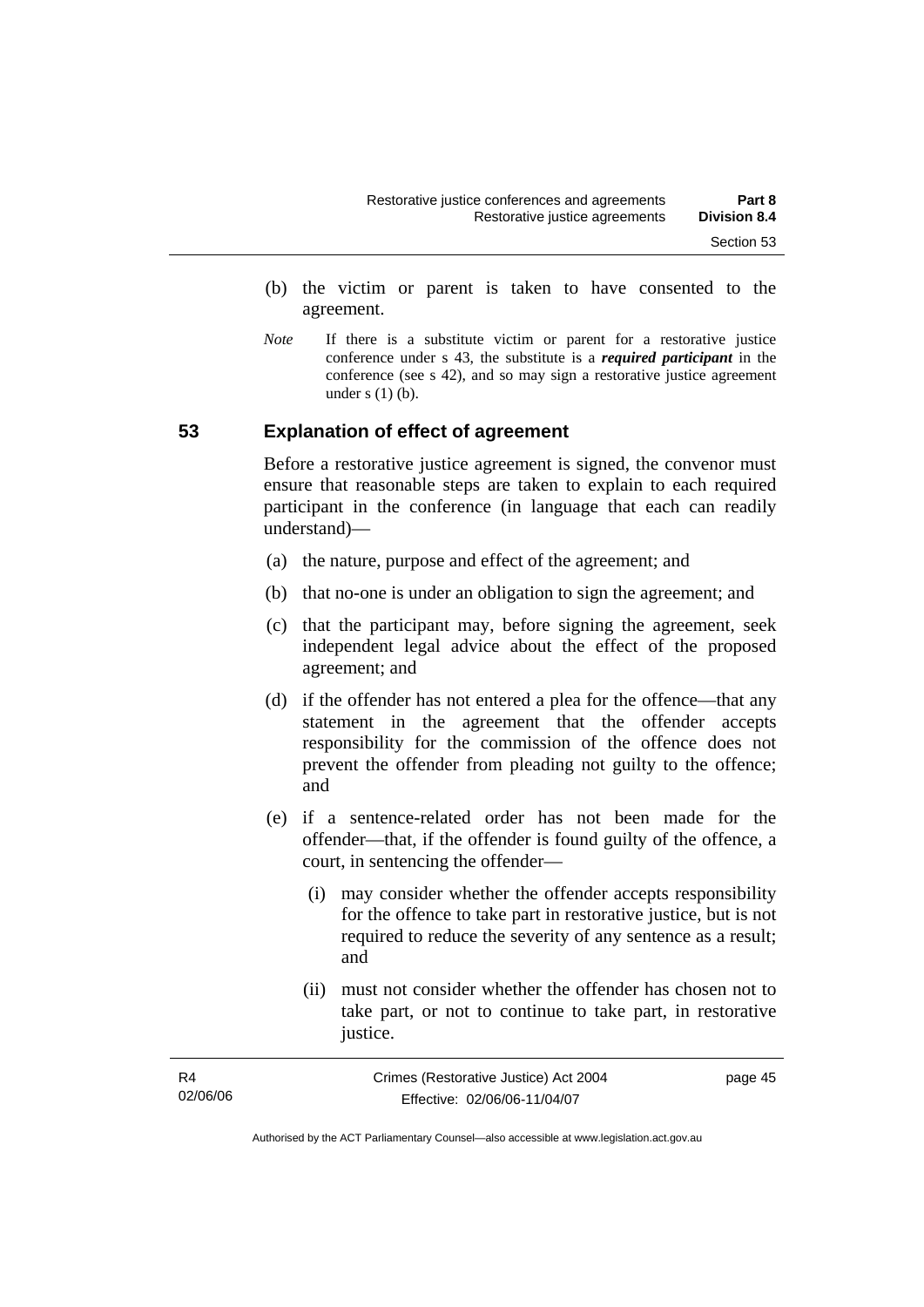(b) the victim or parent is taken to have consented to the agreement.

*Note* If there is a substitute victim or parent for a restorative justice conference under s 43, the substitute is a ***required participant*** in the conference (see s 42), and so may sign a restorative justice agreement under s (1) (b).

## 53 Explanation of effect of agreement

Before a restorative justice agreement is signed, the convenor must ensure that reasonable steps are taken to explain to each required participant in the conference (in language that each can readily understand)—

(a) the nature, purpose and effect of the agreement; and

(b) that no-one is under an obligation to sign the agreement; and

(c) that the participant may, before signing the agreement, seek independent legal advice about the effect of the proposed agreement; and

(d) if the offender has not entered a plea for the offence—that any statement in the agreement that the offender accepts responsibility for the commission of the offence does not prevent the offender from pleading not guilty to the offence; and

(e) if a sentence-related order has not been made for the offender—that, if the offender is found guilty of the offence, a court, in sentencing the offender—

(i) may consider whether the offender accepts responsibility for the offence to take part in restorative justice, but is not required to reduce the severity of any sentence as a result; and

(ii) must not consider whether the offender has chosen not to take part, or not to continue to take part, in restorative justice.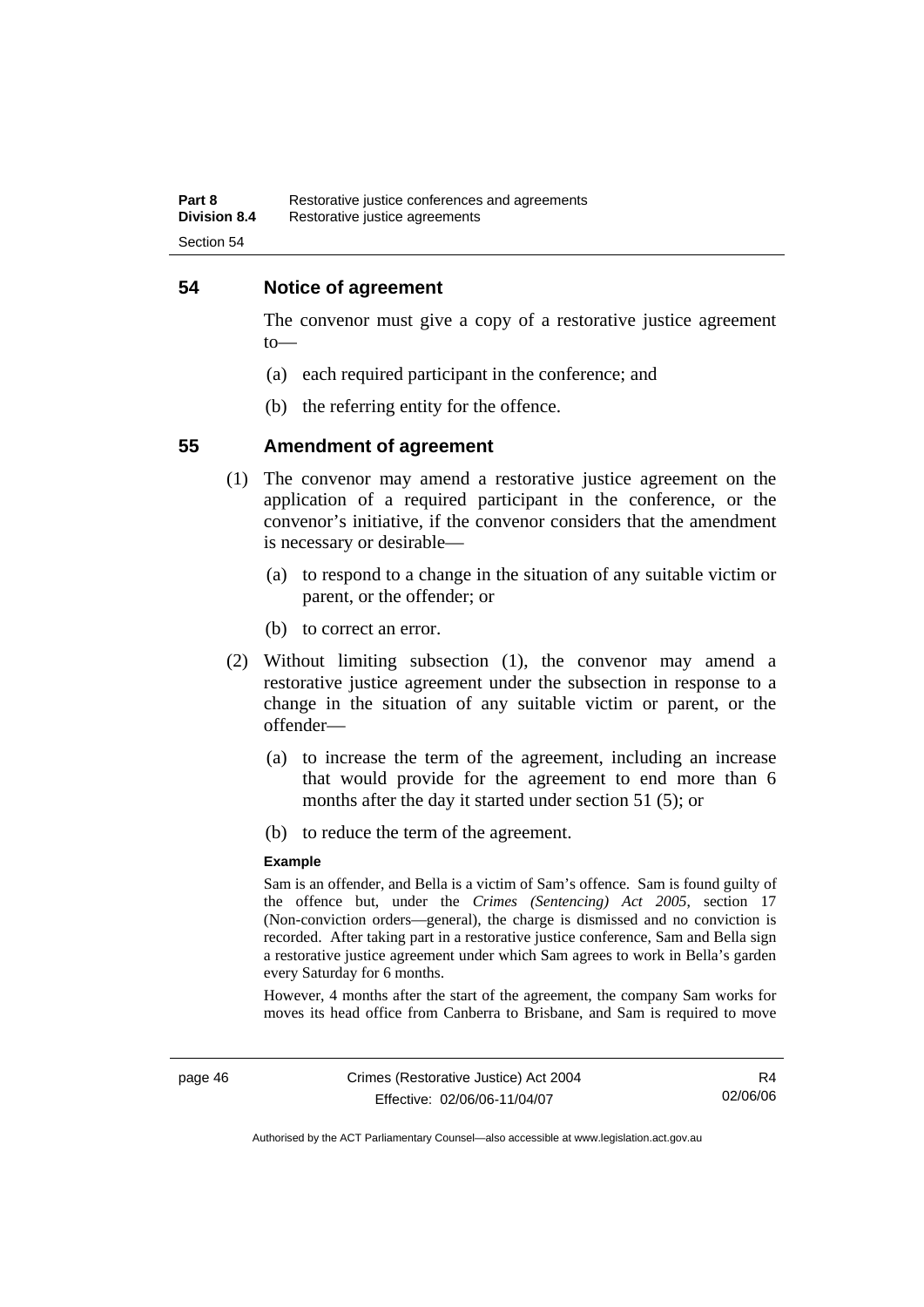## 54 Notice of agreement

The convenor must give a copy of a restorative justice agreement to—

(a) each required participant in the conference; and

(b) the referring entity for the offence.

## 55 Amendment of agreement

(1) The convenor may amend a restorative justice agreement on the application of a required participant in the conference, or the convenor's initiative, if the convenor considers that the amendment is necessary or desirable—

(a) to respond to a change in the situation of any suitable victim or parent, or the offender; or

(b) to correct an error.

(2) Without limiting subsection (1), the convenor may amend a restorative justice agreement under the subsection in response to a change in the situation of any suitable victim or parent, or the offender—

(a) to increase the term of the agreement, including an increase that would provide for the agreement to end more than 6 months after the day it started under section 51 (5); or

(b) to reduce the term of the agreement.

**Example**

Sam is an offender, and Bella is a victim of Sam's offence. Sam is found guilty of the offence but, under the *Crimes (Sentencing) Act 2005*, section 17 (Non-conviction orders—general), the charge is dismissed and no conviction is recorded. After taking part in a restorative justice conference, Sam and Bella sign a restorative justice agreement under which Sam agrees to work in Bella's garden every Saturday for 6 months.

However, 4 months after the start of the agreement, the company Sam works for moves its head office from Canberra to Brisbane, and Sam is required to move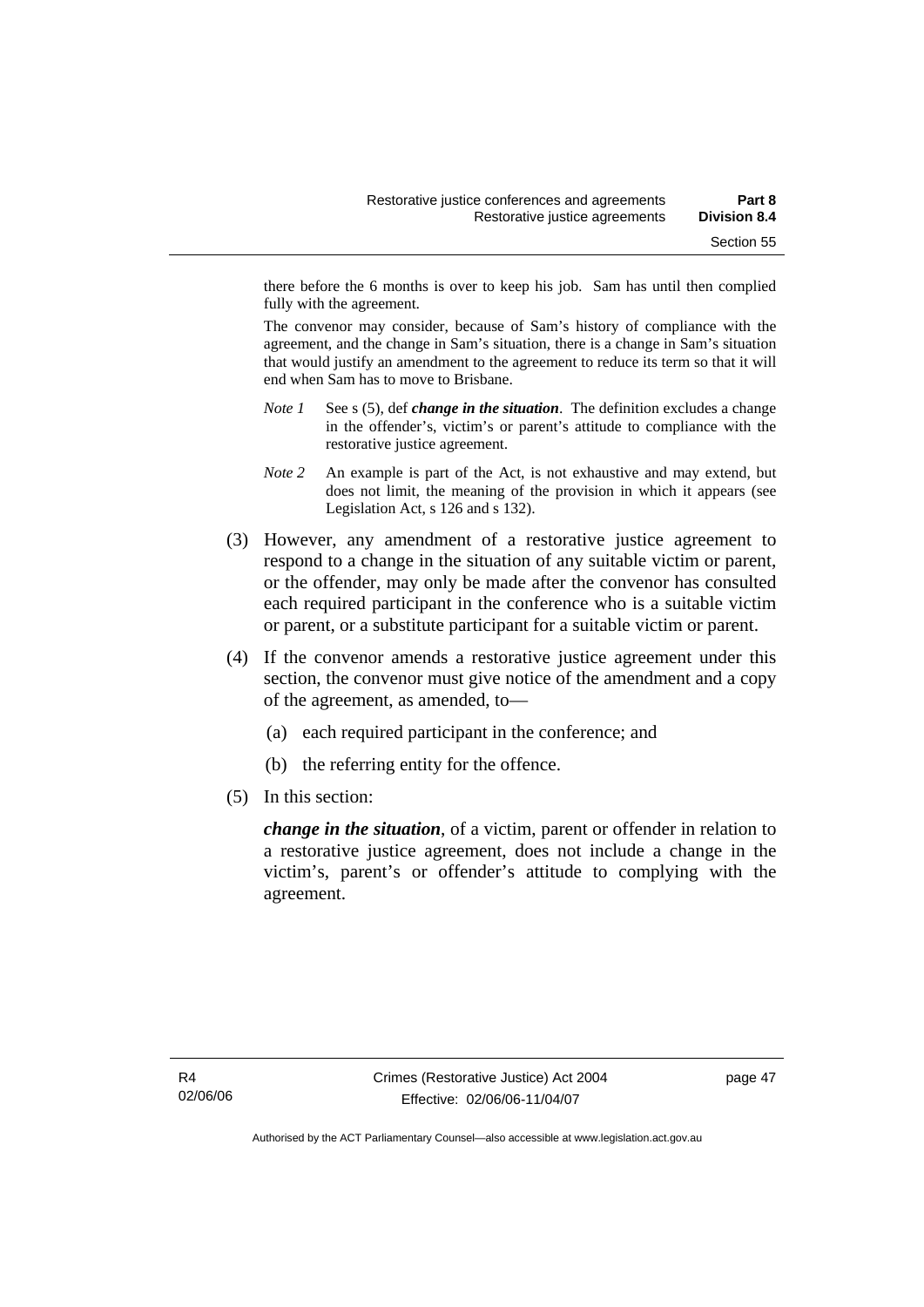there before the 6 months is over to keep his job. Sam has until then complied fully with the agreement.

The convenor may consider, because of Sam's history of compliance with the agreement, and the change in Sam's situation, there is a change in Sam's situation that would justify an amendment to the agreement to reduce its term so that it will end when Sam has to move to Brisbane.

*Note 1* See s (5), def ***change in the situation***. The definition excludes a change in the offender's, victim's or parent's attitude to compliance with the restorative justice agreement.

*Note 2* An example is part of the Act, is not exhaustive and may extend, but does not limit, the meaning of the provision in which it appears (see Legislation Act, s 126 and s 132).

(3) However, any amendment of a restorative justice agreement to respond to a change in the situation of any suitable victim or parent, or the offender, may only be made after the convenor has consulted each required participant in the conference who is a suitable victim or parent, or a substitute participant for a suitable victim or parent.

(4) If the convenor amends a restorative justice agreement under this section, the convenor must give notice of the amendment and a copy of the agreement, as amended, to—

(a) each required participant in the conference; and

(b) the referring entity for the offence.

(5) In this section:

***change in the situation***, of a victim, parent or offender in relation to a restorative justice agreement, does not include a change in the victim's, parent's or offender's attitude to complying with the agreement.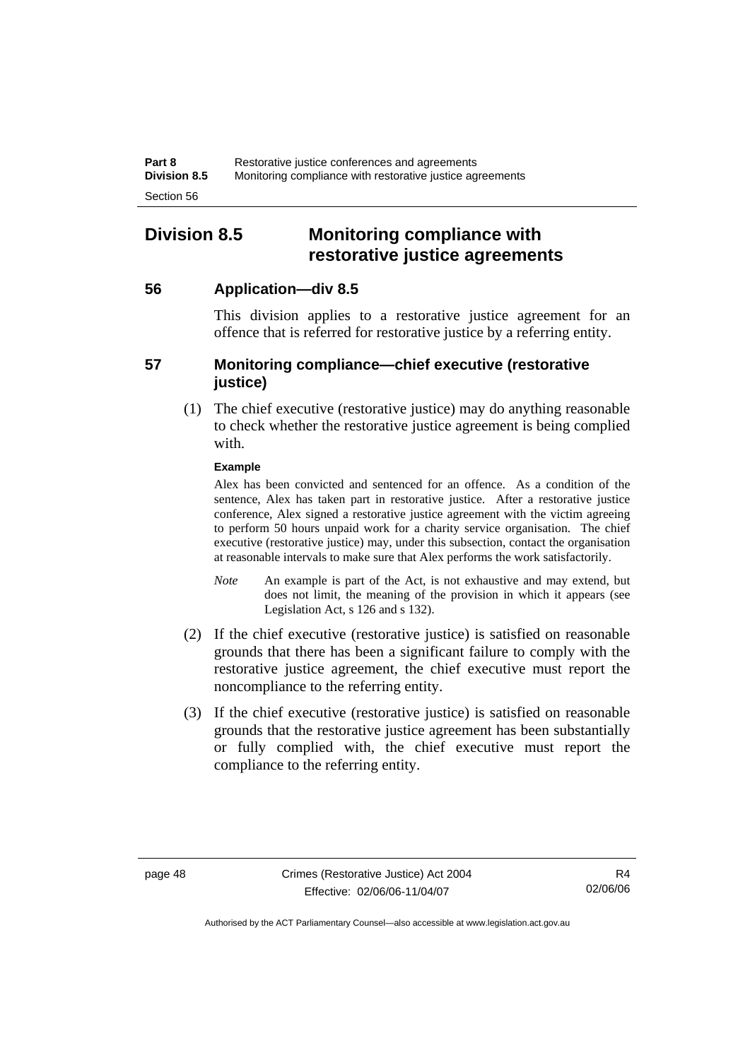## Division 8.5 Monitoring compliance with restorative justice agreements

### 56 Application—div 8.5

This division applies to a restorative justice agreement for an offence that is referred for restorative justice by a referring entity.

### 57 Monitoring compliance—chief executive (restorative justice)

(1) The chief executive (restorative justice) may do anything reasonable to check whether the restorative justice agreement is being complied with.

**Example**

Alex has been convicted and sentenced for an offence. As a condition of the sentence, Alex has taken part in restorative justice. After a restorative justice conference, Alex signed a restorative justice agreement with the victim agreeing to perform 50 hours unpaid work for a charity service organisation. The chief executive (restorative justice) may, under this subsection, contact the organisation at reasonable intervals to make sure that Alex performs the work satisfactorily.

*Note* An example is part of the Act, is not exhaustive and may extend, but does not limit, the meaning of the provision in which it appears (see Legislation Act, s 126 and s 132).

(2) If the chief executive (restorative justice) is satisfied on reasonable grounds that there has been a significant failure to comply with the restorative justice agreement, the chief executive must report the noncompliance to the referring entity.

(3) If the chief executive (restorative justice) is satisfied on reasonable grounds that the restorative justice agreement has been substantially or fully complied with, the chief executive must report the compliance to the referring entity.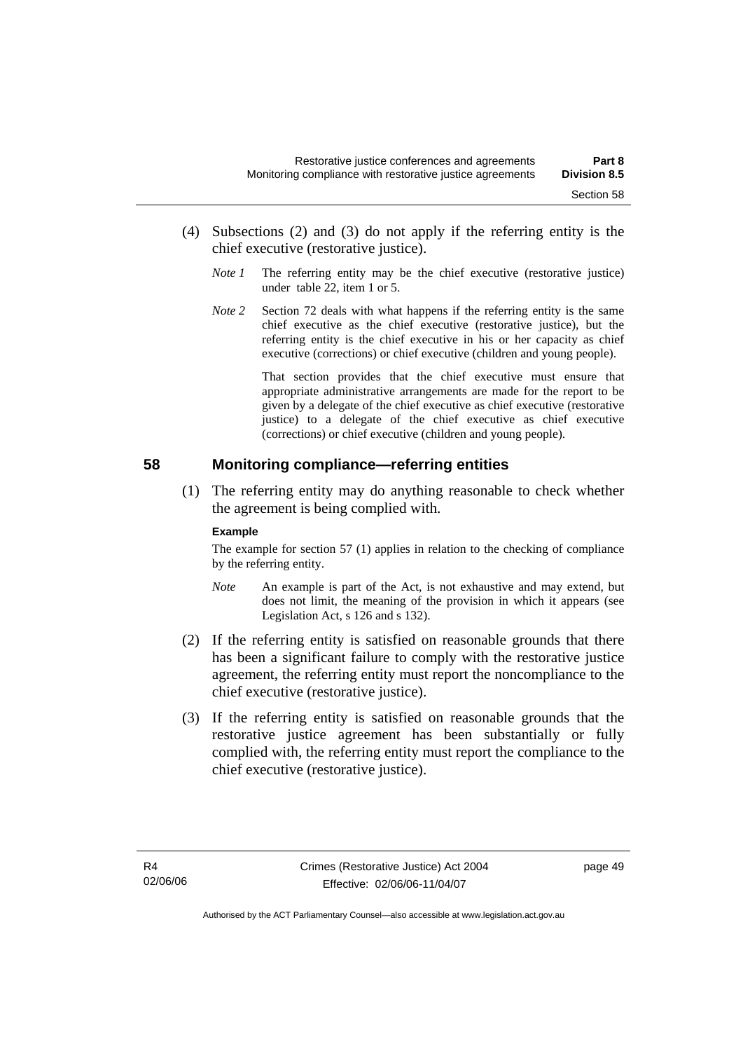(4) Subsections (2) and (3) do not apply if the referring entity is the chief executive (restorative justice).

*Note 1* The referring entity may be the chief executive (restorative justice) under table 22, item 1 or 5.

*Note 2* Section 72 deals with what happens if the referring entity is the same chief executive as the chief executive (restorative justice), but the referring entity is the chief executive in his or her capacity as chief executive (corrections) or chief executive (children and young people).

That section provides that the chief executive must ensure that appropriate administrative arrangements are made for the report to be given by a delegate of the chief executive as chief executive (restorative justice) to a delegate of the chief executive as chief executive (corrections) or chief executive (children and young people).

## 58 Monitoring compliance—referring entities

(1) The referring entity may do anything reasonable to check whether the agreement is being complied with.

**Example**

The example for section 57 (1) applies in relation to the checking of compliance by the referring entity.

*Note* An example is part of the Act, is not exhaustive and may extend, but does not limit, the meaning of the provision in which it appears (see Legislation Act, s 126 and s 132).

(2) If the referring entity is satisfied on reasonable grounds that there has been a significant failure to comply with the restorative justice agreement, the referring entity must report the noncompliance to the chief executive (restorative justice).

(3) If the referring entity is satisfied on reasonable grounds that the restorative justice agreement has been substantially or fully complied with, the referring entity must report the compliance to the chief executive (restorative justice).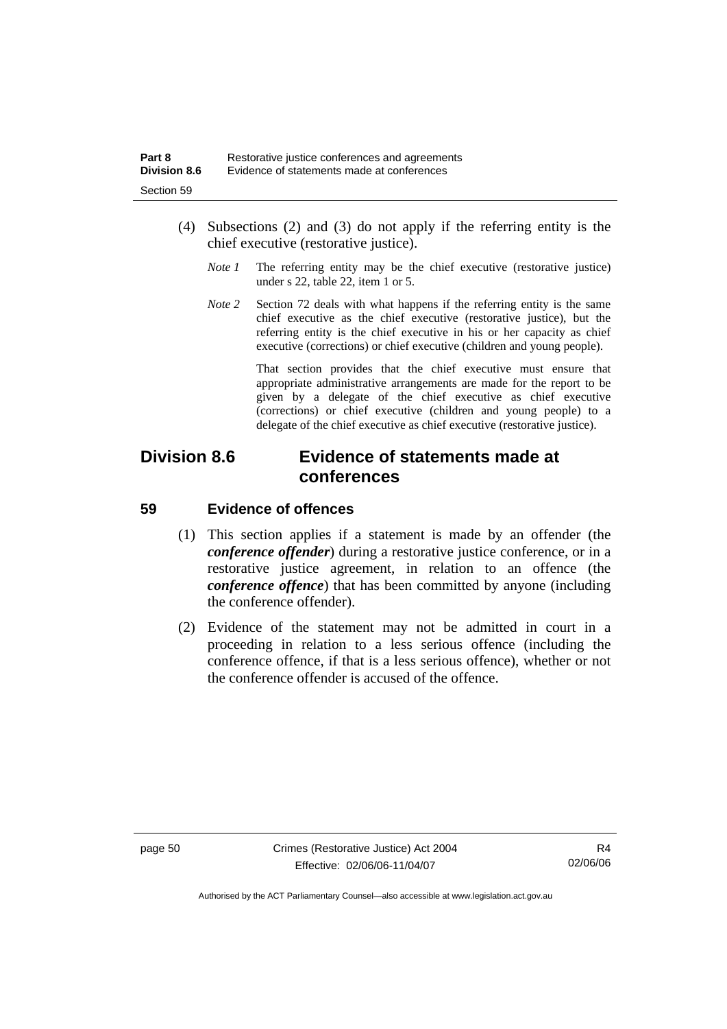(4) Subsections (2) and (3) do not apply if the referring entity is the chief executive (restorative justice).

*Note 1* The referring entity may be the chief executive (restorative justice) under s 22, table 22, item 1 or 5.

*Note 2* Section 72 deals with what happens if the referring entity is the same chief executive as the chief executive (restorative justice), but the referring entity is the chief executive in his or her capacity as chief executive (corrections) or chief executive (children and young people).

That section provides that the chief executive must ensure that appropriate administrative arrangements are made for the report to be given by a delegate of the chief executive as chief executive (corrections) or chief executive (children and young people) to a delegate of the chief executive as chief executive (restorative justice).

## Division 8.6 Evidence of statements made at conferences

### 59 Evidence of offences

(1) This section applies if a statement is made by an offender (the ***conference offender***) during a restorative justice conference, or in a restorative justice agreement, in relation to an offence (the ***conference offence***) that has been committed by anyone (including the conference offender).

(2) Evidence of the statement may not be admitted in court in a proceeding in relation to a less serious offence (including the conference offence, if that is a less serious offence), whether or not the conference offender is accused of the offence.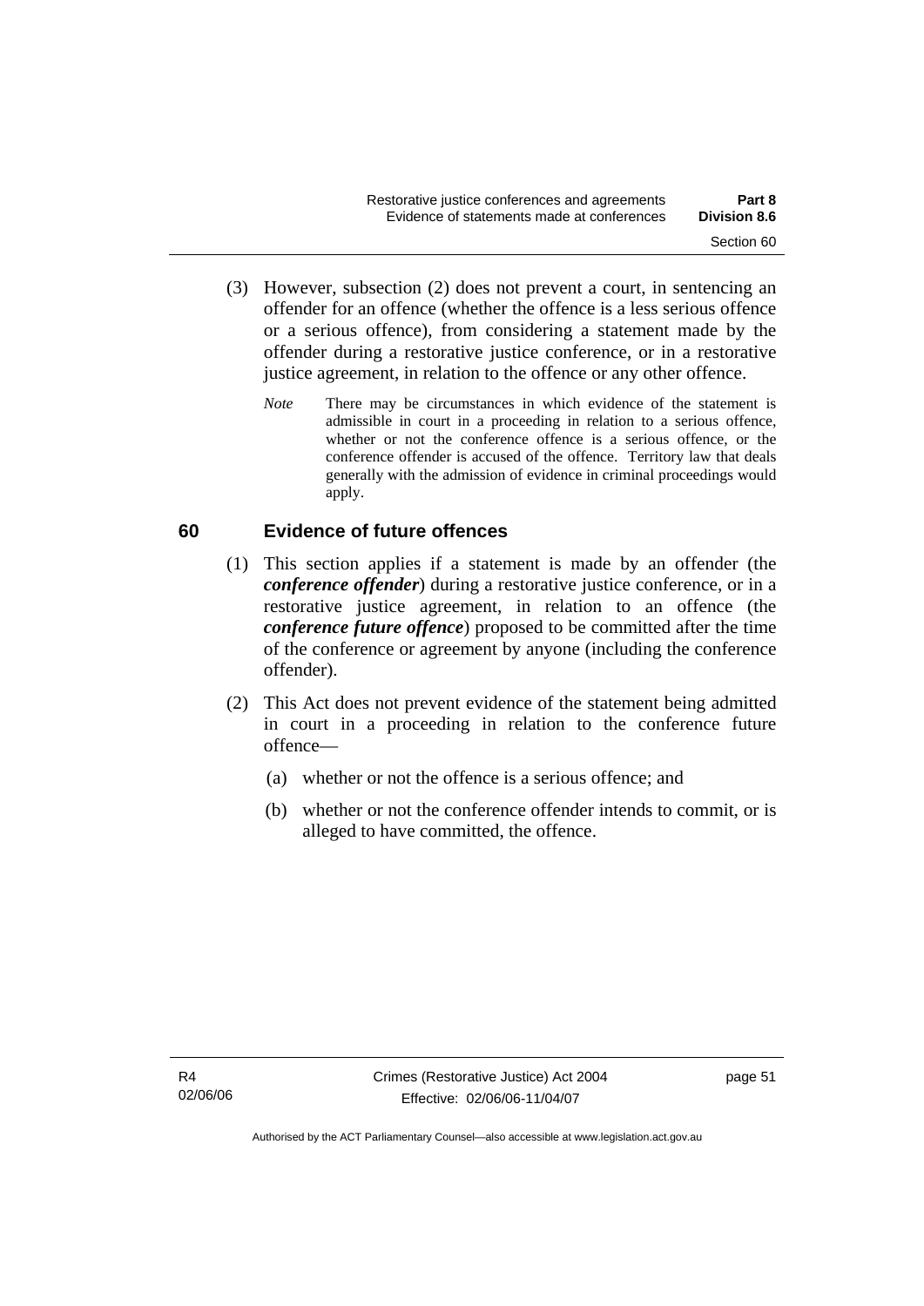(3) However, subsection (2) does not prevent a court, in sentencing an offender for an offence (whether the offence is a less serious offence or a serious offence), from considering a statement made by the offender during a restorative justice conference, or in a restorative justice agreement, in relation to the offence or any other offence.

*Note* There may be circumstances in which evidence of the statement is admissible in court in a proceeding in relation to a serious offence, whether or not the conference offence is a serious offence, or the conference offender is accused of the offence. Territory law that deals generally with the admission of evidence in criminal proceedings would apply.

## 60 Evidence of future offences

(1) This section applies if a statement is made by an offender (the ***conference offender***) during a restorative justice conference, or in a restorative justice agreement, in relation to an offence (the ***conference future offence***) proposed to be committed after the time of the conference or agreement by anyone (including the conference offender).

(2) This Act does not prevent evidence of the statement being admitted in court in a proceeding in relation to the conference future offence—

- (a) whether or not the offence is a serious offence; and
- (b) whether or not the conference offender intends to commit, or is alleged to have committed, the offence.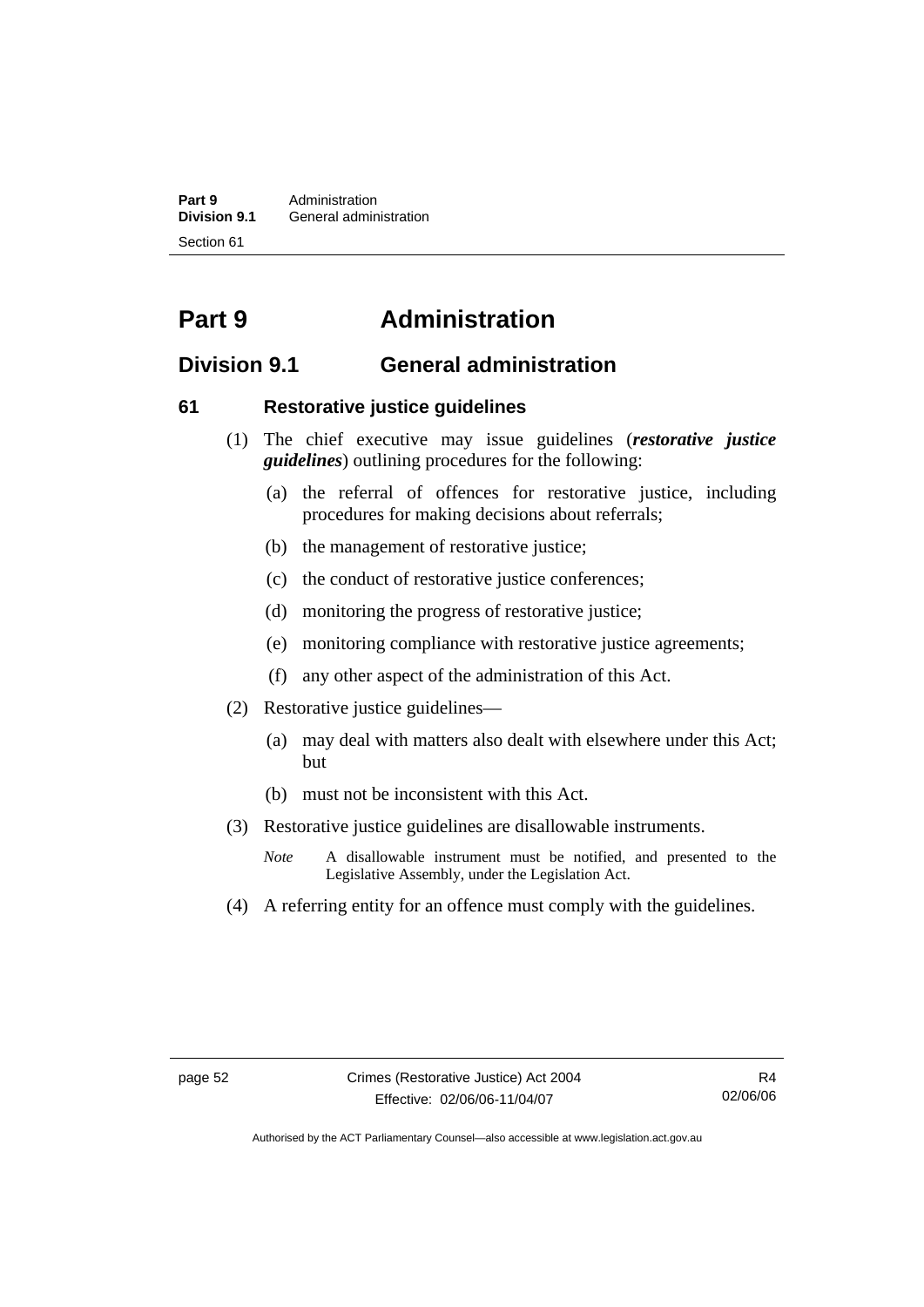# Part 9 Administration

## Division 9.1 General administration

### 61 Restorative justice guidelines

(1) The chief executive may issue guidelines (***restorative justice guidelines***) outlining procedures for the following:

(a) the referral of offences for restorative justice, including procedures for making decisions about referrals;

(b) the management of restorative justice;

(c) the conduct of restorative justice conferences;

(d) monitoring the progress of restorative justice;

(e) monitoring compliance with restorative justice agreements;

(f) any other aspect of the administration of this Act.

(2) Restorative justice guidelines—

(a) may deal with matters also dealt with elsewhere under this Act; but

(b) must not be inconsistent with this Act.

(3) Restorative justice guidelines are disallowable instruments.

*Note* A disallowable instrument must be notified, and presented to the Legislative Assembly, under the Legislation Act.

(4) A referring entity for an offence must comply with the guidelines.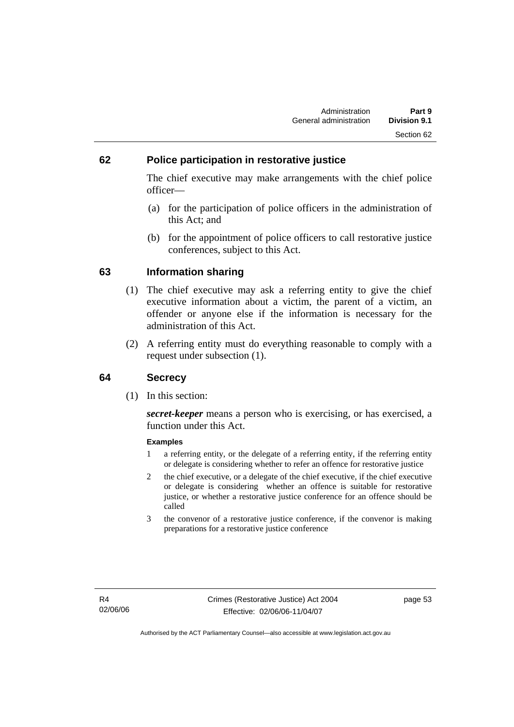## 62 Police participation in restorative justice

The chief executive may make arrangements with the chief police officer—

(a) for the participation of police officers in the administration of this Act; and

(b) for the appointment of police officers to call restorative justice conferences, subject to this Act.

## 63 Information sharing

(1) The chief executive may ask a referring entity to give the chief executive information about a victim, the parent of a victim, an offender or anyone else if the information is necessary for the administration of this Act.

(2) A referring entity must do everything reasonable to comply with a request under subsection (1).

## 64 Secrecy

(1) In this section:

***secret-keeper*** means a person who is exercising, or has exercised, a function under this Act.

**Examples**

1 a referring entity, or the delegate of a referring entity, if the referring entity or delegate is considering whether to refer an offence for restorative justice

2 the chief executive, or a delegate of the chief executive, if the chief executive or delegate is considering whether an offence is suitable for restorative justice, or whether a restorative justice conference for an offence should be called

3 the convenor of a restorative justice conference, if the convenor is making preparations for a restorative justice conference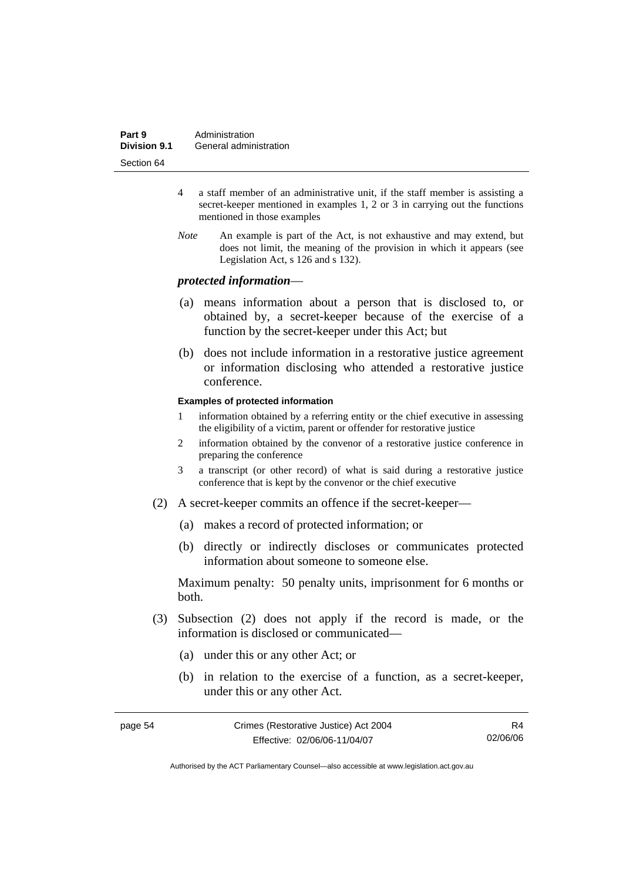4 a staff member of an administrative unit, if the staff member is assisting a secret-keeper mentioned in examples 1, 2 or 3 in carrying out the functions mentioned in those examples

*Note* An example is part of the Act, is not exhaustive and may extend, but does not limit, the meaning of the provision in which it appears (see Legislation Act, s 126 and s 132).

***protected information***—

(a) means information about a person that is disclosed to, or obtained by, a secret-keeper because of the exercise of a function by the secret-keeper under this Act; but

(b) does not include information in a restorative justice agreement or information disclosing who attended a restorative justice conference.

**Examples of protected information**

1 information obtained by a referring entity or the chief executive in assessing the eligibility of a victim, parent or offender for restorative justice

2 information obtained by the convenor of a restorative justice conference in preparing the conference

3 a transcript (or other record) of what is said during a restorative justice conference that is kept by the convenor or the chief executive

(2) A secret-keeper commits an offence if the secret-keeper—

(a) makes a record of protected information; or

(b) directly or indirectly discloses or communicates protected information about someone to someone else.

Maximum penalty: 50 penalty units, imprisonment for 6 months or both.

(3) Subsection (2) does not apply if the record is made, or the information is disclosed or communicated—

(a) under this or any other Act; or

(b) in relation to the exercise of a function, as a secret-keeper, under this or any other Act.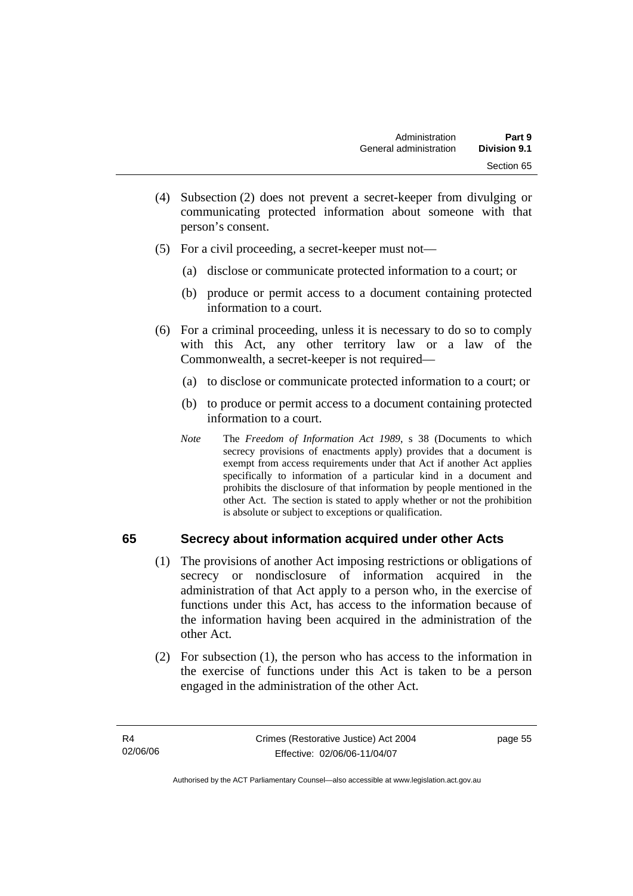(4) Subsection (2) does not prevent a secret-keeper from divulging or communicating protected information about someone with that person's consent.

(5) For a civil proceeding, a secret-keeper must not—

(a) disclose or communicate protected information to a court; or

(b) produce or permit access to a document containing protected information to a court.

(6) For a criminal proceeding, unless it is necessary to do so to comply with this Act, any other territory law or a law of the Commonwealth, a secret-keeper is not required—

(a) to disclose or communicate protected information to a court; or

(b) to produce or permit access to a document containing protected information to a court.

*Note* The *Freedom of Information Act 1989*, s 38 (Documents to which secrecy provisions of enactments apply) provides that a document is exempt from access requirements under that Act if another Act applies specifically to information of a particular kind in a document and prohibits the disclosure of that information by people mentioned in the other Act. The section is stated to apply whether or not the prohibition is absolute or subject to exceptions or qualification.

## 65 Secrecy about information acquired under other Acts

(1) The provisions of another Act imposing restrictions or obligations of secrecy or nondisclosure of information acquired in the administration of that Act apply to a person who, in the exercise of functions under this Act, has access to the information because of the information having been acquired in the administration of the other Act.

(2) For subsection (1), the person who has access to the information in the exercise of functions under this Act is taken to be a person engaged in the administration of the other Act.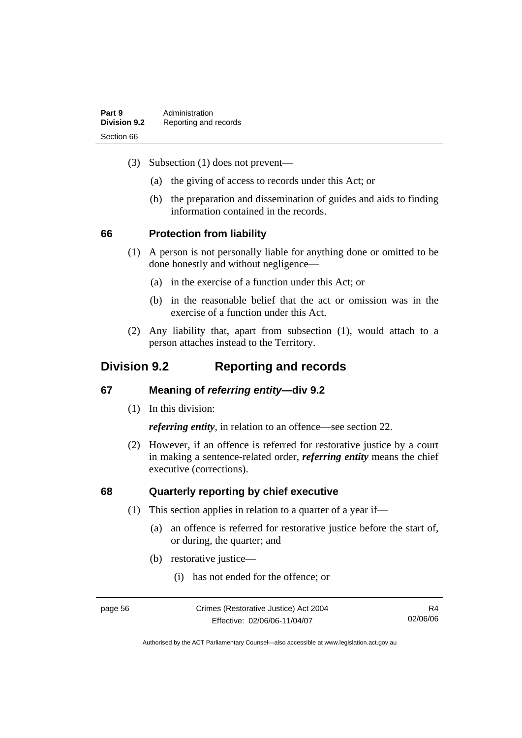(3) Subsection (1) does not prevent—

(a) the giving of access to records under this Act; or

(b) the preparation and dissemination of guides and aids to finding information contained in the records.

### 66 Protection from liability

(1) A person is not personally liable for anything done or omitted to be done honestly and without negligence—

(a) in the exercise of a function under this Act; or

(b) in the reasonable belief that the act or omission was in the exercise of a function under this Act.

(2) Any liability that, apart from subsection (1), would attach to a person attaches instead to the Territory.

## Division 9.2 Reporting and records

### 67 Meaning of *referring entity*—div 9.2

(1) In this division:

***referring entity***, in relation to an offence—see section 22.

(2) However, if an offence is referred for restorative justice by a court in making a sentence-related order, ***referring entity*** means the chief executive (corrections).

### 68 Quarterly reporting by chief executive

(1) This section applies in relation to a quarter of a year if—

(a) an offence is referred for restorative justice before the start of, or during, the quarter; and

(b) restorative justice—

(i) has not ended for the offence; or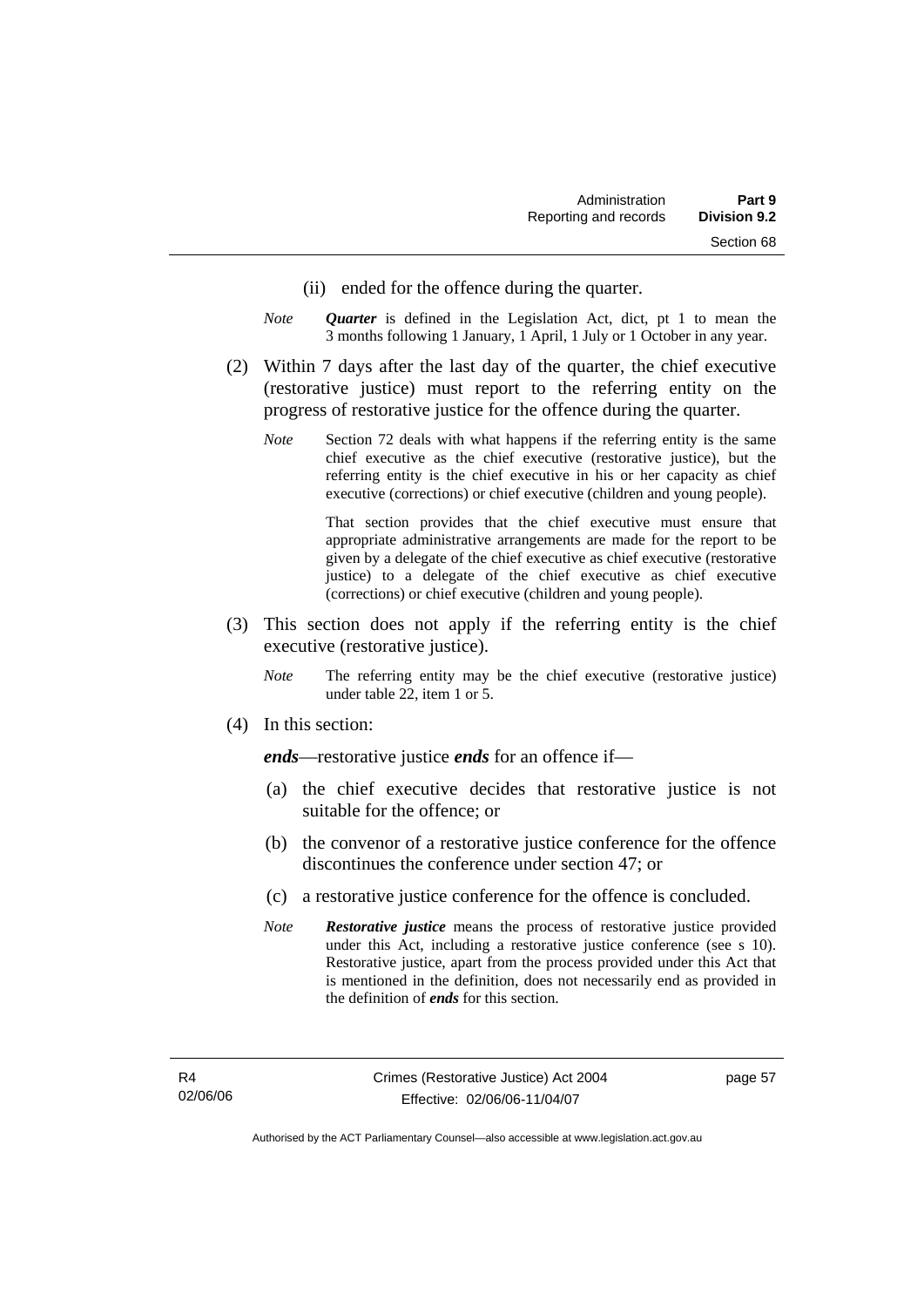(ii) ended for the offence during the quarter.

*Note* ***Quarter*** is defined in the Legislation Act, dict, pt 1 to mean the 3 months following 1 January, 1 April, 1 July or 1 October in any year.

(2) Within 7 days after the last day of the quarter, the chief executive (restorative justice) must report to the referring entity on the progress of restorative justice for the offence during the quarter.

*Note* Section 72 deals with what happens if the referring entity is the same chief executive as the chief executive (restorative justice), but the referring entity is the chief executive in his or her capacity as chief executive (corrections) or chief executive (children and young people).

That section provides that the chief executive must ensure that appropriate administrative arrangements are made for the report to be given by a delegate of the chief executive as chief executive (restorative justice) to a delegate of the chief executive as chief executive (corrections) or chief executive (children and young people).

(3) This section does not apply if the referring entity is the chief executive (restorative justice).

*Note* The referring entity may be the chief executive (restorative justice) under table 22, item 1 or 5.

(4) In this section:

***ends***—restorative justice ***ends*** for an offence if—

(a) the chief executive decides that restorative justice is not suitable for the offence; or

(b) the convenor of a restorative justice conference for the offence discontinues the conference under section 47; or

(c) a restorative justice conference for the offence is concluded.

*Note* ***Restorative justice*** means the process of restorative justice provided under this Act, including a restorative justice conference (see s 10). Restorative justice, apart from the process provided under this Act that is mentioned in the definition, does not necessarily end as provided in the definition of ***ends*** for this section.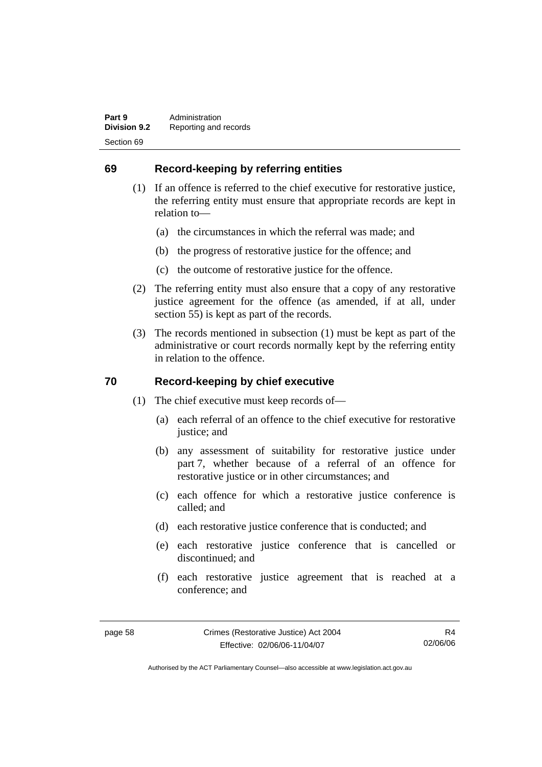## 69 Record-keeping by referring entities

(1) If an offence is referred to the chief executive for restorative justice, the referring entity must ensure that appropriate records are kept in relation to—

(a) the circumstances in which the referral was made; and

(b) the progress of restorative justice for the offence; and

(c) the outcome of restorative justice for the offence.

(2) The referring entity must also ensure that a copy of any restorative justice agreement for the offence (as amended, if at all, under section 55) is kept as part of the records.

(3) The records mentioned in subsection (1) must be kept as part of the administrative or court records normally kept by the referring entity in relation to the offence.

## 70 Record-keeping by chief executive

(1) The chief executive must keep records of—

(a) each referral of an offence to the chief executive for restorative justice; and

(b) any assessment of suitability for restorative justice under part 7, whether because of a referral of an offence for restorative justice or in other circumstances; and

(c) each offence for which a restorative justice conference is called; and

(d) each restorative justice conference that is conducted; and

(e) each restorative justice conference that is cancelled or discontinued; and

(f) each restorative justice agreement that is reached at a conference; and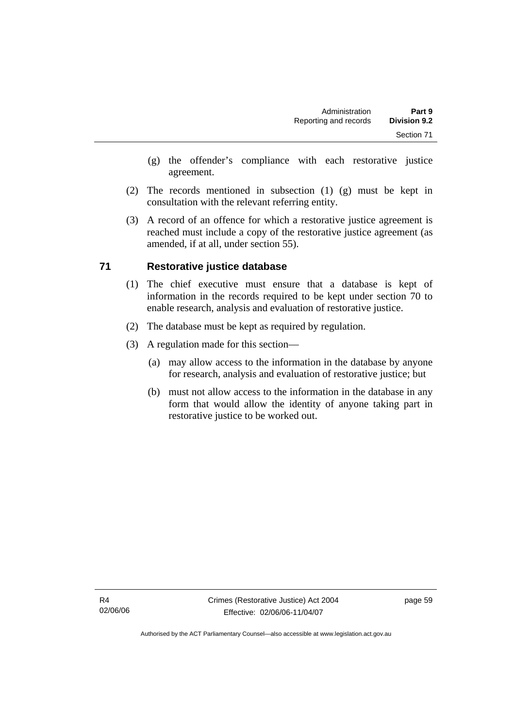(g) the offender's compliance with each restorative justice agreement.

(2) The records mentioned in subsection (1) (g) must be kept in consultation with the relevant referring entity.

(3) A record of an offence for which a restorative justice agreement is reached must include a copy of the restorative justice agreement (as amended, if at all, under section 55).

## 71 Restorative justice database

(1) The chief executive must ensure that a database is kept of information in the records required to be kept under section 70 to enable research, analysis and evaluation of restorative justice.

(2) The database must be kept as required by regulation.

(3) A regulation made for this section—

(a) may allow access to the information in the database by anyone for research, analysis and evaluation of restorative justice; but

(b) must not allow access to the information in the database in any form that would allow the identity of anyone taking part in restorative justice to be worked out.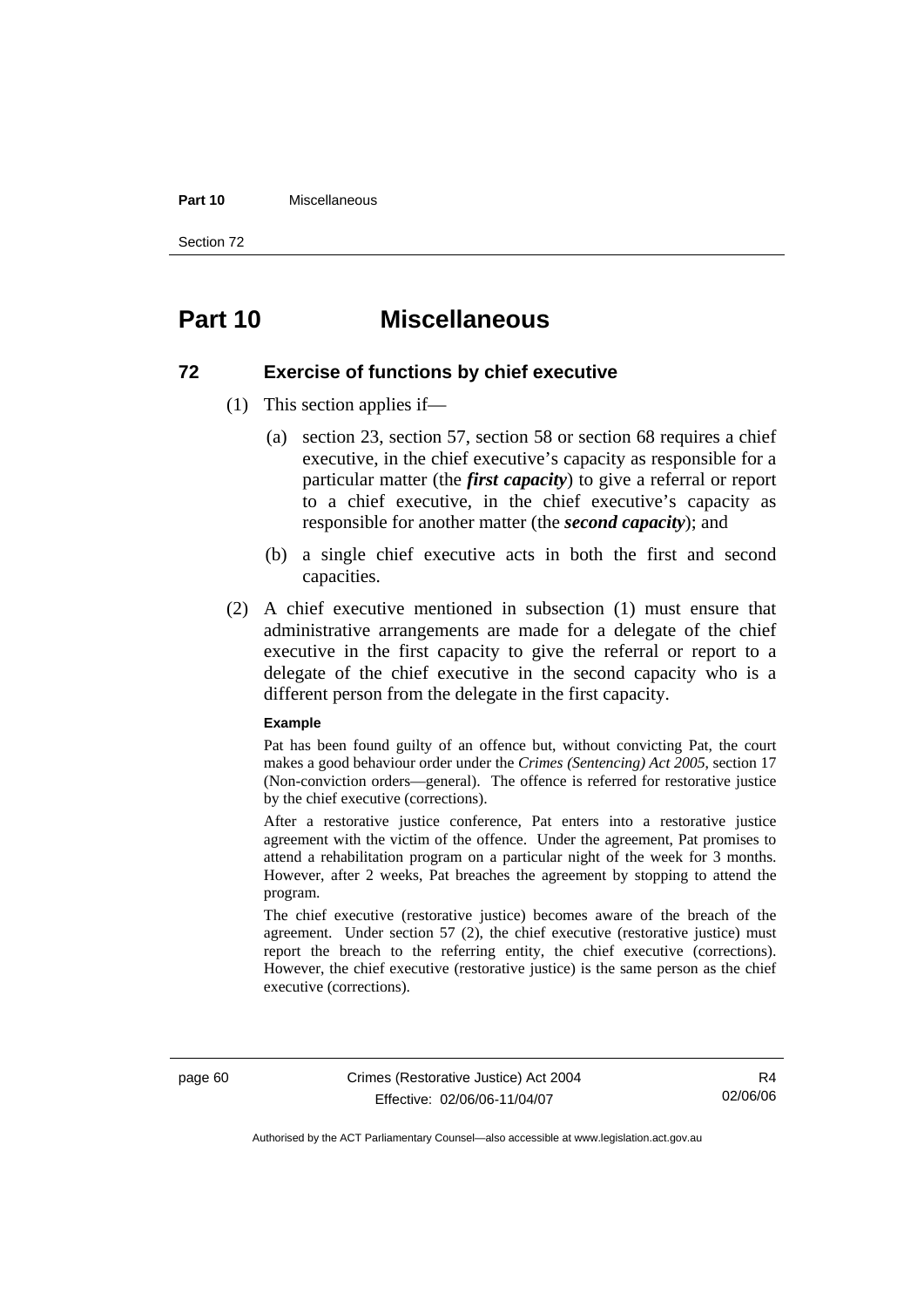# Part 10 Miscellaneous

## 72 Exercise of functions by chief executive

(1) This section applies if—

(a) section 23, section 57, section 58 or section 68 requires a chief executive, in the chief executive's capacity as responsible for a particular matter (the ***first capacity***) to give a referral or report to a chief executive, in the chief executive's capacity as responsible for another matter (the ***second capacity***); and

(b) a single chief executive acts in both the first and second capacities.

(2) A chief executive mentioned in subsection (1) must ensure that administrative arrangements are made for a delegate of the chief executive in the first capacity to give the referral or report to a delegate of the chief executive in the second capacity who is a different person from the delegate in the first capacity.

**Example**

Pat has been found guilty of an offence but, without convicting Pat, the court makes a good behaviour order under the *Crimes (Sentencing) Act 2005*, section 17 (Non-conviction orders—general). The offence is referred for restorative justice by the chief executive (corrections).

After a restorative justice conference, Pat enters into a restorative justice agreement with the victim of the offence. Under the agreement, Pat promises to attend a rehabilitation program on a particular night of the week for 3 months. However, after 2 weeks, Pat breaches the agreement by stopping to attend the program.

The chief executive (restorative justice) becomes aware of the breach of the agreement. Under section 57 (2), the chief executive (restorative justice) must report the breach to the referring entity, the chief executive (corrections). However, the chief executive (restorative justice) is the same person as the chief executive (corrections).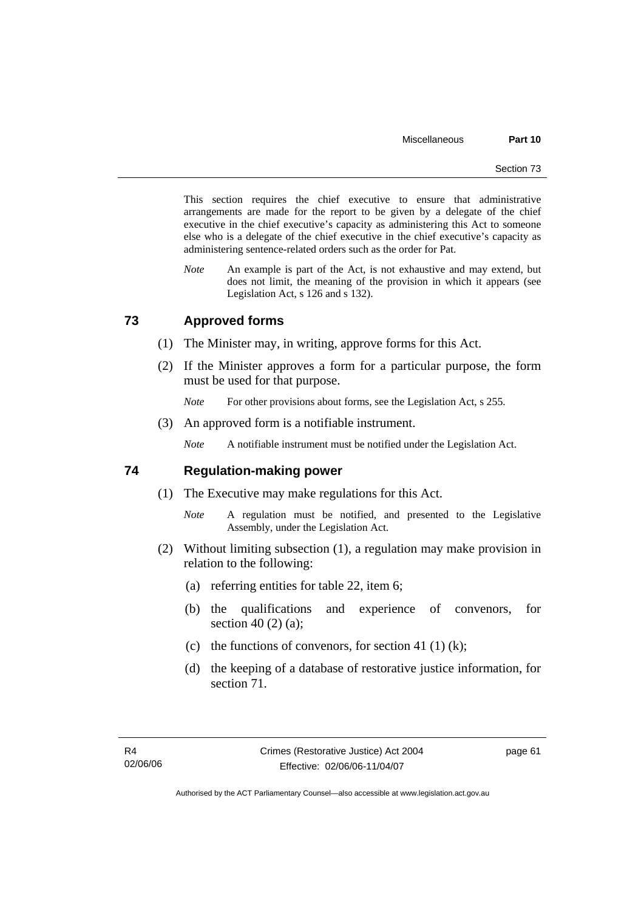This section requires the chief executive to ensure that administrative arrangements are made for the report to be given by a delegate of the chief executive in the chief executive's capacity as administering this Act to someone else who is a delegate of the chief executive in the chief executive's capacity as administering sentence-related orders such as the order for Pat.

*Note* An example is part of the Act, is not exhaustive and may extend, but does not limit, the meaning of the provision in which it appears (see Legislation Act, s 126 and s 132).

## 73 Approved forms

(1) The Minister may, in writing, approve forms for this Act.

(2) If the Minister approves a form for a particular purpose, the form must be used for that purpose.

*Note* For other provisions about forms, see the Legislation Act, s 255.

(3) An approved form is a notifiable instrument.

*Note* A notifiable instrument must be notified under the Legislation Act.

## 74 Regulation-making power

(1) The Executive may make regulations for this Act.

*Note* A regulation must be notified, and presented to the Legislative Assembly, under the Legislation Act.

(2) Without limiting subsection (1), a regulation may make provision in relation to the following:

(a) referring entities for table 22, item 6;

(b) the qualifications and experience of convenors, for section 40 (2) (a);

(c) the functions of convenors, for section 41 (1) (k);

(d) the keeping of a database of restorative justice information, for section 71.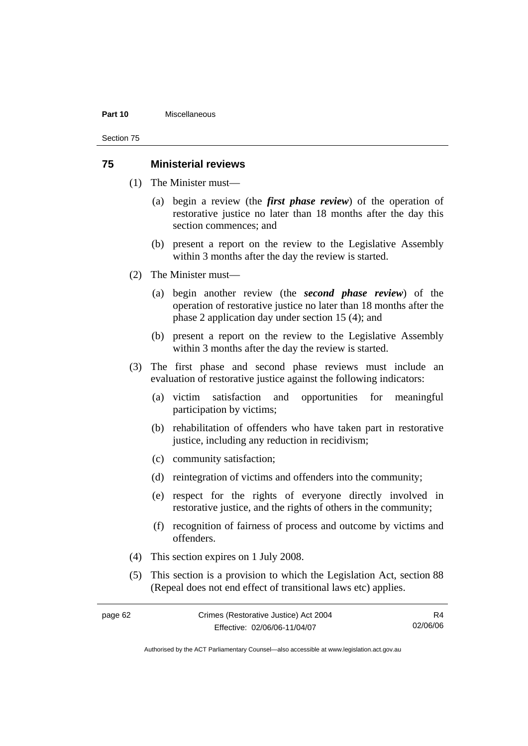## 75 Ministerial reviews

(1) The Minister must—

(a) begin a review (the ***first phase review***) of the operation of restorative justice no later than 18 months after the day this section commences; and

(b) present a report on the review to the Legislative Assembly within 3 months after the day the review is started.

(2) The Minister must—

(a) begin another review (the ***second phase review***) of the operation of restorative justice no later than 18 months after the phase 2 application day under section 15 (4); and

(b) present a report on the review to the Legislative Assembly within 3 months after the day the review is started.

(3) The first phase and second phase reviews must include an evaluation of restorative justice against the following indicators:

(a) victim satisfaction and opportunities for meaningful participation by victims;

(b) rehabilitation of offenders who have taken part in restorative justice, including any reduction in recidivism;

(c) community satisfaction;

(d) reintegration of victims and offenders into the community;

(e) respect for the rights of everyone directly involved in restorative justice, and the rights of others in the community;

(f) recognition of fairness of process and outcome by victims and offenders.

(4) This section expires on 1 July 2008.

(5) This section is a provision to which the Legislation Act, section 88 (Repeal does not end effect of transitional laws etc) applies.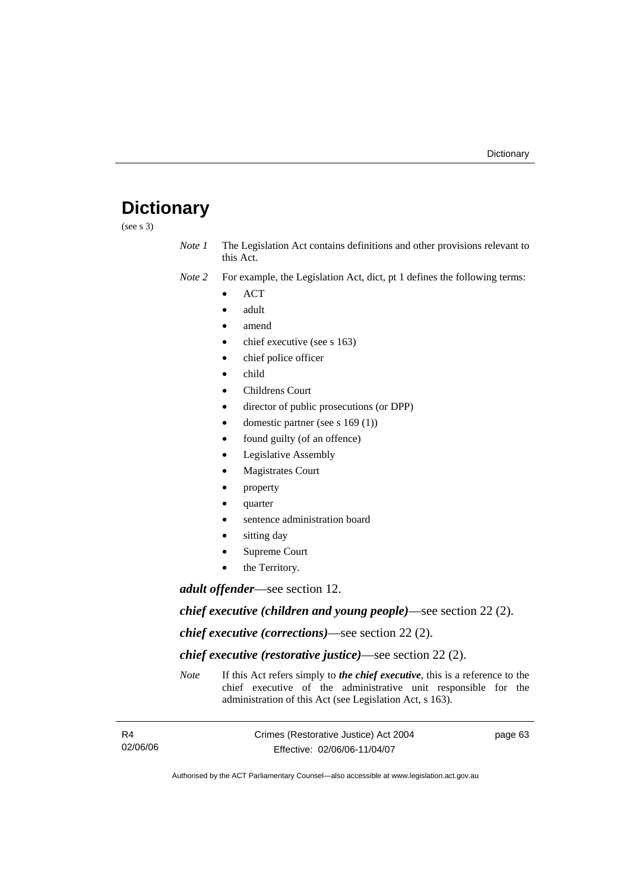# Dictionary

(see s 3)

*Note 1* The Legislation Act contains definitions and other provisions relevant to this Act.

*Note 2* For example, the Legislation Act, dict, pt 1 defines the following terms:

- ACT
- adult
- amend
- chief executive (see s 163)
- chief police officer
- child
- Childrens Court
- director of public prosecutions (or DPP)
- domestic partner (see s 169 (1))
- found guilty (of an offence)
- Legislative Assembly
- Magistrates Court
- property
- quarter
- sentence administration board
- sitting day
- Supreme Court
- the Territory.

***adult offender***—see section 12.

***chief executive (children and young people)***—see section 22 (2).

***chief executive (corrections)***—see section 22 (2).

***chief executive (restorative justice)***—see section 22 (2).

*Note* If this Act refers simply to ***the chief executive***, this is a reference to the chief executive of the administrative unit responsible for the administration of this Act (see Legislation Act, s 163).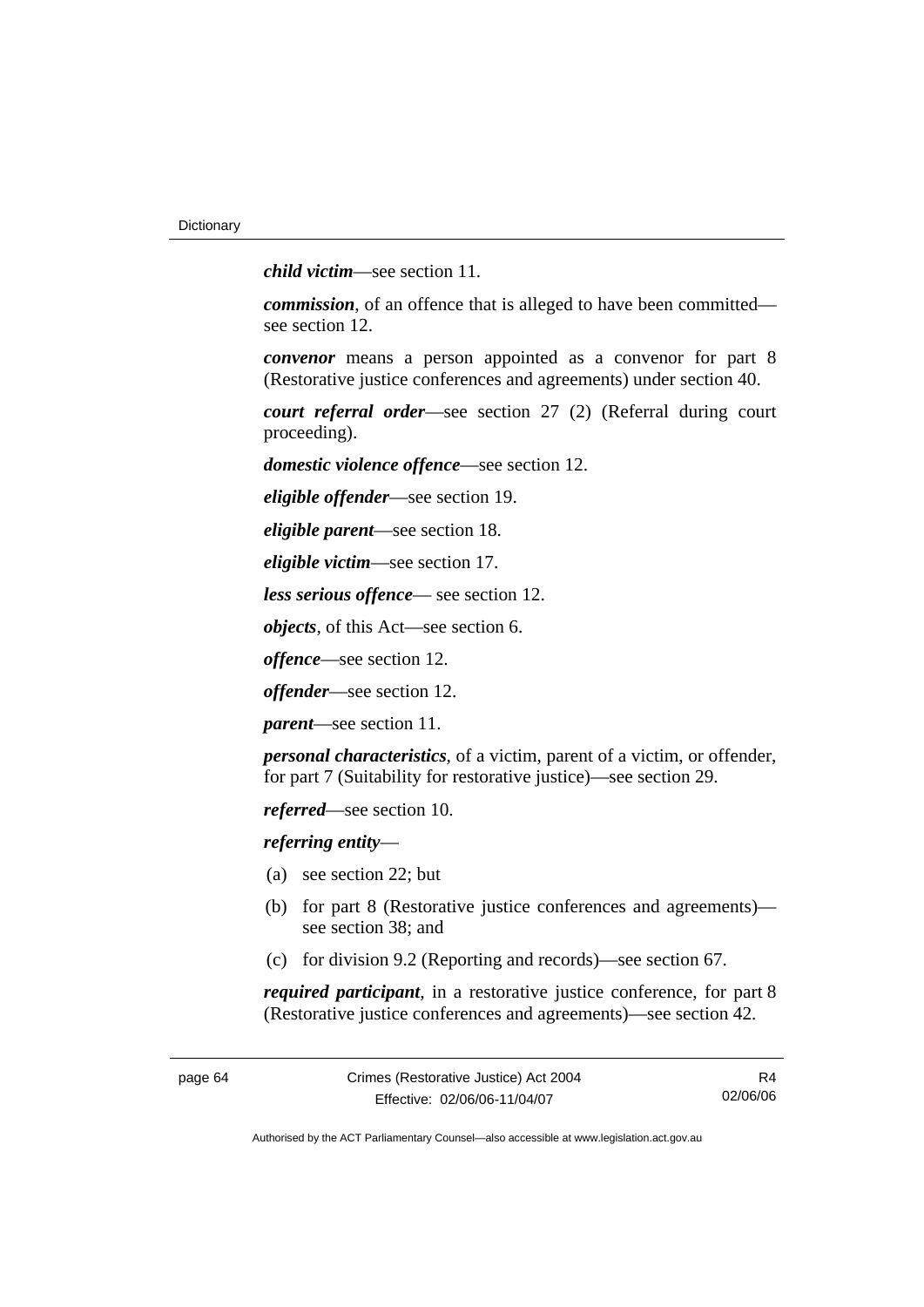***child victim***—see section 11.

***commission***, of an offence that is alleged to have been committed—see section 12.

***convenor*** means a person appointed as a convenor for part 8 (Restorative justice conferences and agreements) under section 40.

***court referral order***—see section 27 (2) (Referral during court proceeding).

***domestic violence offence***—see section 12.

***eligible offender***—see section 19.

***eligible parent***—see section 18.

***eligible victim***—see section 17.

***less serious offence***— see section 12.

***objects***, of this Act—see section 6.

***offence***—see section 12.

***offender***—see section 12.

***parent***—see section 11.

***personal characteristics***, of a victim, parent of a victim, or offender, for part 7 (Suitability for restorative justice)—see section 29.

***referred***—see section 10.

***referring entity***—

(a) see section 22; but

(b) for part 8 (Restorative justice conferences and agreements)—see section 38; and

(c) for division 9.2 (Reporting and records)—see section 67.

***required participant***, in a restorative justice conference, for part 8 (Restorative justice conferences and agreements)—see section 42.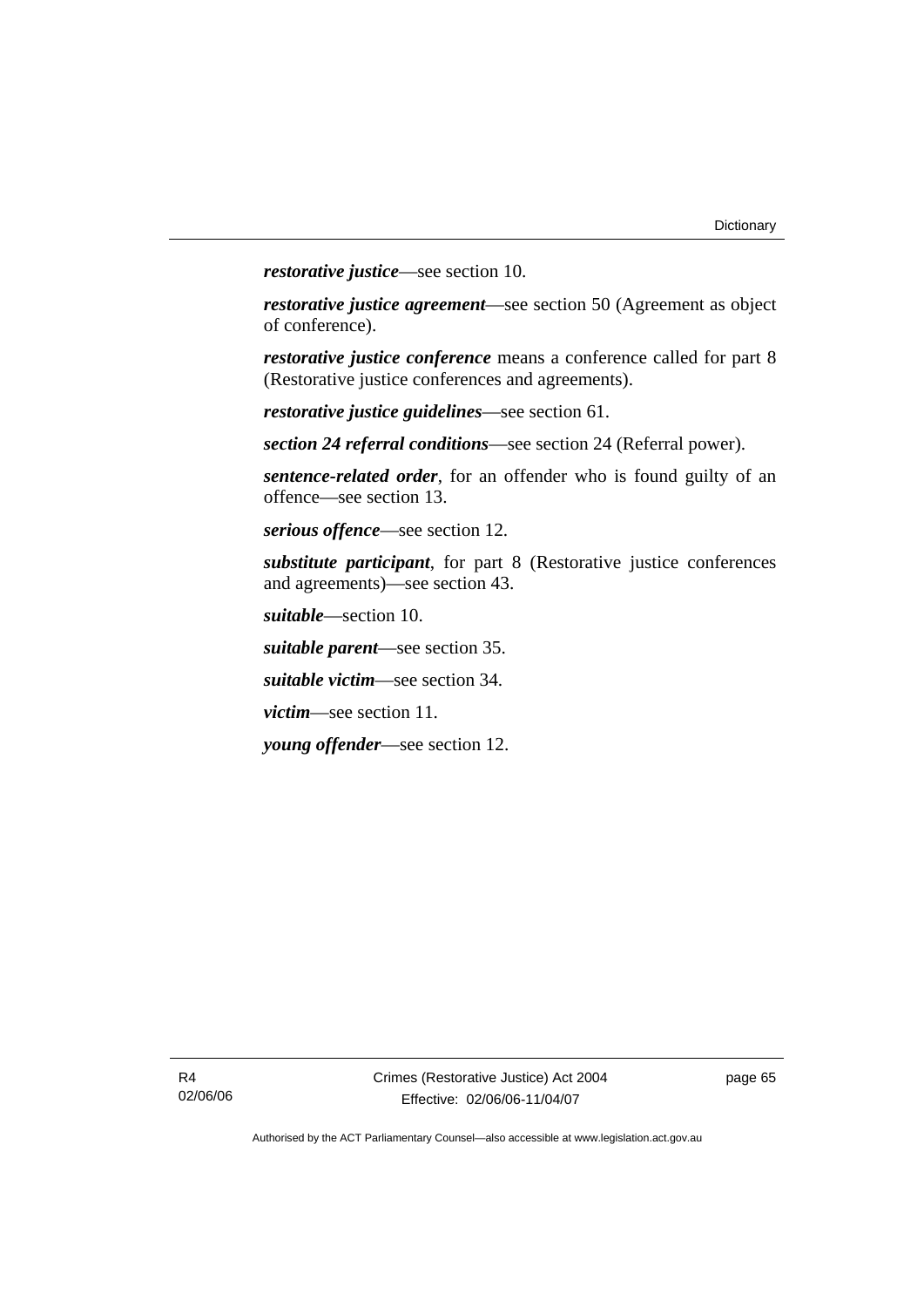***restorative justice***—see section 10.

***restorative justice agreement***—see section 50 (Agreement as object of conference).

***restorative justice conference*** means a conference called for part 8 (Restorative justice conferences and agreements).

***restorative justice guidelines***—see section 61.

***section 24 referral conditions***—see section 24 (Referral power).

***sentence-related order***, for an offender who is found guilty of an offence—see section 13.

***serious offence***—see section 12.

***substitute participant***, for part 8 (Restorative justice conferences and agreements)—see section 43.

***suitable***—section 10.

***suitable parent***—see section 35.

***suitable victim***—see section 34.

***victim***—see section 11.

***young offender***—see section 12.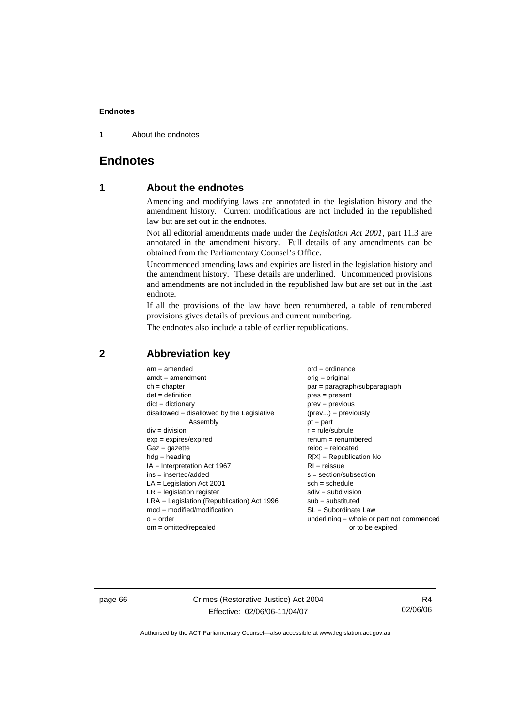# Endnotes

## 1 About the endnotes

Amending and modifying laws are annotated in the legislation history and the amendment history. Current modifications are not included in the republished law but are set out in the endnotes.

Not all editorial amendments made under the *Legislation Act 2001*, part 11.3 are annotated in the amendment history. Full details of any amendments can be obtained from the Parliamentary Counsel's Office.

Uncommenced amending laws and expiries are listed in the legislation history and the amendment history. These details are underlined. Uncommenced provisions and amendments are not included in the republished law but are set out in the last endnote.

If all the provisions of the law have been renumbered, a table of renumbered provisions gives details of previous and current numbering.

The endnotes also include a table of earlier republications.

## 2 Abbreviation key

am = amended
amdt = amendment
ch = chapter
def = definition
dict = dictionary
disallowed = disallowed by the Legislative Assembly
div = division
exp = expires/expired
Gaz = gazette
hdg = heading
IA = Interpretation Act 1967
ins = inserted/added
LA = Legislation Act 2001
LR = legislation register
LRA = Legislation (Republication) Act 1996
mod = modified/modification
o = order
om = omitted/repealed
ord = ordinance
orig = original
par = paragraph/subparagraph
pres = present
prev = previous
(prev...) = previously
pt = part
r = rule/subrule
renum = renumbered
reloc = relocated
R[X] = Republication No
RI = reissue
s = section/subsection
sch = schedule
sdiv = subdivision
sub = substituted
SL = Subordinate Law
underlining = whole or part not commenced or to be expired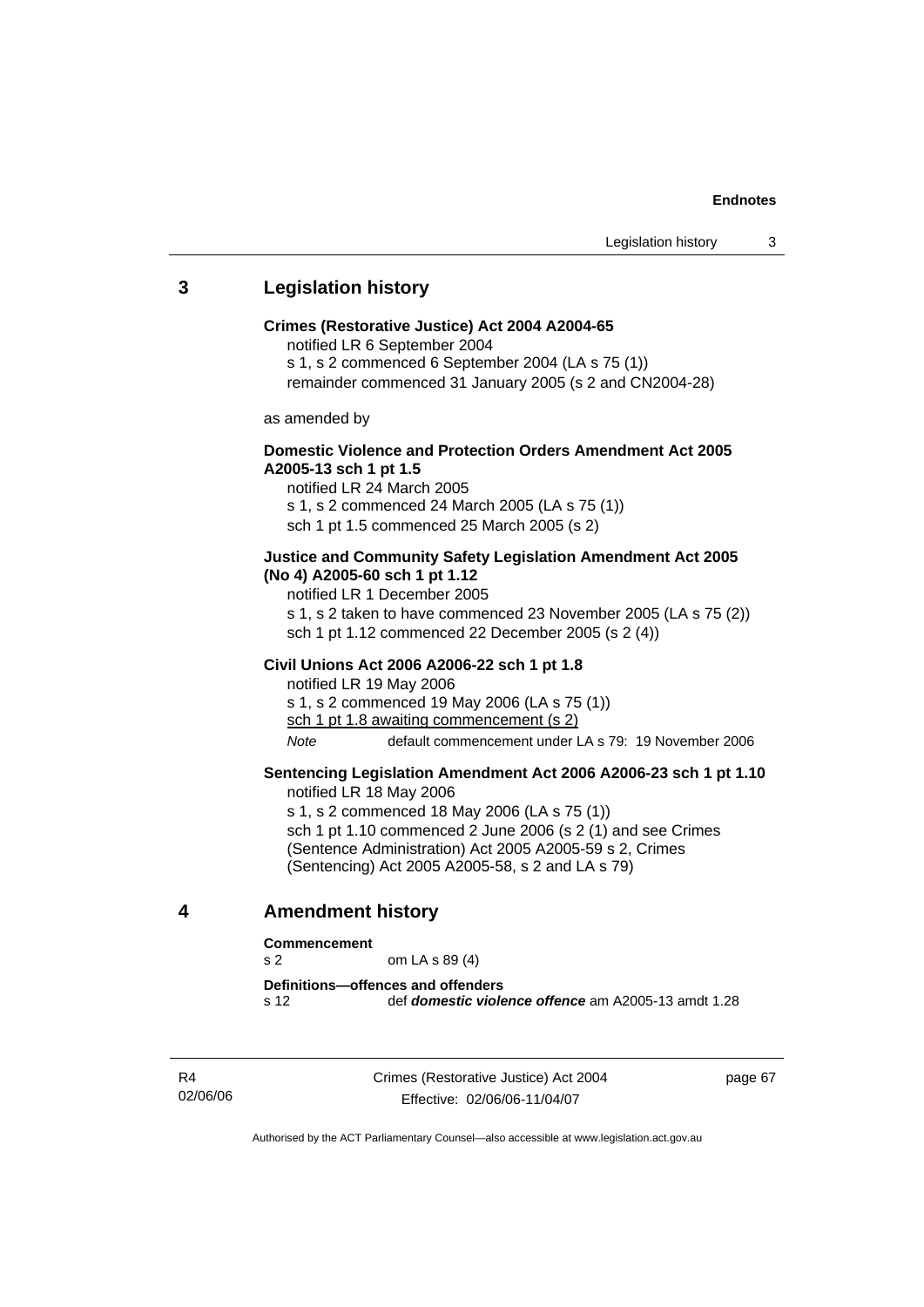## 3 Legislation history

**Crimes (Restorative Justice) Act 2004 A2004-65**

notified LR 6 September 2004

s 1, s 2 commenced 6 September 2004 (LA s 75 (1))

remainder commenced 31 January 2005 (s 2 and CN2004-28)

as amended by

**Domestic Violence and Protection Orders Amendment Act 2005 A2005-13 sch 1 pt 1.5**

notified LR 24 March 2005

s 1, s 2 commenced 24 March 2005 (LA s 75 (1))

sch 1 pt 1.5 commenced 25 March 2005 (s 2)

**Justice and Community Safety Legislation Amendment Act 2005 (No 4) A2005-60 sch 1 pt 1.12**

notified LR 1 December 2005

s 1, s 2 taken to have commenced 23 November 2005 (LA s 75 (2))

sch 1 pt 1.12 commenced 22 December 2005 (s 2 (4))

**Civil Unions Act 2006 A2006-22 sch 1 pt 1.8**

notified LR 19 May 2006

s 1, s 2 commenced 19 May 2006 (LA s 75 (1))

<u>sch 1 pt 1.8 awaiting commencement (s 2)</u>

*Note* default commencement under LA s 79: 19 November 2006

**Sentencing Legislation Amendment Act 2006 A2006-23 sch 1 pt 1.10**

notified LR 18 May 2006

s 1, s 2 commenced 18 May 2006 (LA s 75 (1))

sch 1 pt 1.10 commenced 2 June 2006 (s 2 (1) and see Crimes (Sentence Administration) Act 2005 A2005-59 s 2, Crimes (Sentencing) Act 2005 A2005-58, s 2 and LA s 79)

## 4 Amendment history

**Commencement**

s 2 om LA s 89 (4)

**Definitions—offences and offenders**

s 12 def ***domestic violence offence*** am A2005-13 amdt 1.28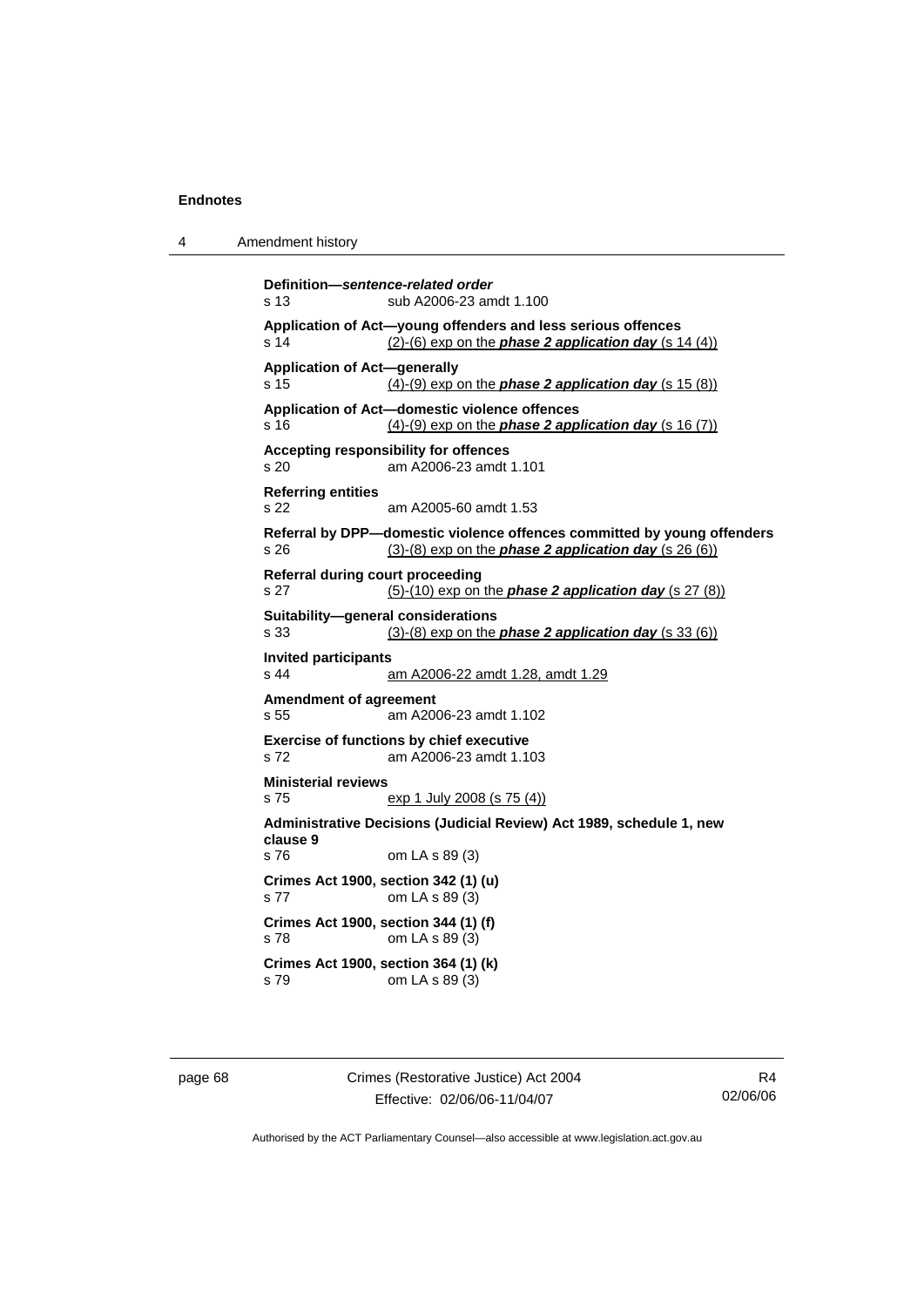**Definition—*sentence-related order***
s 13 sub A2006-23 amdt 1.100

**Application of Act—young offenders and less serious offences**
s 14 (2)-(6) exp on the ***phase 2 application day*** (s 14 (4))

**Application of Act—generally**
s 15 (4)-(9) exp on the ***phase 2 application day*** (s 15 (8))

**Application of Act—domestic violence offences**
s 16 (4)-(9) exp on the ***phase 2 application day*** (s 16 (7))

**Accepting responsibility for offences**
s 20 am A2006-23 amdt 1.101

**Referring entities**
s 22 am A2005-60 amdt 1.53

**Referral by DPP—domestic violence offences committed by young offenders**
s 26 (3)-(8) exp on the ***phase 2 application day*** (s 26 (6))

**Referral during court proceeding**
s 27 (5)-(10) exp on the ***phase 2 application day*** (s 27 (8))

**Suitability—general considerations**
s 33 (3)-(8) exp on the ***phase 2 application day*** (s 33 (6))

**Invited participants**
s 44 am A2006-22 amdt 1.28, amdt 1.29

**Amendment of agreement**
s 55 am A2006-23 amdt 1.102

**Exercise of functions by chief executive**
s 72 am A2006-23 amdt 1.103

**Ministerial reviews**
s 75 exp 1 July 2008 (s 75 (4))

**Administrative Decisions (Judicial Review) Act 1989, schedule 1, new clause 9**
s 76 om LA s 89 (3)

**Crimes Act 1900, section 342 (1) (u)**
s 77 om LA s 89 (3)

**Crimes Act 1900, section 344 (1) (f)**
s 78 om LA s 89 (3)

**Crimes Act 1900, section 364 (1) (k)**
s 79 om LA s 89 (3)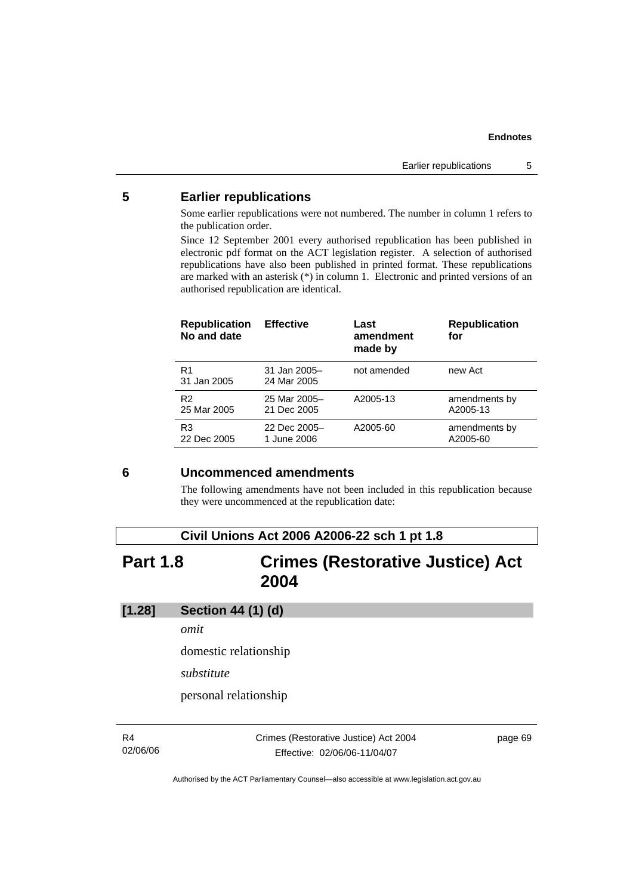## 5 Earlier republications

Some earlier republications were not numbered. The number in column 1 refers to the publication order.

Since 12 September 2001 every authorised republication has been published in electronic pdf format on the ACT legislation register. A selection of authorised republications have also been published in printed format. These republications are marked with an asterisk (*) in column 1. Electronic and printed versions of an authorised republication are identical.

| Republication No and date | Effective | Last amendment made by | Republication for |
|---|---|---|---|
| R1 31 Jan 2005 | 31 Jan 2005– 24 Mar 2005 | not amended | new Act |
| R2 25 Mar 2005 | 25 Mar 2005– 21 Dec 2005 | A2005-13 | amendments by A2005-13 |
| R3 22 Dec 2005 | 22 Dec 2005– 1 June 2006 | A2005-60 | amendments by A2005-60 |

## 6 Uncommenced amendments

The following amendments have not been included in this republication because they were uncommenced at the republication date:

**Civil Unions Act 2006 A2006-22 sch 1 pt 1.8**

# Part 1.8 Crimes (Restorative Justice) Act 2004

**[1.28] Section 44 (1) (d)**

*omit*

domestic relationship

*substitute*

personal relationship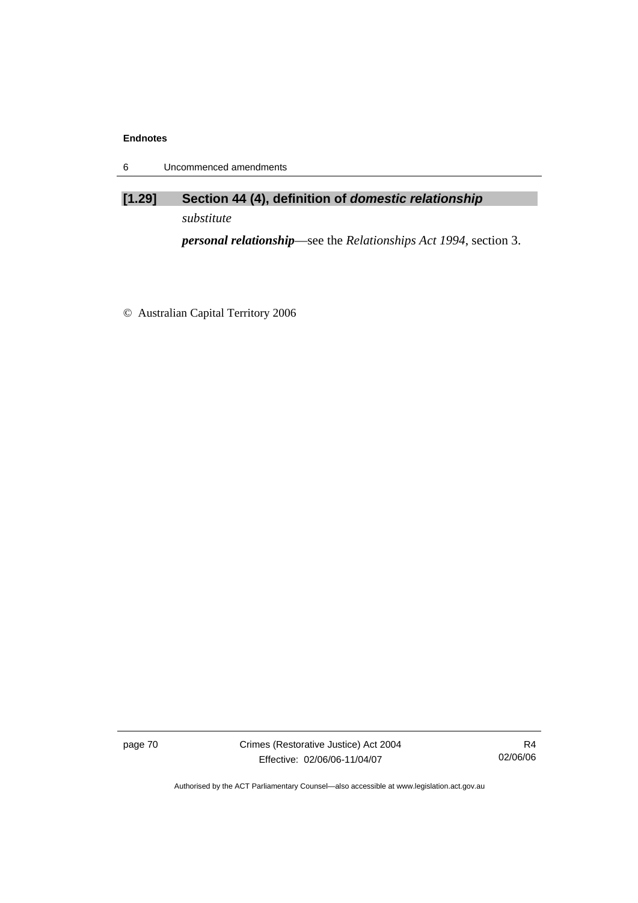## [1.29] Section 44 (4), definition of *domestic relationship*

*substitute*

***personal relationship***—see the *Relationships Act 1994*, section 3.

© Australian Capital Territory 2006